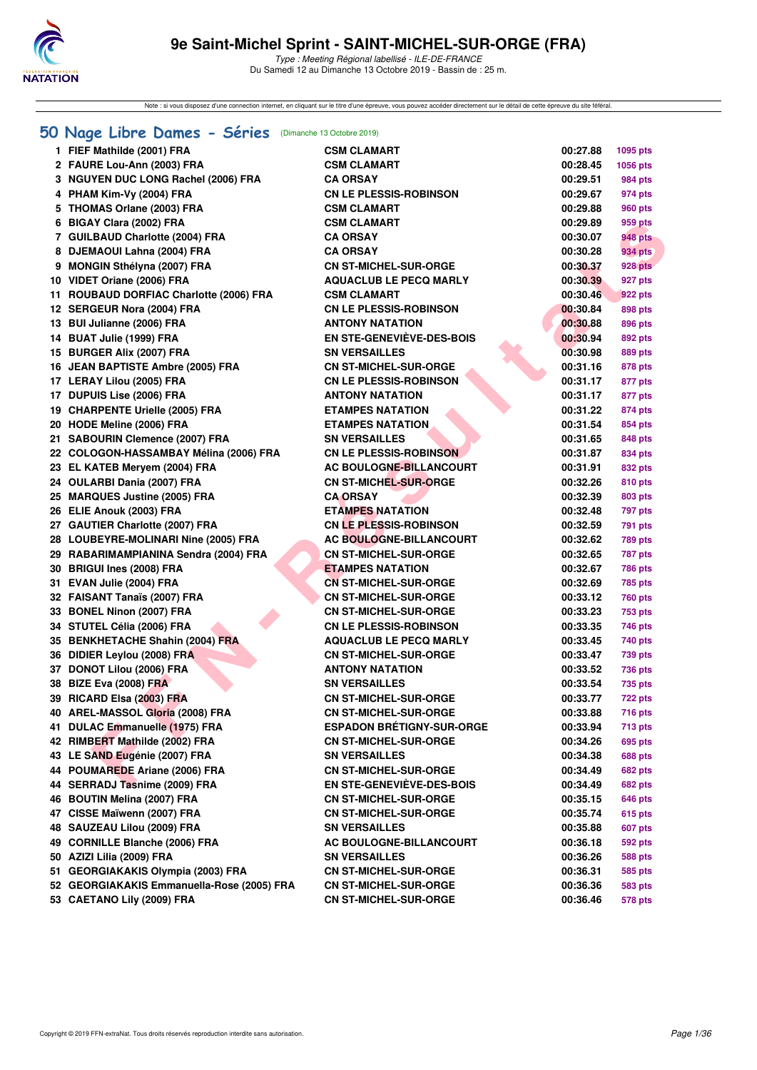# 9e Saint-Michel Sprint - SAINT-MICHEL-SUR-ORGE (FRA)

*Type : Meeting Régional labellisé - ILE-DE-FRANCE*
Du Samedi 12 au Dimanche 13 Octobre 2019 - Bassin de : 25 m.

Note : si vous disposez d'une connexion internet, en cliquant sur le titre d'une épreuve, vous pouvez accéder directement sur le détail de cette épreuve du site féféral.

## 50 Nage Libre Dames - Séries (Dimanche 13 Octobre 2019)

| | Nom | Club | Temps | Points |
|---|---|---|---|---|
| 1 | FIEF Mathilde (2001) FRA | CSM CLAMART | 00:27.88 | 1095 pts |
| 2 | FAURE Lou-Ann (2003) FRA | CSM CLAMART | 00:28.45 | 1056 pts |
| 3 | NGUYEN DUC LONG Rachel (2006) FRA | CA ORSAY | 00:29.51 | 984 pts |
| 4 | PHAM Kim-Vy (2004) FRA | CN LE PLESSIS-ROBINSON | 00:29.67 | 974 pts |
| 5 | THOMAS Orlane (2003) FRA | CSM CLAMART | 00:29.88 | 960 pts |
| 6 | BIGAY Clara (2002) FRA | CSM CLAMART | 00:29.89 | 959 pts |
| 7 | GUILBAUD Charlotte (2004) FRA | CA ORSAY | 00:30.07 | 948 pts |
| 8 | DJEMAOUI Lahna (2004) FRA | CA ORSAY | 00:30.28 | 934 pts |
| 9 | MONGIN Sthélyna (2007) FRA | CN ST-MICHEL-SUR-ORGE | 00:30.37 | 928 pts |
| 10 | VIDET Oriane (2006) FRA | AQUACLUB LE PECQ MARLY | 00:30.39 | 927 pts |
| 11 | ROUBAUD DORFIAC Charlotte (2006) FRA | CSM CLAMART | 00:30.46 | 922 pts |
| 12 | SERGEUR Nora (2004) FRA | CN LE PLESSIS-ROBINSON | 00:30.84 | 898 pts |
| 13 | BUI Julianne (2006) FRA | ANTONY NATATION | 00:30.88 | 896 pts |
| 14 | BUAT Julie (1999) FRA | EN STE-GENEVIÈVE-DES-BOIS | 00:30.94 | 892 pts |
| 15 | BURGER Alix (2007) FRA | SN VERSAILLES | 00:30.98 | 889 pts |
| 16 | JEAN BAPTISTE Ambre (2005) FRA | CN ST-MICHEL-SUR-ORGE | 00:31.16 | 878 pts |
| 17 | LERAY Lilou (2005) FRA | CN LE PLESSIS-ROBINSON | 00:31.17 | 877 pts |
| 17 | DUPUIS Lise (2006) FRA | ANTONY NATATION | 00:31.17 | 877 pts |
| 19 | CHARPENTE Urielle (2005) FRA | ETAMPES NATATION | 00:31.22 | 874 pts |
| 20 | HODE Meline (2006) FRA | ETAMPES NATATION | 00:31.54 | 854 pts |
| 21 | SABOURIN Clemence (2007) FRA | SN VERSAILLES | 00:31.65 | 848 pts |
| 22 | COLOGON-HASSAMBAY Mélina (2006) FRA | CN LE PLESSIS-ROBINSON | 00:31.87 | 834 pts |
| 23 | EL KATEB Meryem (2004) FRA | AC BOULOGNE-BILLANCOURT | 00:31.91 | 832 pts |
| 24 | OULARBI Dania (2007) FRA | CN ST-MICHEL-SUR-ORGE | 00:32.26 | 810 pts |
| 25 | MARQUES Justine (2005) FRA | CA ORSAY | 00:32.39 | 803 pts |
| 26 | ELIE Anouk (2003) FRA | ETAMPES NATATION | 00:32.48 | 797 pts |
| 27 | GAUTIER Charlotte (2007) FRA | CN LE PLESSIS-ROBINSON | 00:32.59 | 791 pts |
| 28 | LOUBEYRE-MOLINARI Nine (2005) FRA | AC BOULOGNE-BILLANCOURT | 00:32.62 | 789 pts |
| 29 | RABARIMAMPIANINA Sendra (2004) FRA | CN ST-MICHEL-SUR-ORGE | 00:32.65 | 787 pts |
| 30 | BRIGUI Ines (2008) FRA | ETAMPES NATATION | 00:32.67 | 786 pts |
| 31 | EVAN Julie (2004) FRA | CN ST-MICHEL-SUR-ORGE | 00:32.69 | 785 pts |
| 32 | FAISANT Tanaïs (2007) FRA | CN ST-MICHEL-SUR-ORGE | 00:33.12 | 760 pts |
| 33 | BONEL Ninon (2007) FRA | CN ST-MICHEL-SUR-ORGE | 00:33.23 | 753 pts |
| 34 | STUTEL Célia (2006) FRA | CN LE PLESSIS-ROBINSON | 00:33.35 | 746 pts |
| 35 | BENKHETACHE Shahin (2004) FRA | AQUACLUB LE PECQ MARLY | 00:33.45 | 740 pts |
| 36 | DIDIER Leylou (2008) FRA | CN ST-MICHEL-SUR-ORGE | 00:33.47 | 739 pts |
| 37 | DONOT Lilou (2006) FRA | ANTONY NATATION | 00:33.52 | 736 pts |
| 38 | BIZE Eva (2008) FRA | SN VERSAILLES | 00:33.54 | 735 pts |
| 39 | RICARD Elsa (2003) FRA | CN ST-MICHEL-SUR-ORGE | 00:33.77 | 722 pts |
| 40 | AREL-MASSOL Gloria (2008) FRA | CN ST-MICHEL-SUR-ORGE | 00:33.88 | 716 pts |
| 41 | DULAC Emmanuelle (1975) FRA | ESPADON BRÉTIGNY-SUR-ORGE | 00:33.94 | 713 pts |
| 42 | RIMBERT Mathilde (2002) FRA | CN ST-MICHEL-SUR-ORGE | 00:34.26 | 695 pts |
| 43 | LE SAND Eugénie (2007) FRA | SN VERSAILLES | 00:34.38 | 688 pts |
| 44 | POUMAREDE Ariane (2006) FRA | CN ST-MICHEL-SUR-ORGE | 00:34.49 | 682 pts |
| 44 | SERRADJ Tasnime (2009) FRA | EN STE-GENEVIÈVE-DES-BOIS | 00:34.49 | 682 pts |
| 46 | BOUTIN Melina (2007) FRA | CN ST-MICHEL-SUR-ORGE | 00:35.15 | 646 pts |
| 47 | CISSE Maïwenn (2007) FRA | CN ST-MICHEL-SUR-ORGE | 00:35.74 | 615 pts |
| 48 | SAUZEAU Lilou (2009) FRA | SN VERSAILLES | 00:35.88 | 607 pts |
| 49 | CORNILLE Blanche (2006) FRA | AC BOULOGNE-BILLANCOURT | 00:36.18 | 592 pts |
| 50 | AZIZI Lilia (2009) FRA | SN VERSAILLES | 00:36.26 | 588 pts |
| 51 | GEORGIAKAKIS Olympia (2003) FRA | CN ST-MICHEL-SUR-ORGE | 00:36.31 | 585 pts |
| 52 | GEORGIAKAKIS Emmanuella-Rose (2005) FRA | CN ST-MICHEL-SUR-ORGE | 00:36.36 | 583 pts |
| 53 | CAETANO Lily (2009) FRA | CN ST-MICHEL-SUR-ORGE | 00:36.46 | 578 pts |

Copyright © 2019 FFN-extraNat. Tous droits réservés reproduction interdite sans autorisation.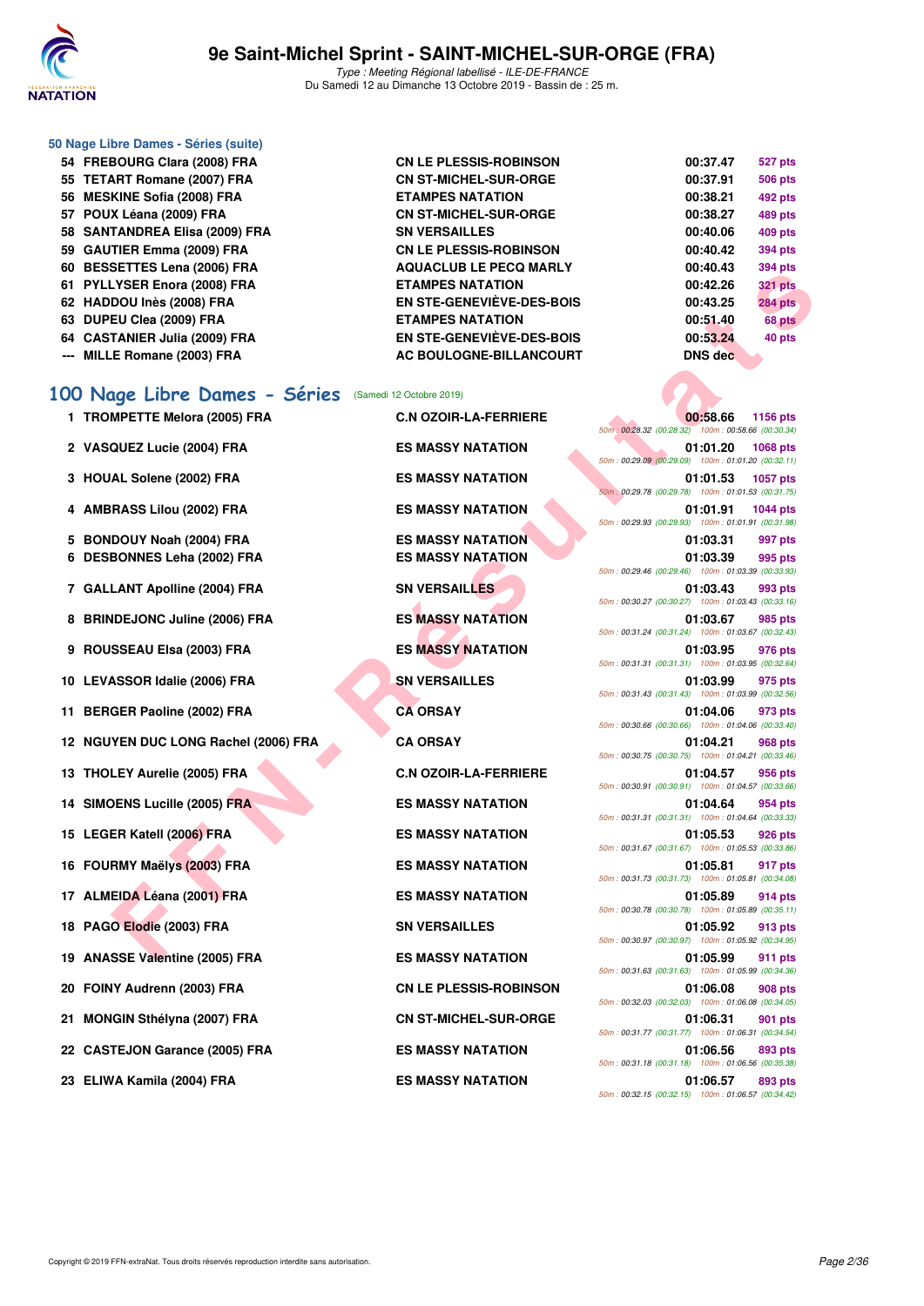# 9e Saint-Michel Sprint - SAINT-MICHEL-SUR-ORGE (FRA)

*Type : Meeting Régional labellisé - ILE-DE-FRANCE*
Du Samedi 12 au Dimanche 13 Octobre 2019 - Bassin de : 25 m.

### 50 Nage Libre Dames - Séries (suite)

| | | | | |
|---|---|---|---|---|
| 54 | FREBOURG Clara (2008) FRA | CN LE PLESSIS-ROBINSON | 00:37.47 | 527 pts |
| 55 | TETART Romane (2007) FRA | CN ST-MICHEL-SUR-ORGE | 00:37.91 | 506 pts |
| 56 | MESKINE Sofia (2008) FRA | ETAMPES NATATION | 00:38.21 | 492 pts |
| 57 | POUX Léana (2009) FRA | CN ST-MICHEL-SUR-ORGE | 00:38.27 | 489 pts |
| 58 | SANTANDREA Elisa (2009) FRA | SN VERSAILLES | 00:40.06 | 409 pts |
| 59 | GAUTIER Emma (2009) FRA | CN LE PLESSIS-ROBINSON | 00:40.42 | 394 pts |
| 60 | BESSETTES Lena (2006) FRA | AQUACLUB LE PECQ MARLY | 00:40.43 | 394 pts |
| 61 | PYLLYSER Enora (2008) FRA | ETAMPES NATATION | 00:42.26 | 321 pts |
| 62 | HADDOU Inès (2008) FRA | EN STE-GENEVIÈVE-DES-BOIS | 00:43.25 | 284 pts |
| 63 | DUPEU Clea (2009) FRA | ETAMPES NATATION | 00:51.40 | 68 pts |
| 64 | CASTANIER Julia (2009) FRA | EN STE-GENEVIÈVE-DES-BOIS | 00:53.24 | 40 pts |
| --- | MILLE Romane (2003) FRA | AC BOULOGNE-BILLANCOURT | DNS dec | |

## 100 Nage Libre Dames - Séries (Samedi 12 Octobre 2019)

| Rang | Nageuse | Club | Temps | Points | Splits |
|---|---|---|---|---|---|
| 1 | TROMPETTE Melora (2005) FRA | C.N OZOIR-LA-FERRIERE | 00:58.66 | 1156 pts | 50m : 00:28.32 (00:28.32) 100m : 00:58.66 (00:30.34) |
| 2 | VASQUEZ Lucie (2004) FRA | ES MASSY NATATION | 01:01.20 | 1068 pts | 50m : 00:29.09 (00:29.09) 100m : 01:01.20 (00:32.11) |
| 3 | HOUAL Solene (2002) FRA | ES MASSY NATATION | 01:01.53 | 1057 pts | 50m : 00:29.78 (00:29.78) 100m : 01:01.53 (00:31.75) |
| 4 | AMBRASS Lilou (2002) FRA | ES MASSY NATATION | 01:01.91 | 1044 pts | 50m : 00:29.93 (00:29.93) 100m : 01:01.91 (00:31.98) |
| 5 | BONDOUY Noah (2004) FRA | ES MASSY NATATION | 01:03.31 | 997 pts | |
| 6 | DESBONNES Leha (2002) FRA | ES MASSY NATATION | 01:03.39 | 995 pts | 50m : 00:29.46 (00:29.46) 100m : 01:03.39 (00:33.93) |
| 7 | GALLANT Apolline (2004) FRA | SN VERSAILLES | 01:03.43 | 993 pts | 50m : 00:30.27 (00:30.27) 100m : 01:03.43 (00:33.16) |
| 8 | BRINDEJONC Juline (2006) FRA | ES MASSY NATATION | 01:03.67 | 985 pts | 50m : 00:31.24 (00:31.24) 100m : 01:03.67 (00:32.43) |
| 9 | ROUSSEAU Elsa (2003) FRA | ES MASSY NATATION | 01:03.95 | 976 pts | 50m : 00:31.31 (00:31.31) 100m : 01:03.95 (00:32.64) |
| 10 | LEVASSOR Idalie (2006) FRA | SN VERSAILLES | 01:03.99 | 975 pts | 50m : 00:31.43 (00:31.43) 100m : 01:03.99 (00:32.56) |
| 11 | BERGER Paoline (2002) FRA | CA ORSAY | 01:04.06 | 973 pts | 50m : 00:30.66 (00:30.66) 100m : 01:04.06 (00:33.40) |
| 12 | NGUYEN DUC LONG Rachel (2006) FRA | CA ORSAY | 01:04.21 | 968 pts | 50m : 00:30.75 (00:30.75) 100m : 01:04.21 (00:33.46) |
| 13 | THOLEY Aurelie (2005) FRA | C.N OZOIR-LA-FERRIERE | 01:04.57 | 956 pts | 50m : 00:30.91 (00:30.91) 100m : 01:04.57 (00:33.66) |
| 14 | SIMOENS Lucille (2005) FRA | ES MASSY NATATION | 01:04.64 | 954 pts | 50m : 00:31.31 (00:31.31) 100m : 01:04.64 (00:33.33) |
| 15 | LEGER Katell (2006) FRA | ES MASSY NATATION | 01:05.53 | 926 pts | 50m : 00:31.67 (00:31.67) 100m : 01:05.53 (00:33.86) |
| 16 | FOURMY Maëlys (2003) FRA | ES MASSY NATATION | 01:05.81 | 917 pts | 50m : 00:31.73 (00:31.73) 100m : 01:05.81 (00:34.08) |
| 17 | ALMEIDA Léana (2001) FRA | ES MASSY NATATION | 01:05.89 | 914 pts | 50m : 00:30.78 (00:30.78) 100m : 01:05.89 (00:35.11) |
| 18 | PAGO Elodie (2003) FRA | SN VERSAILLES | 01:05.92 | 913 pts | 50m : 00:30.97 (00:30.97) 100m : 01:05.92 (00:34.95) |
| 19 | ANASSE Valentine (2005) FRA | ES MASSY NATATION | 01:05.99 | 911 pts | 50m : 00:31.63 (00:31.63) 100m : 01:05.99 (00:34.36) |
| 20 | FOINY Audrenn (2003) FRA | CN LE PLESSIS-ROBINSON | 01:06.08 | 908 pts | 50m : 00:32.03 (00:32.03) 100m : 01:06.08 (00:34.05) |
| 21 | MONGIN Sthélyna (2007) FRA | CN ST-MICHEL-SUR-ORGE | 01:06.31 | 901 pts | 50m : 00:31.77 (00:31.77) 100m : 01:06.31 (00:34.54) |
| 22 | CASTEJON Garance (2005) FRA | ES MASSY NATATION | 01:06.56 | 893 pts | 50m : 00:31.18 (00:31.18) 100m : 01:06.56 (00:35.38) |
| 23 | ELIWA Kamila (2004) FRA | ES MASSY NATATION | 01:06.57 | 893 pts | 50m : 00:32.15 (00:32.15) 100m : 01:06.57 (00:34.42) |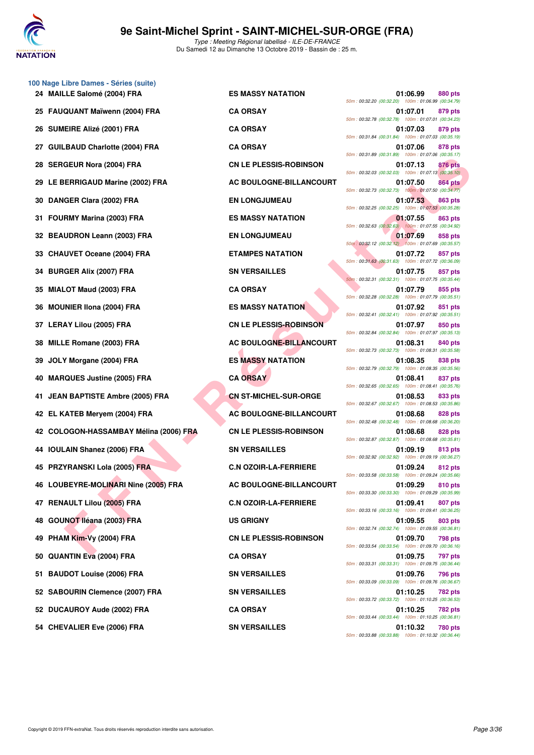# 9e Saint-Michel Sprint - SAINT-MICHEL-SUR-ORGE (FRA)

*Type : Meeting Régional labellisé - ILE-DE-FRANCE*
Du Samedi 12 au Dimanche 13 Octobre 2019 - Bassin de : 25 m.

## 100 Nage Libre Dames - Séries (suite)

| Rang | Nom | Club | Temps | Points | Splits |
|---|---|---|---|---|---|
| 24 | MAILLE Salomé (2004) FRA | ES MASSY NATATION | 01:06.99 | 880 pts | 50m : 00:32.20 (00:32.20) 100m : 01:06.99 (00:34.79) |
| 25 | FAUQUANT Maïwenn (2004) FRA | CA ORSAY | 01:07.01 | 879 pts | 50m : 00:32.78 (00:32.78) 100m : 01:07.01 (00:34.23) |
| 26 | SUMEIRE Alizé (2001) FRA | CA ORSAY | 01:07.03 | 879 pts | 50m : 00:31.84 (00:31.84) 100m : 01:07.03 (00:35.19) |
| 27 | GUILBAUD Charlotte (2004) FRA | CA ORSAY | 01:07.06 | 878 pts | 50m : 00:31.89 (00:31.89) 100m : 01:07.06 (00:35.17) |
| 28 | SERGEUR Nora (2004) FRA | CN LE PLESSIS-ROBINSON | 01:07.13 | 876 pts | 50m : 00:32.03 (00:32.03) 100m : 01:07.13 (00:35.10) |
| 29 | LE BERRIGAUD Marine (2002) FRA | AC BOULOGNE-BILLANCOURT | 01:07.50 | 864 pts | 50m : 00:32.73 (00:32.73) 100m : 01:07.50 (00:34.77) |
| 30 | DANGER Clara (2002) FRA | EN LONGJUMEAU | 01:07.53 | 863 pts | 50m : 00:32.25 (00:32.25) 100m : 01:07.53 (00:35.28) |
| 31 | FOURMY Marina (2003) FRA | ES MASSY NATATION | 01:07.55 | 863 pts | 50m : 00:32.63 (00:32.63) 100m : 01:07.55 (00:34.92) |
| 32 | BEAUDRON Leann (2003) FRA | EN LONGJUMEAU | 01:07.69 | 858 pts | 50m : 00:32.12 (00:32.12) 100m : 01:07.69 (00:35.57) |
| 33 | CHAUVET Oceane (2004) FRA | ETAMPES NATATION | 01:07.72 | 857 pts | 50m : 00:31.63 (00:31.63) 100m : 01:07.72 (00:36.09) |
| 34 | BURGER Alix (2007) FRA | SN VERSAILLES | 01:07.75 | 857 pts | 50m : 00:32.31 (00:32.31) 100m : 01:07.75 (00:35.44) |
| 35 | MIALOT Maud (2003) FRA | CA ORSAY | 01:07.79 | 855 pts | 50m : 00:32.28 (00:32.28) 100m : 01:07.79 (00:35.51) |
| 36 | MOUNIER Ilona (2004) FRA | ES MASSY NATATION | 01:07.92 | 851 pts | 50m : 00:32.41 (00:32.41) 100m : 01:07.92 (00:35.51) |
| 37 | LERAY Lilou (2005) FRA | CN LE PLESSIS-ROBINSON | 01:07.97 | 850 pts | 50m : 00:32.84 (00:32.84) 100m : 01:07.97 (00:35.13) |
| 38 | MILLE Romane (2003) FRA | AC BOULOGNE-BILLANCOURT | 01:08.31 | 840 pts | 50m : 00:32.73 (00:32.73) 100m : 01:08.31 (00:35.58) |
| 39 | JOLY Morgane (2004) FRA | ES MASSY NATATION | 01:08.35 | 838 pts | 50m : 00:32.79 (00:32.79) 100m : 01:08.35 (00:35.56) |
| 40 | MARQUES Justine (2005) FRA | CA ORSAY | 01:08.41 | 837 pts | 50m : 00:32.65 (00:32.65) 100m : 01:08.41 (00:35.76) |
| 41 | JEAN BAPTISTE Ambre (2005) FRA | CN ST-MICHEL-SUR-ORGE | 01:08.53 | 833 pts | 50m : 00:32.67 (00:32.67) 100m : 01:08.53 (00:35.86) |
| 42 | EL KATEB Meryem (2004) FRA | AC BOULOGNE-BILLANCOURT | 01:08.68 | 828 pts | 50m : 00:32.48 (00:32.48) 100m : 01:08.68 (00:36.20) |
| 42 | COLOGON-HASSAMBAY Mélina (2006) FRA | CN LE PLESSIS-ROBINSON | 01:08.68 | 828 pts | 50m : 00:32.87 (00:32.87) 100m : 01:08.68 (00:35.81) |
| 44 | IOULAIN Shanez (2006) FRA | SN VERSAILLES | 01:09.19 | 813 pts | 50m : 00:32.92 (00:32.92) 100m : 01:09.19 (00:36.27) |
| 45 | PRZYRANSKI Lola (2005) FRA | C.N OZOIR-LA-FERRIERE | 01:09.24 | 812 pts | 50m : 00:33.58 (00:33.58) 100m : 01:09.24 (00:35.66) |
| 46 | LOUBEYRE-MOLINARI Nine (2005) FRA | AC BOULOGNE-BILLANCOURT | 01:09.29 | 810 pts | 50m : 00:33.30 (00:33.30) 100m : 01:09.29 (00:35.99) |
| 47 | RENAULT Lilou (2005) FRA | C.N OZOIR-LA-FERRIERE | 01:09.41 | 807 pts | 50m : 00:33.16 (00:33.16) 100m : 01:09.41 (00:36.25) |
| 48 | GOUNOT Iléana (2003) FRA | US GRIGNY | 01:09.55 | 803 pts | 50m : 00:32.74 (00:32.74) 100m : 01:09.55 (00:36.81) |
| 49 | PHAM Kim-Vy (2004) FRA | CN LE PLESSIS-ROBINSON | 01:09.70 | 798 pts | 50m : 00:33.54 (00:33.54) 100m : 01:09.70 (00:36.16) |
| 50 | QUANTIN Eva (2004) FRA | CA ORSAY | 01:09.75 | 797 pts | 50m : 00:33.31 (00:33.31) 100m : 01:09.75 (00:36.44) |
| 51 | BAUDOT Louise (2006) FRA | SN VERSAILLES | 01:09.76 | 796 pts | 50m : 00:33.09 (00:33.09) 100m : 01:09.76 (00:36.67) |
| 52 | SABOURIN Clemence (2007) FRA | SN VERSAILLES | 01:10.25 | 782 pts | 50m : 00:33.72 (00:33.72) 100m : 01:10.25 (00:36.53) |
| 52 | DUCAUROY Aude (2002) FRA | CA ORSAY | 01:10.25 | 782 pts | 50m : 00:33.44 (00:33.44) 100m : 01:10.25 (00:36.81) |
| 54 | CHEVALIER Eve (2006) FRA | SN VERSAILLES | 01:10.32 | 780 pts | 50m : 00:33.88 (00:33.88) 100m : 01:10.32 (00:36.44) |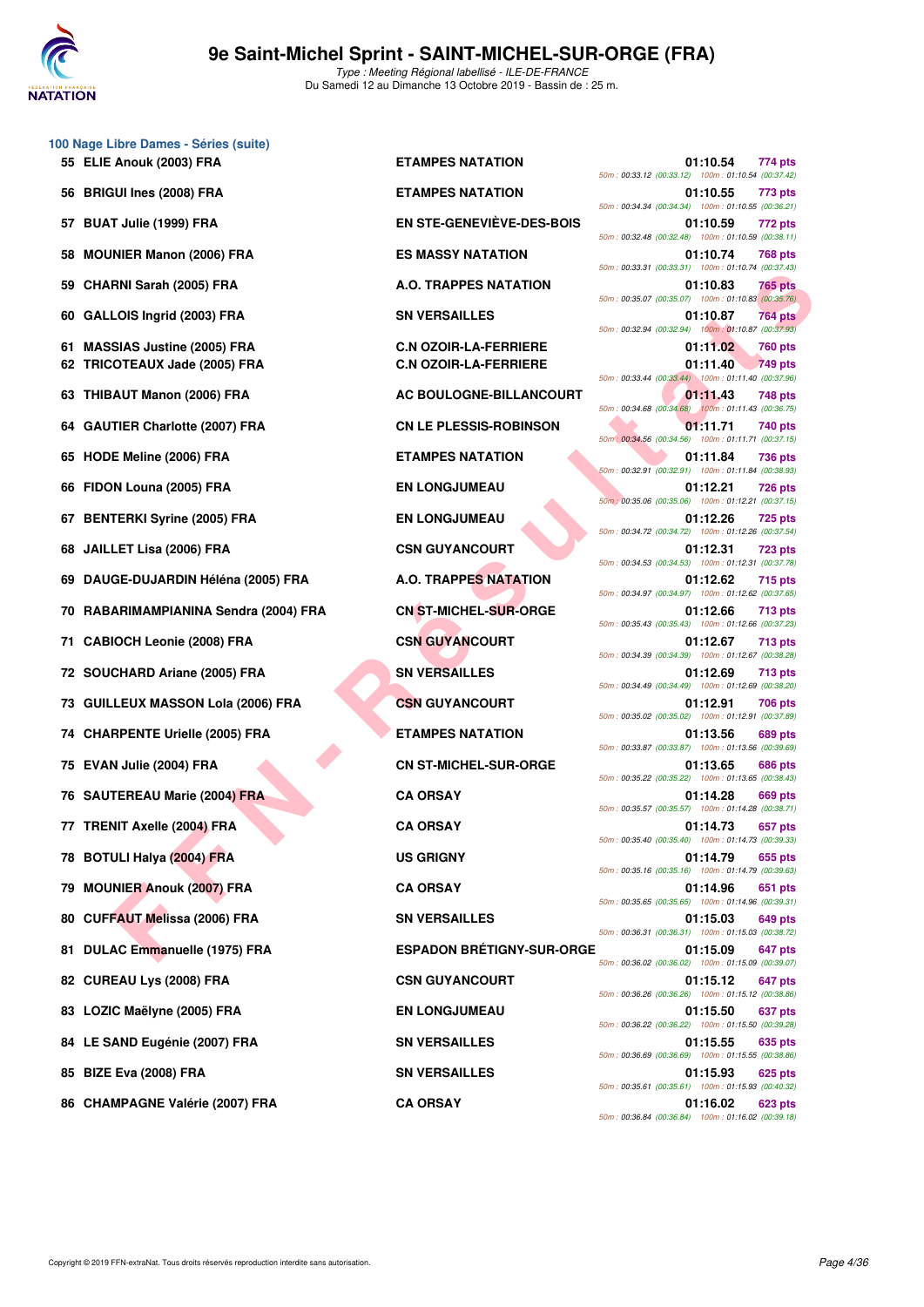# 9e Saint-Michel Sprint - SAINT-MICHEL-SUR-ORGE (FRA)

*Type : Meeting Régional labellisé - ILE-DE-FRANCE*
Du Samedi 12 au Dimanche 13 Octobre 2019 - Bassin de : 25 m.

### 100 Nage Libre Dames - Séries (suite)

| Rang | Nom | Club | Temps | Points | Splits |
|---|---|---|---|---|---|
| 55 | ELIE Anouk (2003) FRA | ETAMPES NATATION | 01:10.54 | 774 pts | 50m : 00:33.12 (00:33.12) 100m : 01:10.54 (00:37.42) |
| 56 | BRIGUI Ines (2008) FRA | ETAMPES NATATION | 01:10.55 | 773 pts | 50m : 00:34.34 (00:34.34) 100m : 01:10.55 (00:36.21) |
| 57 | BUAT Julie (1999) FRA | EN STE-GENEVIÈVE-DES-BOIS | 01:10.59 | 772 pts | 50m : 00:32.48 (00:32.48) 100m : 01:10.59 (00:38.11) |
| 58 | MOUNIER Manon (2006) FRA | ES MASSY NATATION | 01:10.74 | 768 pts | 50m : 00:33.31 (00:33.31) 100m : 01:10.74 (00:37.43) |
| 59 | CHARNI Sarah (2005) FRA | A.O. TRAPPES NATATION | 01:10.83 | 765 pts | 50m : 00:35.07 (00:35.07) 100m : 01:10.83 (00:35.76) |
| 60 | GALLOIS Ingrid (2003) FRA | SN VERSAILLES | 01:10.87 | 764 pts | 50m : 00:32.94 (00:32.94) 100m : 01:10.87 (00:37.93) |
| 61 | MASSIAS Justine (2005) FRA | C.N OZOIR-LA-FERRIERE | 01:11.02 | 760 pts | |
| 62 | TRICOTEAUX Jade (2005) FRA | C.N OZOIR-LA-FERRIERE | 01:11.40 | 749 pts | 50m : 00:33.44 (00:33.44) 100m : 01:11.40 (00:37.96) |
| 63 | THIBAUT Manon (2006) FRA | AC BOULOGNE-BILLANCOURT | 01:11.43 | 748 pts | 50m : 00:34.68 (00:34.68) 100m : 01:11.43 (00:36.75) |
| 64 | GAUTIER Charlotte (2007) FRA | CN LE PLESSIS-ROBINSON | 01:11.71 | 740 pts | 50m : 00:34.56 (00:34.56) 100m : 01:11.71 (00:37.15) |
| 65 | HODE Meline (2006) FRA | ETAMPES NATATION | 01:11.84 | 736 pts | 50m : 00:32.91 (00:32.91) 100m : 01:11.84 (00:38.93) |
| 66 | FIDON Louna (2005) FRA | EN LONGJUMEAU | 01:12.21 | 726 pts | 50m : 00:35.06 (00:35.06) 100m : 01:12.21 (00:37.15) |
| 67 | BENTERKI Syrine (2005) FRA | EN LONGJUMEAU | 01:12.26 | 725 pts | 50m : 00:34.72 (00:34.72) 100m : 01:12.26 (00:37.54) |
| 68 | JAILLET Lisa (2006) FRA | CSN GUYANCOURT | 01:12.31 | 723 pts | 50m : 00:34.53 (00:34.53) 100m : 01:12.31 (00:37.78) |
| 69 | DAUGE-DUJARDIN Héléna (2005) FRA | A.O. TRAPPES NATATION | 01:12.62 | 715 pts | 50m : 00:34.97 (00:34.97) 100m : 01:12.62 (00:37.65) |
| 70 | RABARIMAMPIANINA Sendra (2004) FRA | CN ST-MICHEL-SUR-ORGE | 01:12.66 | 713 pts | 50m : 00:35.43 (00:35.43) 100m : 01:12.66 (00:37.23) |
| 71 | CABIOCH Leonie (2008) FRA | CSN GUYANCOURT | 01:12.67 | 713 pts | 50m : 00:34.39 (00:34.39) 100m : 01:12.67 (00:38.28) |
| 72 | SOUCHARD Ariane (2005) FRA | SN VERSAILLES | 01:12.69 | 713 pts | 50m : 00:34.49 (00:34.49) 100m : 01:12.69 (00:38.20) |
| 73 | GUILLEUX MASSON Lola (2006) FRA | CSN GUYANCOURT | 01:12.91 | 706 pts | 50m : 00:35.02 (00:35.02) 100m : 01:12.91 (00:37.89) |
| 74 | CHARPENTE Urielle (2005) FRA | ETAMPES NATATION | 01:13.56 | 689 pts | 50m : 00:33.87 (00:33.87) 100m : 01:13.56 (00:39.69) |
| 75 | EVAN Julie (2004) FRA | CN ST-MICHEL-SUR-ORGE | 01:13.65 | 686 pts | 50m : 00:35.22 (00:35.22) 100m : 01:13.65 (00:38.43) |
| 76 | SAUTEREAU Marie (2004) FRA | CA ORSAY | 01:14.28 | 669 pts | 50m : 00:35.57 (00:35.57) 100m : 01:14.28 (00:38.71) |
| 77 | TRENIT Axelle (2004) FRA | CA ORSAY | 01:14.73 | 657 pts | 50m : 00:35.40 (00:35.40) 100m : 01:14.73 (00:39.33) |
| 78 | BOTULI Halya (2004) FRA | US GRIGNY | 01:14.79 | 655 pts | 50m : 00:35.16 (00:35.16) 100m : 01:14.79 (00:39.63) |
| 79 | MOUNIER Anouk (2007) FRA | CA ORSAY | 01:14.96 | 651 pts | 50m : 00:35.65 (00:35.65) 100m : 01:14.96 (00:39.31) |
| 80 | CUFFAUT Melissa (2006) FRA | SN VERSAILLES | 01:15.03 | 649 pts | 50m : 00:36.31 (00:36.31) 100m : 01:15.03 (00:38.72) |
| 81 | DULAC Emmanuelle (1975) FRA | ESPADON BRÉTIGNY-SUR-ORGE | 01:15.09 | 647 pts | 50m : 00:36.02 (00:36.02) 100m : 01:15.09 (00:39.07) |
| 82 | CUREAU Lys (2008) FRA | CSN GUYANCOURT | 01:15.12 | 647 pts | 50m : 00:36.26 (00:36.26) 100m : 01:15.12 (00:38.86) |
| 83 | LOZIC Maëlyne (2005) FRA | EN LONGJUMEAU | 01:15.50 | 637 pts | 50m : 00:36.22 (00:36.22) 100m : 01:15.50 (00:39.28) |
| 84 | LE SAND Eugénie (2007) FRA | SN VERSAILLES | 01:15.55 | 635 pts | 50m : 00:36.69 (00:36.69) 100m : 01:15.55 (00:38.86) |
| 85 | BIZE Eva (2008) FRA | SN VERSAILLES | 01:15.93 | 625 pts | 50m : 00:35.61 (00:35.61) 100m : 01:15.93 (00:40.32) |
| 86 | CHAMPAGNE Valérie (2007) FRA | CA ORSAY | 01:16.02 | 623 pts | 50m : 00:36.84 (00:36.84) 100m : 01:16.02 (00:39.18) |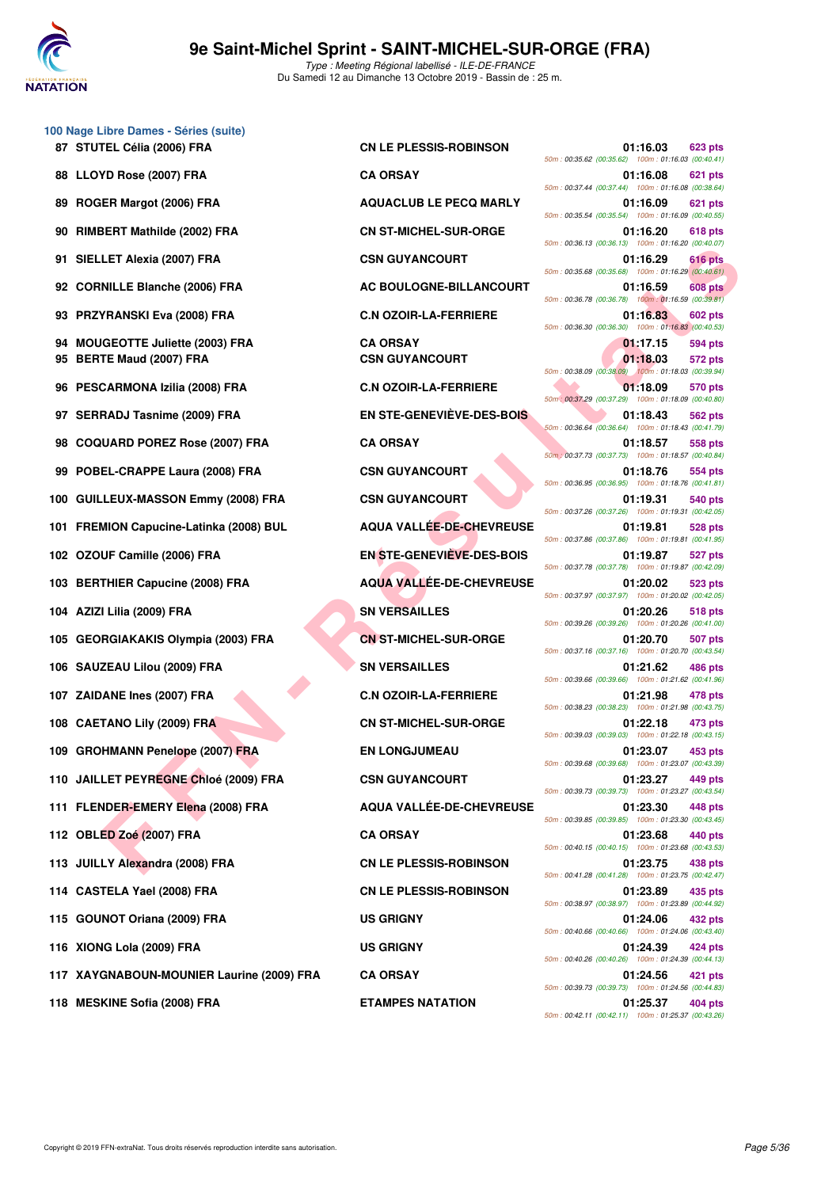# 9e Saint-Michel Sprint - SAINT-MICHEL-SUR-ORGE (FRA)

*Type : Meeting Régional labellisé - ILE-DE-FRANCE*
Du Samedi 12 au Dimanche 13 Octobre 2019 - Bassin de : 25 m.

## 100 Nage Libre Dames - Séries (suite)

| Rang | Nom | Club | Temps | Points | Splits |
|---|---|---|---|---|---|
| 87 | STUTEL Célia (2006) FRA | CN LE PLESSIS-ROBINSON | 01:16.03 | 623 pts | 50m : 00:35.62 (00:35.62) 100m : 01:16.03 (00:40.41) |
| 88 | LLOYD Rose (2007) FRA | CA ORSAY | 01:16.08 | 621 pts | 50m : 00:37.44 (00:37.44) 100m : 01:16.08 (00:38.64) |
| 89 | ROGER Margot (2006) FRA | AQUACLUB LE PECQ MARLY | 01:16.09 | 621 pts | 50m : 00:35.54 (00:35.54) 100m : 01:16.09 (00:40.55) |
| 90 | RIMBERT Mathilde (2002) FRA | CN ST-MICHEL-SUR-ORGE | 01:16.20 | 618 pts | 50m : 00:36.13 (00:36.13) 100m : 01:16.20 (00:40.07) |
| 91 | SIELLET Alexia (2007) FRA | CSN GUYANCOURT | 01:16.29 | 616 pts | 50m : 00:35.68 (00:35.68) 100m : 01:16.29 (00:40.61) |
| 92 | CORNILLE Blanche (2006) FRA | AC BOULOGNE-BILLANCOURT | 01:16.59 | 608 pts | 50m : 00:36.78 (00:36.78) 100m : 01:16.59 (00:39.81) |
| 93 | PRZYRANSKI Eva (2008) FRA | C.N OZOIR-LA-FERRIERE | 01:16.83 | 602 pts | 50m : 00:36.30 (00:36.30) 100m : 01:16.83 (00:40.53) |
| 94 | MOUGEOTTE Juliette (2003) FRA | CA ORSAY | 01:17.15 | 594 pts | |
| 95 | BERTE Maud (2007) FRA | CSN GUYANCOURT | 01:18.03 | 572 pts | 50m : 00:38.09 (00:38.09) 100m : 01:18.03 (00:39.94) |
| 96 | PESCARMONA Izilia (2008) FRA | C.N OZOIR-LA-FERRIERE | 01:18.09 | 570 pts | 50m : 00:37.29 (00:37.29) 100m : 01:18.09 (00:40.80) |
| 97 | SERRADJ Tasnime (2009) FRA | EN STE-GENEVIÈVE-DES-BOIS | 01:18.43 | 562 pts | 50m : 00:36.64 (00:36.64) 100m : 01:18.43 (00:41.79) |
| 98 | COQUARD POREZ Rose (2007) FRA | CA ORSAY | 01:18.57 | 558 pts | 50m : 00:37.73 (00:37.73) 100m : 01:18.57 (00:40.84) |
| 99 | POBEL-CRAPPE Laura (2008) FRA | CSN GUYANCOURT | 01:18.76 | 554 pts | 50m : 00:36.95 (00:36.95) 100m : 01:18.76 (00:41.81) |
| 100 | GUILLEUX-MASSON Emmy (2008) FRA | CSN GUYANCOURT | 01:19.31 | 540 pts | 50m : 00:37.26 (00:37.26) 100m : 01:19.31 (00:42.05) |
| 101 | FREMION Capucine-Latinka (2008) BUL | AQUA VALLÉE-DE-CHEVREUSE | 01:19.81 | 528 pts | 50m : 00:37.86 (00:37.86) 100m : 01:19.81 (00:41.95) |
| 102 | OZOUF Camille (2006) FRA | EN STE-GENEVIÈVE-DES-BOIS | 01:19.87 | 527 pts | 50m : 00:37.78 (00:37.78) 100m : 01:19.87 (00:42.09) |
| 103 | BERTHIER Capucine (2008) FRA | AQUA VALLÉE-DE-CHEVREUSE | 01:20.02 | 523 pts | 50m : 00:37.97 (00:37.97) 100m : 01:20.02 (00:42.05) |
| 104 | AZIZI Lilia (2009) FRA | SN VERSAILLES | 01:20.26 | 518 pts | 50m : 00:39.26 (00:39.26) 100m : 01:20.26 (00:41.00) |
| 105 | GEORGIAKAKIS Olympia (2003) FRA | CN ST-MICHEL-SUR-ORGE | 01:20.70 | 507 pts | 50m : 00:37.16 (00:37.16) 100m : 01:20.70 (00:43.54) |
| 106 | SAUZEAU Lilou (2009) FRA | SN VERSAILLES | 01:21.62 | 486 pts | 50m : 00:39.66 (00:39.66) 100m : 01:21.62 (00:41.96) |
| 107 | ZAIDANE Ines (2007) FRA | C.N OZOIR-LA-FERRIERE | 01:21.98 | 478 pts | 50m : 00:38.23 (00:38.23) 100m : 01:21.98 (00:43.75) |
| 108 | CAETANO Lily (2009) FRA | CN ST-MICHEL-SUR-ORGE | 01:22.18 | 473 pts | 50m : 00:39.03 (00:39.03) 100m : 01:22.18 (00:43.15) |
| 109 | GROHMANN Penelope (2007) FRA | EN LONGJUMEAU | 01:23.07 | 453 pts | 50m : 00:39.68 (00:39.68) 100m : 01:23.07 (00:43.39) |
| 110 | JAILLET PEYREGNE Chloé (2009) FRA | CSN GUYANCOURT | 01:23.27 | 449 pts | 50m : 00:39.73 (00:39.73) 100m : 01:23.27 (00:43.54) |
| 111 | FLENDER-EMERY Elena (2008) FRA | AQUA VALLÉE-DE-CHEVREUSE | 01:23.30 | 448 pts | 50m : 00:39.85 (00:39.85) 100m : 01:23.30 (00:43.45) |
| 112 | OBLED Zoé (2007) FRA | CA ORSAY | 01:23.68 | 440 pts | 50m : 00:40.15 (00:40.15) 100m : 01:23.68 (00:43.53) |
| 113 | JUILLY Alexandra (2008) FRA | CN LE PLESSIS-ROBINSON | 01:23.75 | 438 pts | 50m : 00:41.28 (00:41.28) 100m : 01:23.75 (00:42.47) |
| 114 | CASTELA Yael (2008) FRA | CN LE PLESSIS-ROBINSON | 01:23.89 | 435 pts | 50m : 00:38.97 (00:38.97) 100m : 01:23.89 (00:44.92) |
| 115 | GOUNOT Oriana (2009) FRA | US GRIGNY | 01:24.06 | 432 pts | 50m : 00:40.66 (00:40.66) 100m : 01:24.06 (00:43.40) |
| 116 | XIONG Lola (2009) FRA | US GRIGNY | 01:24.39 | 424 pts | 50m : 00:40.26 (00:40.26) 100m : 01:24.39 (00:44.13) |
| 117 | XAYGNABOUN-MOUNIER Laurine (2009) FRA | CA ORSAY | 01:24.56 | 421 pts | 50m : 00:39.73 (00:39.73) 100m : 01:24.56 (00:44.83) |
| 118 | MESKINE Sofia (2008) FRA | ETAMPES NATATION | 01:25.37 | 404 pts | 50m : 00:42.11 (00:42.11) 100m : 01:25.37 (00:43.26) |

Copyright © 2019 FFN-extraNat. Tous droits réservés reproduction interdite sans autorisation.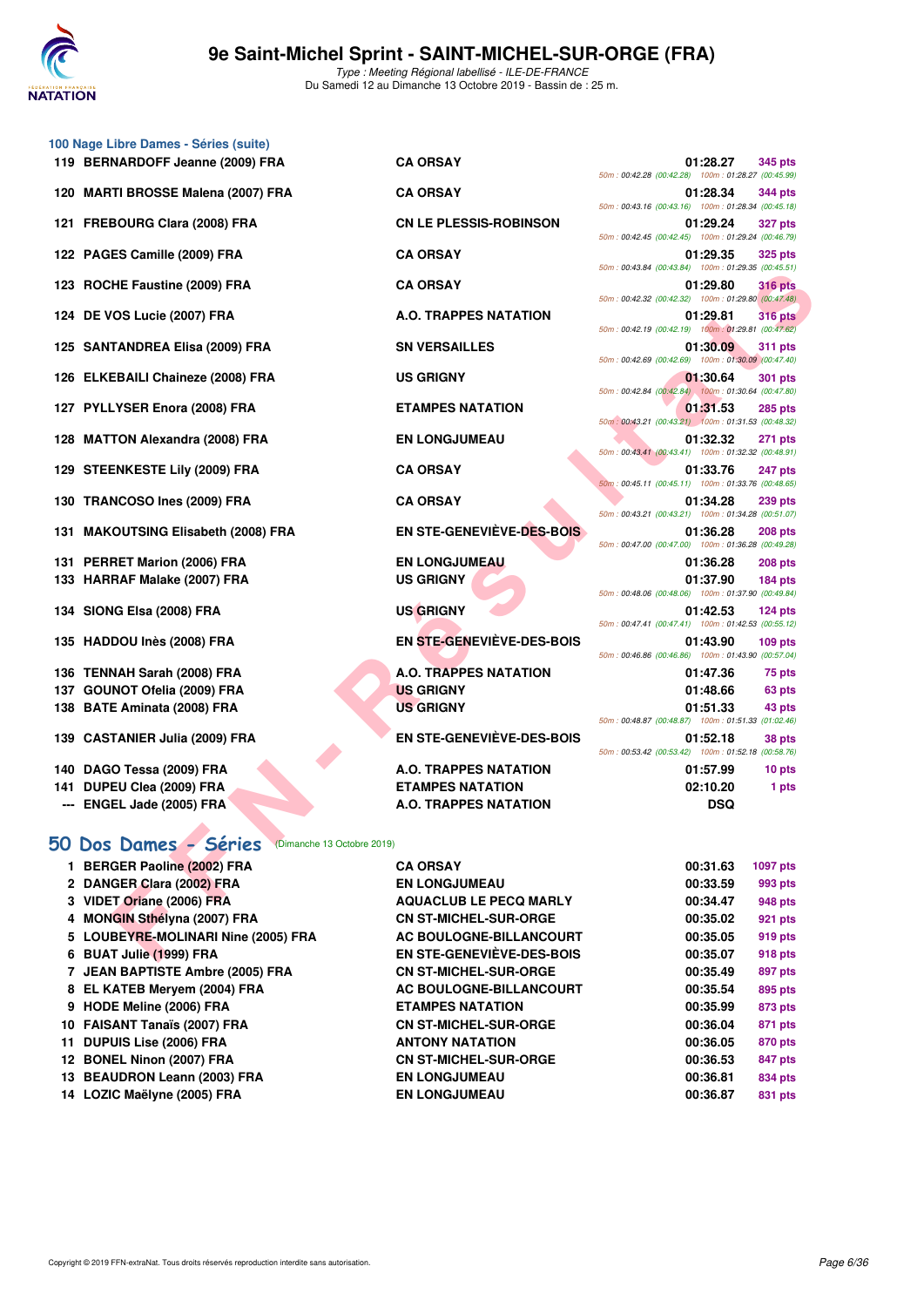## 100 Nage Libre Dames - Séries (suite)

| Rang | Nom | Club | Temps | Points | Splits |
|---|---|---|---|---|---|
| 119 | BERNARDOFF Jeanne (2009) FRA | CA ORSAY | 01:28.27 | 345 pts | 50m : 00:42.28 (00:42.28) 100m : 01:28.27 (00:45.99) |
| 120 | MARTI BROSSE Malena (2007) FRA | CA ORSAY | 01:28.34 | 344 pts | 50m : 00:43.16 (00:43.16) 100m : 01:28.34 (00:45.18) |
| 121 | FREBOURG Clara (2008) FRA | CN LE PLESSIS-ROBINSON | 01:29.24 | 327 pts | 50m : 00:42.45 (00:42.45) 100m : 01:29.24 (00:46.79) |
| 122 | PAGES Camille (2009) FRA | CA ORSAY | 01:29.35 | 325 pts | 50m : 00:43.84 (00:43.84) 100m : 01:29.35 (00:45.51) |
| 123 | ROCHE Faustine (2009) FRA | CA ORSAY | 01:29.80 | 316 pts | 50m : 00:42.32 (00:42.32) 100m : 01:29.80 (00:47.48) |
| 124 | DE VOS Lucie (2007) FRA | A.O. TRAPPES NATATION | 01:29.81 | 316 pts | 50m : 00:42.19 (00:42.19) 100m : 01:29.81 (00:47.62) |
| 125 | SANTANDREA Elisa (2009) FRA | SN VERSAILLES | 01:30.09 | 311 pts | 50m : 00:42.69 (00:42.69) 100m : 01:30.09 (00:47.40) |
| 126 | ELKEBAILI Chaineze (2008) FRA | US GRIGNY | 01:30.64 | 301 pts | 50m : 00:42.84 (00:42.84) 100m : 01:30.64 (00:47.80) |
| 127 | PYLLYSER Enora (2008) FRA | ETAMPES NATATION | 01:31.53 | 285 pts | 50m : 00:43.21 (00:43.21) 100m : 01:31.53 (00:48.32) |
| 128 | MATTON Alexandra (2008) FRA | EN LONGJUMEAU | 01:32.32 | 271 pts | 50m : 00:43.41 (00:43.41) 100m : 01:32.32 (00:48.91) |
| 129 | STEENKESTE Lily (2009) FRA | CA ORSAY | 01:33.76 | 247 pts | 50m : 00:45.11 (00:45.11) 100m : 01:33.76 (00:48.65) |
| 130 | TRANCOSO Ines (2009) FRA | CA ORSAY | 01:34.28 | 239 pts | 50m : 00:43.21 (00:43.21) 100m : 01:34.28 (00:51.07) |
| 131 | MAKOUTSING Elisabeth (2008) FRA | EN STE-GENEVIÈVE-DES-BOIS | 01:36.28 | 208 pts | 50m : 00:47.00 (00:47.00) 100m : 01:36.28 (00:49.28) |
| 131 | PERRET Marion (2006) FRA | EN LONGJUMEAU | 01:36.28 | 208 pts | |
| 133 | HARRAF Malake (2007) FRA | US GRIGNY | 01:37.90 | 184 pts | 50m : 00:48.06 (00:48.06) 100m : 01:37.90 (00:49.84) |
| 134 | SIONG Elsa (2008) FRA | US GRIGNY | 01:42.53 | 124 pts | 50m : 00:47.41 (00:47.41) 100m : 01:42.53 (00:55.12) |
| 135 | HADDOU Inès (2008) FRA | EN STE-GENEVIÈVE-DES-BOIS | 01:43.90 | 109 pts | 50m : 00:46.86 (00:46.86) 100m : 01:43.90 (00:57.04) |
| 136 | TENNAH Sarah (2008) FRA | A.O. TRAPPES NATATION | 01:47.36 | 75 pts | |
| 137 | GOUNOT Ofelia (2009) FRA | US GRIGNY | 01:48.66 | 63 pts | |
| 138 | BATE Aminata (2008) FRA | US GRIGNY | 01:51.33 | 43 pts | 50m : 00:48.87 (00:48.87) 100m : 01:51.33 (01:02.46) |
| 139 | CASTANIER Julia (2009) FRA | EN STE-GENEVIÈVE-DES-BOIS | 01:52.18 | 38 pts | 50m : 00:53.42 (00:53.42) 100m : 01:52.18 (00:58.76) |
| 140 | DAGO Tessa (2009) FRA | A.O. TRAPPES NATATION | 01:57.99 | 10 pts | |
| 141 | DUPEU Clea (2009) FRA | ETAMPES NATATION | 02:10.20 | 1 pts | |
| --- | ENGEL Jade (2005) FRA | A.O. TRAPPES NATATION | DSQ | | |

## 50 Dos Dames - Séries (Dimanche 13 Octobre 2019)

| Rang | Nom | Club | Temps | Points |
|---|---|---|---|---|
| 1 | BERGER Paoline (2002) FRA | CA ORSAY | 00:31.63 | 1097 pts |
| 2 | DANGER Clara (2002) FRA | EN LONGJUMEAU | 00:33.59 | 993 pts |
| 3 | VIDET Oriane (2006) FRA | AQUACLUB LE PECQ MARLY | 00:34.47 | 948 pts |
| 4 | MONGIN Sthélyna (2007) FRA | CN ST-MICHEL-SUR-ORGE | 00:35.02 | 921 pts |
| 5 | LOUBEYRE-MOLINARI Nine (2005) FRA | AC BOULOGNE-BILLANCOURT | 00:35.05 | 919 pts |
| 6 | BUAT Julie (1999) FRA | EN STE-GENEVIÈVE-DES-BOIS | 00:35.07 | 918 pts |
| 7 | JEAN BAPTISTE Ambre (2005) FRA | CN ST-MICHEL-SUR-ORGE | 00:35.49 | 897 pts |
| 8 | EL KATEB Meryem (2004) FRA | AC BOULOGNE-BILLANCOURT | 00:35.54 | 895 pts |
| 9 | HODE Meline (2006) FRA | ETAMPES NATATION | 00:35.99 | 873 pts |
| 10 | FAISANT Tanaïs (2007) FRA | CN ST-MICHEL-SUR-ORGE | 00:36.04 | 871 pts |
| 11 | DUPUIS Lise (2006) FRA | ANTONY NATATION | 00:36.05 | 870 pts |
| 12 | BONEL Ninon (2007) FRA | CN ST-MICHEL-SUR-ORGE | 00:36.53 | 847 pts |
| 13 | BEAUDRON Leann (2003) FRA | EN LONGJUMEAU | 00:36.81 | 834 pts |
| 14 | LOZIC Maëlyne (2005) FRA | EN LONGJUMEAU | 00:36.87 | 831 pts |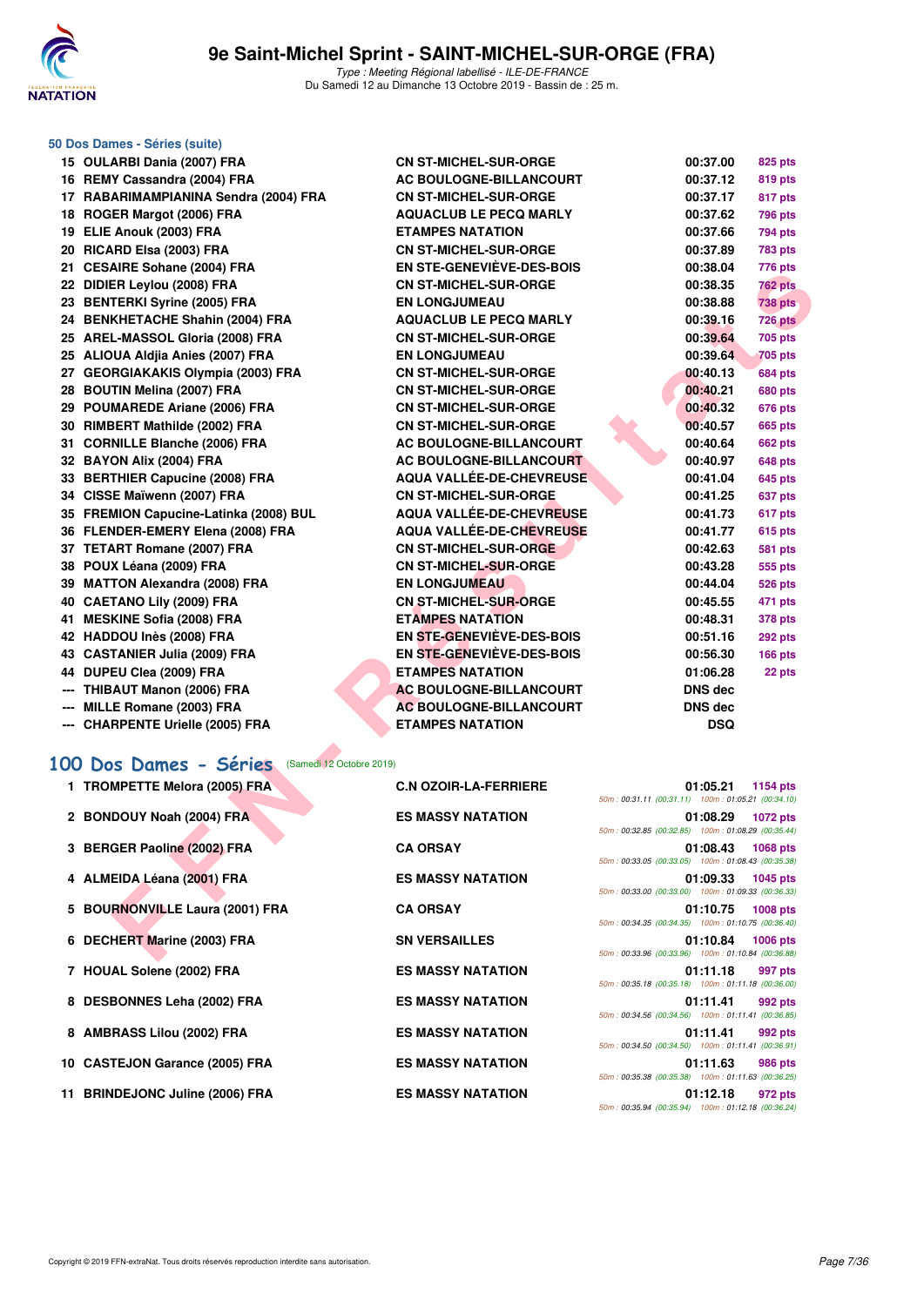# 9e Saint-Michel Sprint - SAINT-MICHEL-SUR-ORGE (FRA)

*Type : Meeting Régional labellisé - ILE-DE-FRANCE*
Du Samedi 12 au Dimanche 13 Octobre 2019 - Bassin de : 25 m.

### 50 Dos Dames - Séries (suite)

| Pl. | Nom | Club | Temps | Points |
|---|---|---|---|---|
| 15 | OULARBI Dania (2007) FRA | CN ST-MICHEL-SUR-ORGE | 00:37.00 | 825 pts |
| 16 | REMY Cassandra (2004) FRA | AC BOULOGNE-BILLANCOURT | 00:37.12 | 819 pts |
| 17 | RABARIMAMPIANINA Sendra (2004) FRA | CN ST-MICHEL-SUR-ORGE | 00:37.17 | 817 pts |
| 18 | ROGER Margot (2006) FRA | AQUACLUB LE PECQ MARLY | 00:37.62 | 796 pts |
| 19 | ELIE Anouk (2003) FRA | ETAMPES NATATION | 00:37.66 | 794 pts |
| 20 | RICARD Elsa (2003) FRA | CN ST-MICHEL-SUR-ORGE | 00:37.89 | 783 pts |
| 21 | CESAIRE Sohane (2004) FRA | EN STE-GENEVIÈVE-DES-BOIS | 00:38.04 | 776 pts |
| 22 | DIDIER Leylou (2008) FRA | CN ST-MICHEL-SUR-ORGE | 00:38.35 | 762 pts |
| 23 | BENTERKI Syrine (2005) FRA | EN LONGJUMEAU | 00:38.88 | 738 pts |
| 24 | BENKHETACHE Shahin (2004) FRA | AQUACLUB LE PECQ MARLY | 00:39.16 | 726 pts |
| 25 | AREL-MASSOL Gloria (2008) FRA | CN ST-MICHEL-SUR-ORGE | 00:39.64 | 705 pts |
| 25 | ALIOUA Aldjia Anies (2007) FRA | EN LONGJUMEAU | 00:39.64 | 705 pts |
| 27 | GEORGIAKAKIS Olympia (2003) FRA | CN ST-MICHEL-SUR-ORGE | 00:40.13 | 684 pts |
| 28 | BOUTIN Melina (2007) FRA | CN ST-MICHEL-SUR-ORGE | 00:40.21 | 680 pts |
| 29 | POUMAREDE Ariane (2006) FRA | CN ST-MICHEL-SUR-ORGE | 00:40.32 | 676 pts |
| 30 | RIMBERT Mathilde (2002) FRA | CN ST-MICHEL-SUR-ORGE | 00:40.57 | 665 pts |
| 31 | CORNILLE Blanche (2006) FRA | AC BOULOGNE-BILLANCOURT | 00:40.64 | 662 pts |
| 32 | BAYON Alix (2004) FRA | AC BOULOGNE-BILLANCOURT | 00:40.97 | 648 pts |
| 33 | BERTHIER Capucine (2008) FRA | AQUA VALLÉE-DE-CHEVREUSE | 00:41.04 | 645 pts |
| 34 | CISSE Maïwenn (2007) FRA | CN ST-MICHEL-SUR-ORGE | 00:41.25 | 637 pts |
| 35 | FREMION Capucine-Latinka (2008) BUL | AQUA VALLÉE-DE-CHEVREUSE | 00:41.73 | 617 pts |
| 36 | FLENDER-EMERY Elena (2008) FRA | AQUA VALLÉE-DE-CHEVREUSE | 00:41.77 | 615 pts |
| 37 | TETART Romane (2007) FRA | CN ST-MICHEL-SUR-ORGE | 00:42.63 | 581 pts |
| 38 | POUX Léana (2009) FRA | CN ST-MICHEL-SUR-ORGE | 00:43.28 | 555 pts |
| 39 | MATTON Alexandra (2008) FRA | EN LONGJUMEAU | 00:44.04 | 526 pts |
| 40 | CAETANO Lily (2009) FRA | CN ST-MICHEL-SUR-ORGE | 00:45.55 | 471 pts |
| 41 | MESKINE Sofia (2008) FRA | ETAMPES NATATION | 00:48.31 | 378 pts |
| 42 | HADDOU Inès (2008) FRA | EN STE-GENEVIÈVE-DES-BOIS | 00:51.16 | 292 pts |
| 43 | CASTANIER Julia (2009) FRA | EN STE-GENEVIÈVE-DES-BOIS | 00:56.30 | 166 pts |
| 44 | DUPEU Clea (2009) FRA | ETAMPES NATATION | 01:06.28 | 22 pts |
| --- | THIBAUT Manon (2006) FRA | AC BOULOGNE-BILLANCOURT | DNS dec | |
| --- | MILLE Romane (2003) FRA | AC BOULOGNE-BILLANCOURT | DNS dec | |
| --- | CHARPENTE Urielle (2005) FRA | ETAMPES NATATION | DSQ | |

## 100 Dos Dames - Séries (Samedi 12 Octobre 2019)

| Pl. | Nom | Club | Temps | Points | Splits |
|---|---|---|---|---|---|
| 1 | TROMPETTE Melora (2005) FRA | C.N OZOIR-LA-FERRIERE | 01:05.21 | 1154 pts | 50m : 00:31.11 (00:31.11) 100m : 01:05.21 (00:34.10) |
| 2 | BONDOUY Noah (2004) FRA | ES MASSY NATATION | 01:08.29 | 1072 pts | 50m : 00:32.85 (00:32.85) 100m : 01:08.29 (00:35.44) |
| 3 | BERGER Paoline (2002) FRA | CA ORSAY | 01:08.43 | 1068 pts | 50m : 00:33.05 (00:33.05) 100m : 01:08.43 (00:35.38) |
| 4 | ALMEIDA Léana (2001) FRA | ES MASSY NATATION | 01:09.33 | 1045 pts | 50m : 00:33.00 (00:33.00) 100m : 01:09.33 (00:36.33) |
| 5 | BOURNONVILLE Laura (2001) FRA | CA ORSAY | 01:10.75 | 1008 pts | 50m : 00:34.35 (00:34.35) 100m : 01:10.75 (00:36.40) |
| 6 | DECHERT Marine (2003) FRA | SN VERSAILLES | 01:10.84 | 1006 pts | 50m : 00:33.96 (00:33.96) 100m : 01:10.84 (00:36.88) |
| 7 | HOUAL Solene (2002) FRA | ES MASSY NATATION | 01:11.18 | 997 pts | 50m : 00:35.18 (00:35.18) 100m : 01:11.18 (00:36.00) |
| 8 | DESBONNES Leha (2002) FRA | ES MASSY NATATION | 01:11.41 | 992 pts | 50m : 00:34.56 (00:34.56) 100m : 01:11.41 (00:36.85) |
| 8 | AMBRASS Lilou (2002) FRA | ES MASSY NATATION | 01:11.41 | 992 pts | 50m : 00:34.50 (00:34.50) 100m : 01:11.41 (00:36.91) |
| 10 | CASTEJON Garance (2005) FRA | ES MASSY NATATION | 01:11.63 | 986 pts | 50m : 00:35.38 (00:35.38) 100m : 01:11.63 (00:36.25) |
| 11 | BRINDEJONC Juline (2006) FRA | ES MASSY NATATION | 01:12.18 | 972 pts | 50m : 00:35.94 (00:35.94) 100m : 01:12.18 (00:36.24) |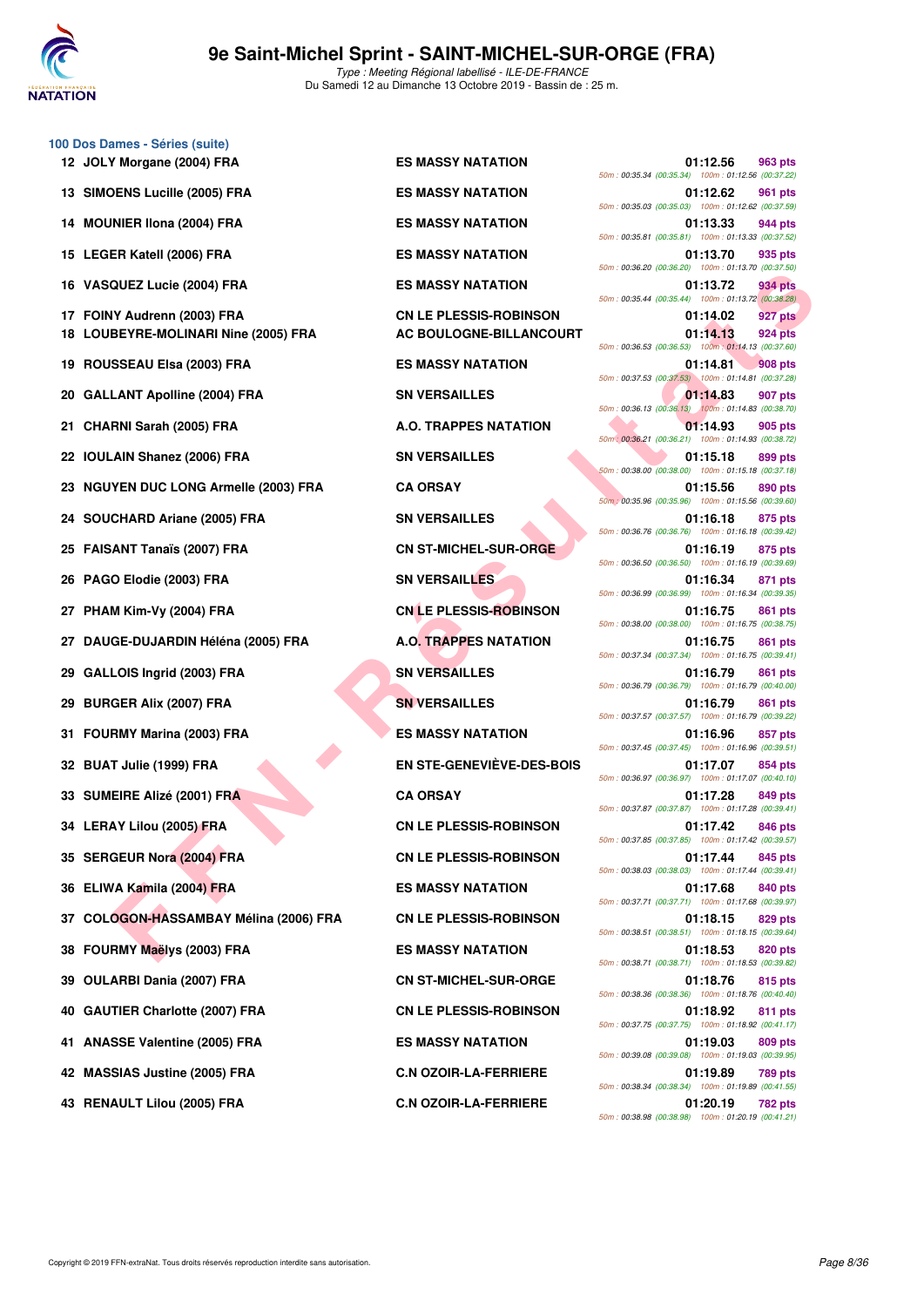# 9e Saint-Michel Sprint - SAINT-MICHEL-SUR-ORGE (FRA)

*Type : Meeting Régional labellisé - ILE-DE-FRANCE*
Du Samedi 12 au Dimanche 13 Octobre 2019 - Bassin de : 25 m.

## 100 Dos Dames - Séries (suite)

| Rang | Nom | Club | Temps | Points | Splits |
|---|---|---|---|---|---|
| 12 | JOLY Morgane (2004) FRA | ES MASSY NATATION | 01:12.56 | 963 pts | 50m : 00:35.34 (00:35.34) 100m : 01:12.56 (00:37.22) |
| 13 | SIMOENS Lucille (2005) FRA | ES MASSY NATATION | 01:12.62 | 961 pts | 50m : 00:35.03 (00:35.03) 100m : 01:12.62 (00:37.59) |
| 14 | MOUNIER Ilona (2004) FRA | ES MASSY NATATION | 01:13.33 | 944 pts | 50m : 00:35.81 (00:35.81) 100m : 01:13.33 (00:37.52) |
| 15 | LEGER Katell (2006) FRA | ES MASSY NATATION | 01:13.70 | 935 pts | 50m : 00:36.20 (00:36.20) 100m : 01:13.70 (00:37.50) |
| 16 | VASQUEZ Lucie (2004) FRA | ES MASSY NATATION | 01:13.72 | 934 pts | 50m : 00:35.44 (00:35.44) 100m : 01:13.72 (00:38.28) |
| 17 | FOINY Audrenn (2003) FRA | CN LE PLESSIS-ROBINSON | 01:14.02 | 927 pts | |
| 18 | LOUBEYRE-MOLINARI Nine (2005) FRA | AC BOULOGNE-BILLANCOURT | 01:14.13 | 924 pts | 50m : 00:36.53 (00:36.53) 100m : 01:14.13 (00:37.60) |
| 19 | ROUSSEAU Elsa (2003) FRA | ES MASSY NATATION | 01:14.81 | 908 pts | 50m : 00:37.53 (00:37.53) 100m : 01:14.81 (00:37.28) |
| 20 | GALLANT Apolline (2004) FRA | SN VERSAILLES | 01:14.83 | 907 pts | 50m : 00:36.13 (00:36.13) 100m : 01:14.83 (00:38.70) |
| 21 | CHARNI Sarah (2005) FRA | A.O. TRAPPES NATATION | 01:14.93 | 905 pts | 50m : 00:36.21 (00:36.21) 100m : 01:14.93 (00:38.72) |
| 22 | IOULAIN Shanez (2006) FRA | SN VERSAILLES | 01:15.18 | 899 pts | 50m : 00:38.00 (00:38.00) 100m : 01:15.18 (00:37.18) |
| 23 | NGUYEN DUC LONG Armelle (2003) FRA | CA ORSAY | 01:15.56 | 890 pts | 50m : 00:35.96 (00:35.96) 100m : 01:15.56 (00:39.60) |
| 24 | SOUCHARD Ariane (2005) FRA | SN VERSAILLES | 01:16.18 | 875 pts | 50m : 00:36.76 (00:36.76) 100m : 01:16.18 (00:39.42) |
| 25 | FAISANT Tanaïs (2007) FRA | CN ST-MICHEL-SUR-ORGE | 01:16.19 | 875 pts | 50m : 00:36.50 (00:36.50) 100m : 01:16.19 (00:39.69) |
| 26 | PAGO Elodie (2003) FRA | SN VERSAILLES | 01:16.34 | 871 pts | 50m : 00:36.99 (00:36.99) 100m : 01:16.34 (00:39.35) |
| 27 | PHAM Kim-Vy (2004) FRA | CN LE PLESSIS-ROBINSON | 01:16.75 | 861 pts | 50m : 00:38.00 (00:38.00) 100m : 01:16.75 (00:38.75) |
| 27 | DAUGE-DUJARDIN Héléna (2005) FRA | A.O. TRAPPES NATATION | 01:16.75 | 861 pts | 50m : 00:37.34 (00:37.34) 100m : 01:16.75 (00:39.41) |
| 29 | GALLOIS Ingrid (2003) FRA | SN VERSAILLES | 01:16.79 | 861 pts | 50m : 00:36.79 (00:36.79) 100m : 01:16.79 (00:40.00) |
| 29 | BURGER Alix (2007) FRA | SN VERSAILLES | 01:16.79 | 861 pts | 50m : 00:37.57 (00:37.57) 100m : 01:16.79 (00:39.22) |
| 31 | FOURMY Marina (2003) FRA | ES MASSY NATATION | 01:16.96 | 857 pts | 50m : 00:37.45 (00:37.45) 100m : 01:16.96 (00:39.51) |
| 32 | BUAT Julie (1999) FRA | EN STE-GENEVIÈVE-DES-BOIS | 01:17.07 | 854 pts | 50m : 00:36.97 (00:36.97) 100m : 01:17.07 (00:40.10) |
| 33 | SUMEIRE Alizé (2001) FRA | CA ORSAY | 01:17.28 | 849 pts | 50m : 00:37.87 (00:37.87) 100m : 01:17.28 (00:39.41) |
| 34 | LERAY Lilou (2005) FRA | CN LE PLESSIS-ROBINSON | 01:17.42 | 846 pts | 50m : 00:37.85 (00:37.85) 100m : 01:17.42 (00:39.57) |
| 35 | SERGEUR Nora (2004) FRA | CN LE PLESSIS-ROBINSON | 01:17.44 | 845 pts | 50m : 00:38.03 (00:38.03) 100m : 01:17.44 (00:39.41) |
| 36 | ELIWA Kamila (2004) FRA | ES MASSY NATATION | 01:17.68 | 840 pts | 50m : 00:37.71 (00:37.71) 100m : 01:17.68 (00:39.97) |
| 37 | COLOGON-HASSAMBAY Mélina (2006) FRA | CN LE PLESSIS-ROBINSON | 01:18.15 | 829 pts | 50m : 00:38.51 (00:38.51) 100m : 01:18.15 (00:39.64) |
| 38 | FOURMY Maëlys (2003) FRA | ES MASSY NATATION | 01:18.53 | 820 pts | 50m : 00:38.71 (00:38.71) 100m : 01:18.53 (00:39.82) |
| 39 | OULARBI Dania (2007) FRA | CN ST-MICHEL-SUR-ORGE | 01:18.76 | 815 pts | 50m : 00:38.36 (00:38.36) 100m : 01:18.76 (00:40.40) |
| 40 | GAUTIER Charlotte (2007) FRA | CN LE PLESSIS-ROBINSON | 01:18.92 | 811 pts | 50m : 00:37.75 (00:37.75) 100m : 01:18.92 (00:41.17) |
| 41 | ANASSE Valentine (2005) FRA | ES MASSY NATATION | 01:19.03 | 809 pts | 50m : 00:39.08 (00:39.08) 100m : 01:19.03 (00:39.95) |
| 42 | MASSIAS Justine (2005) FRA | C.N OZOIR-LA-FERRIERE | 01:19.89 | 789 pts | 50m : 00:38.34 (00:38.34) 100m : 01:19.89 (00:41.55) |
| 43 | RENAULT Lilou (2005) FRA | C.N OZOIR-LA-FERRIERE | 01:20.19 | 782 pts | 50m : 00:38.98 (00:38.98) 100m : 01:20.19 (00:41.21) |

Copyright © 2019 FFN-extraNat. Tous droits réservés reproduction interdite sans autorisation.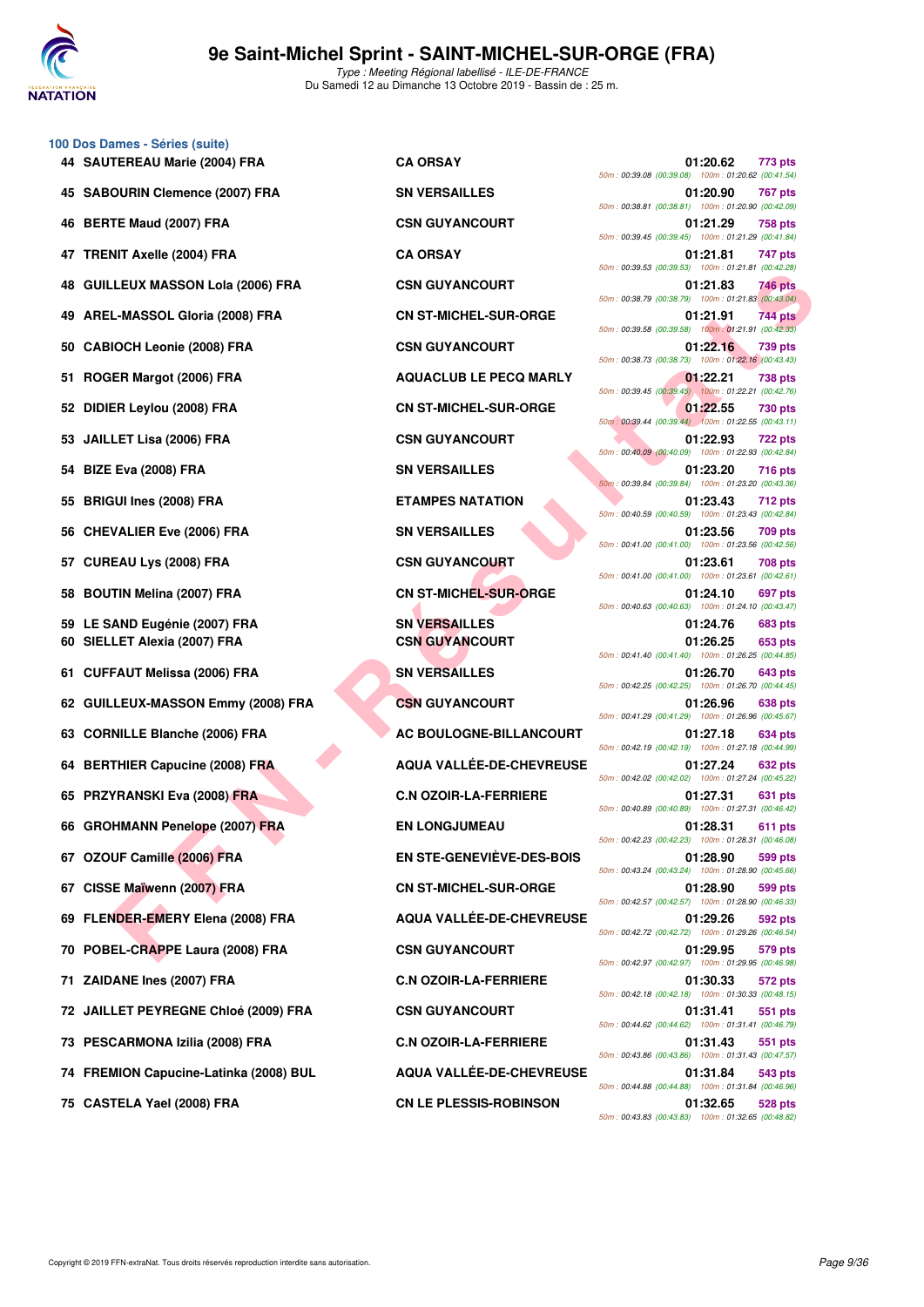## 100 Dos Dames - Séries (suite)

| Place | Nom | Club | Temps | Points | Splits |
|---|---|---|---|---|---|
| 44 | SAUTEREAU Marie (2004) FRA | CA ORSAY | 01:20.62 | 773 pts | 50m : 00:39.08 (00:39.08) 100m : 01:20.62 (00:41.54) |
| 45 | SABOURIN Clemence (2007) FRA | SN VERSAILLES | 01:20.90 | 767 pts | 50m : 00:38.81 (00:38.81) 100m : 01:20.90 (00:42.09) |
| 46 | BERTE Maud (2007) FRA | CSN GUYANCOURT | 01:21.29 | 758 pts | 50m : 00:39.45 (00:39.45) 100m : 01:21.29 (00:41.84) |
| 47 | TRENIT Axelle (2004) FRA | CA ORSAY | 01:21.81 | 747 pts | 50m : 00:39.53 (00:39.53) 100m : 01:21.81 (00:42.28) |
| 48 | GUILLEUX MASSON Lola (2006) FRA | CSN GUYANCOURT | 01:21.83 | 746 pts | 50m : 00:38.79 (00:38.79) 100m : 01:21.83 (00:43.04) |
| 49 | AREL-MASSOL Gloria (2008) FRA | CN ST-MICHEL-SUR-ORGE | 01:21.91 | 744 pts | 50m : 00:39.58 (00:39.58) 100m : 01:21.91 (00:42.33) |
| 50 | CABIOCH Leonie (2008) FRA | CSN GUYANCOURT | 01:22.16 | 739 pts | 50m : 00:38.73 (00:38.73) 100m : 01:22.16 (00:43.43) |
| 51 | ROGER Margot (2006) FRA | AQUACLUB LE PECQ MARLY | 01:22.21 | 738 pts | 50m : 00:39.45 (00:39.45) 100m : 01:22.21 (00:42.76) |
| 52 | DIDIER Leylou (2008) FRA | CN ST-MICHEL-SUR-ORGE | 01:22.55 | 730 pts | 50m : 00:39.44 (00:39.44) 100m : 01:22.55 (00:43.11) |
| 53 | JAILLET Lisa (2006) FRA | CSN GUYANCOURT | 01:22.93 | 722 pts | 50m : 00:40.09 (00:40.09) 100m : 01:22.93 (00:42.84) |
| 54 | BIZE Eva (2008) FRA | SN VERSAILLES | 01:23.20 | 716 pts | 50m : 00:39.84 (00:39.84) 100m : 01:23.20 (00:43.36) |
| 55 | BRIGUI Ines (2008) FRA | ETAMPES NATATION | 01:23.43 | 712 pts | 50m : 00:40.59 (00:40.59) 100m : 01:23.43 (00:42.84) |
| 56 | CHEVALIER Eve (2006) FRA | SN VERSAILLES | 01:23.56 | 709 pts | 50m : 00:41.00 (00:41.00) 100m : 01:23.56 (00:42.56) |
| 57 | CUREAU Lys (2008) FRA | CSN GUYANCOURT | 01:23.61 | 708 pts | 50m : 00:41.00 (00:41.00) 100m : 01:23.61 (00:42.61) |
| 58 | BOUTIN Melina (2007) FRA | CN ST-MICHEL-SUR-ORGE | 01:24.10 | 697 pts | 50m : 00:40.63 (00:40.63) 100m : 01:24.10 (00:43.47) |
| 59 | LE SAND Eugénie (2007) FRA | SN VERSAILLES | 01:24.76 | 683 pts | |
| 60 | SIELLET Alexia (2007) FRA | CSN GUYANCOURT | 01:26.25 | 653 pts | 50m : 00:41.40 (00:41.40) 100m : 01:26.25 (00:44.85) |
| 61 | CUFFAUT Melissa (2006) FRA | SN VERSAILLES | 01:26.70 | 643 pts | 50m : 00:42.25 (00:42.25) 100m : 01:26.70 (00:44.45) |
| 62 | GUILLEUX-MASSON Emmy (2008) FRA | CSN GUYANCOURT | 01:26.96 | 638 pts | 50m : 00:41.29 (00:41.29) 100m : 01:26.96 (00:45.67) |
| 63 | CORNILLE Blanche (2006) FRA | AC BOULOGNE-BILLANCOURT | 01:27.18 | 634 pts | 50m : 00:42.19 (00:42.19) 100m : 01:27.18 (00:44.99) |
| 64 | BERTHIER Capucine (2008) FRA | AQUA VALLÉE-DE-CHEVREUSE | 01:27.24 | 632 pts | 50m : 00:42.02 (00:42.02) 100m : 01:27.24 (00:45.22) |
| 65 | PRZYRANSKI Eva (2008) FRA | C.N OZOIR-LA-FERRIERE | 01:27.31 | 631 pts | 50m : 00:40.89 (00:40.89) 100m : 01:27.31 (00:46.42) |
| 66 | GROHMANN Penelope (2007) FRA | EN LONGJUMEAU | 01:28.31 | 611 pts | 50m : 00:42.23 (00:42.23) 100m : 01:28.31 (00:46.08) |
| 67 | OZOUF Camille (2006) FRA | EN STE-GENEVIÈVE-DES-BOIS | 01:28.90 | 599 pts | 50m : 00:43.24 (00:43.24) 100m : 01:28.90 (00:45.66) |
| 67 | CISSE Maïwenn (2007) FRA | CN ST-MICHEL-SUR-ORGE | 01:28.90 | 599 pts | 50m : 00:42.57 (00:42.57) 100m : 01:28.90 (00:46.33) |
| 69 | FLENDER-EMERY Elena (2008) FRA | AQUA VALLÉE-DE-CHEVREUSE | 01:29.26 | 592 pts | 50m : 00:42.72 (00:42.72) 100m : 01:29.26 (00:46.54) |
| 70 | POBEL-CRAPPE Laura (2008) FRA | CSN GUYANCOURT | 01:29.95 | 579 pts | 50m : 00:42.97 (00:42.97) 100m : 01:29.95 (00:46.98) |
| 71 | ZAIDANE Ines (2007) FRA | C.N OZOIR-LA-FERRIERE | 01:30.33 | 572 pts | 50m : 00:42.18 (00:42.18) 100m : 01:30.33 (00:48.15) |
| 72 | JAILLET PEYREGNE Chloé (2009) FRA | CSN GUYANCOURT | 01:31.41 | 551 pts | 50m : 00:44.62 (00:44.62) 100m : 01:31.41 (00:46.79) |
| 73 | PESCARMONA Izilia (2008) FRA | C.N OZOIR-LA-FERRIERE | 01:31.43 | 551 pts | 50m : 00:43.86 (00:43.86) 100m : 01:31.43 (00:47.57) |
| 74 | FREMION Capucine-Latinka (2008) BUL | AQUA VALLÉE-DE-CHEVREUSE | 01:31.84 | 543 pts | 50m : 00:44.88 (00:44.88) 100m : 01:31.84 (00:46.96) |
| 75 | CASTELA Yael (2008) FRA | CN LE PLESSIS-ROBINSON | 01:32.65 | 528 pts | 50m : 00:43.83 (00:43.83) 100m : 01:32.65 (00:48.82) |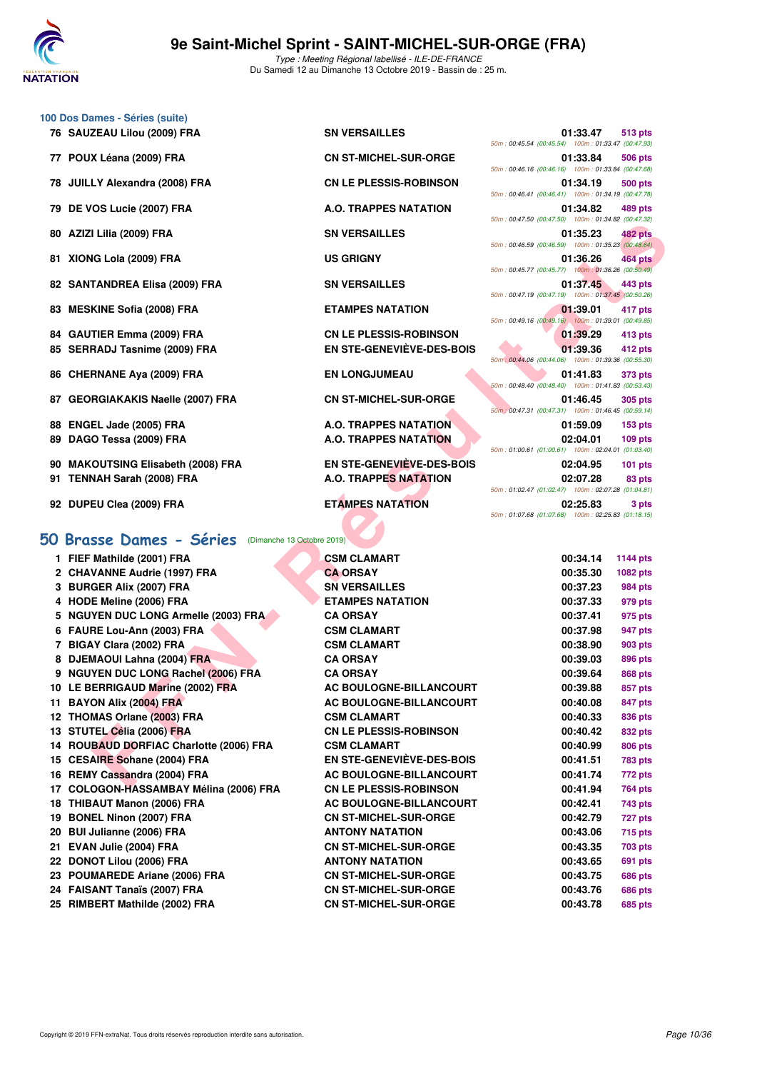## 100 Dos Dames - Séries (suite)

| Rang | Nom | Club | Temps | Points | Splits |
|---|---|---|---|---|---|
| 76 | SAUZEAU Lilou (2009) FRA | SN VERSAILLES | 01:33.47 | 513 pts | 50m : 00:45.54 (00:45.54) 100m : 01:33.47 (00:47.93) |
| 77 | POUX Léana (2009) FRA | CN ST-MICHEL-SUR-ORGE | 01:33.84 | 506 pts | 50m : 00:46.16 (00:46.16) 100m : 01:33.84 (00:47.68) |
| 78 | JUILLY Alexandra (2008) FRA | CN LE PLESSIS-ROBINSON | 01:34.19 | 500 pts | 50m : 00:46.41 (00:46.41) 100m : 01:34.19 (00:47.78) |
| 79 | DE VOS Lucie (2007) FRA | A.O. TRAPPES NATATION | 01:34.82 | 489 pts | 50m : 00:47.50 (00:47.50) 100m : 01:34.82 (00:47.32) |
| 80 | AZIZI Lilia (2009) FRA | SN VERSAILLES | 01:35.23 | 482 pts | 50m : 00:46.59 (00:46.59) 100m : 01:35.23 (00:48.64) |
| 81 | XIONG Lola (2009) FRA | US GRIGNY | 01:36.26 | 464 pts | 50m : 00:45.77 (00:45.77) 100m : 01:36.26 (00:50.49) |
| 82 | SANTANDREA Elisa (2009) FRA | SN VERSAILLES | 01:37.45 | 443 pts | 50m : 00:47.19 (00:47.19) 100m : 01:37.45 (00:50.26) |
| 83 | MESKINE Sofia (2008) FRA | ETAMPES NATATION | 01:39.01 | 417 pts | 50m : 00:49.16 (00:49.16) 100m : 01:39.01 (00:49.85) |
| 84 | GAUTIER Emma (2009) FRA | CN LE PLESSIS-ROBINSON | 01:39.29 | 413 pts | |
| 85 | SERRADJ Tasnime (2009) FRA | EN STE-GENEVIÈVE-DES-BOIS | 01:39.36 | 412 pts | 50m : 00:44.06 (00:44.06) 100m : 01:39.36 (00:55.30) |
| 86 | CHERNANE Aya (2009) FRA | EN LONGJUMEAU | 01:41.83 | 373 pts | 50m : 00:48.40 (00:48.40) 100m : 01:41.83 (00:53.43) |
| 87 | GEORGIAKAKIS Naelle (2007) FRA | CN ST-MICHEL-SUR-ORGE | 01:46.45 | 305 pts | 50m : 00:47.31 (00:47.31) 100m : 01:46.45 (00:59.14) |
| 88 | ENGEL Jade (2005) FRA | A.O. TRAPPES NATATION | 01:59.09 | 153 pts | |
| 89 | DAGO Tessa (2009) FRA | A.O. TRAPPES NATATION | 02:04.01 | 109 pts | 50m : 01:00.61 (01:00.61) 100m : 02:04.01 (01:03.40) |
| 90 | MAKOUTSING Elisabeth (2008) FRA | EN STE-GENEVIÈVE-DES-BOIS | 02:04.95 | 101 pts | |
| 91 | TENNAH Sarah (2008) FRA | A.O. TRAPPES NATATION | 02:07.28 | 83 pts | 50m : 01:02.47 (01:02.47) 100m : 02:07.28 (01:04.81) |
| 92 | DUPEU Clea (2009) FRA | ETAMPES NATATION | 02:25.83 | 3 pts | 50m : 01:07.68 (01:07.68) 100m : 02:25.83 (01:18.15) |

## 50 Brasse Dames - Séries (Dimanche 13 Octobre 2019)

| Rang | Nom | Club | Temps | Points |
|---|---|---|---|---|
| 1 | FIEF Mathilde (2001) FRA | CSM CLAMART | 00:34.14 | 1144 pts |
| 2 | CHAVANNE Audrie (1997) FRA | CA ORSAY | 00:35.30 | 1082 pts |
| 3 | BURGER Alix (2007) FRA | SN VERSAILLES | 00:37.23 | 984 pts |
| 4 | HODE Meline (2006) FRA | ETAMPES NATATION | 00:37.33 | 979 pts |
| 5 | NGUYEN DUC LONG Armelle (2003) FRA | CA ORSAY | 00:37.41 | 975 pts |
| 6 | FAURE Lou-Ann (2003) FRA | CSM CLAMART | 00:37.98 | 947 pts |
| 7 | BIGAY Clara (2002) FRA | CSM CLAMART | 00:38.90 | 903 pts |
| 8 | DJEMAOUI Lahna (2004) FRA | CA ORSAY | 00:39.03 | 896 pts |
| 9 | NGUYEN DUC LONG Rachel (2006) FRA | CA ORSAY | 00:39.64 | 868 pts |
| 10 | LE BERRIGAUD Marine (2002) FRA | AC BOULOGNE-BILLANCOURT | 00:39.88 | 857 pts |
| 11 | BAYON Alix (2004) FRA | AC BOULOGNE-BILLANCOURT | 00:40.08 | 847 pts |
| 12 | THOMAS Orlane (2003) FRA | CSM CLAMART | 00:40.33 | 836 pts |
| 13 | STUTEL Célia (2006) FRA | CN LE PLESSIS-ROBINSON | 00:40.42 | 832 pts |
| 14 | ROUBAUD DORFIAC Charlotte (2006) FRA | CSM CLAMART | 00:40.99 | 806 pts |
| 15 | CESAIRE Sohane (2004) FRA | EN STE-GENEVIÈVE-DES-BOIS | 00:41.51 | 783 pts |
| 16 | REMY Cassandra (2004) FRA | AC BOULOGNE-BILLANCOURT | 00:41.74 | 772 pts |
| 17 | COLOGON-HASSAMBAY Mélina (2006) FRA | CN LE PLESSIS-ROBINSON | 00:41.94 | 764 pts |
| 18 | THIBAUT Manon (2006) FRA | AC BOULOGNE-BILLANCOURT | 00:42.41 | 743 pts |
| 19 | BONEL Ninon (2007) FRA | CN ST-MICHEL-SUR-ORGE | 00:42.79 | 727 pts |
| 20 | BUI Julianne (2006) FRA | ANTONY NATATION | 00:43.06 | 715 pts |
| 21 | EVAN Julie (2004) FRA | CN ST-MICHEL-SUR-ORGE | 00:43.35 | 703 pts |
| 22 | DONOT Lilou (2006) FRA | ANTONY NATATION | 00:43.65 | 691 pts |
| 23 | POUMAREDE Ariane (2006) FRA | CN ST-MICHEL-SUR-ORGE | 00:43.75 | 686 pts |
| 24 | FAISANT Tanaïs (2007) FRA | CN ST-MICHEL-SUR-ORGE | 00:43.76 | 686 pts |
| 25 | RIMBERT Mathilde (2002) FRA | CN ST-MICHEL-SUR-ORGE | 00:43.78 | 685 pts |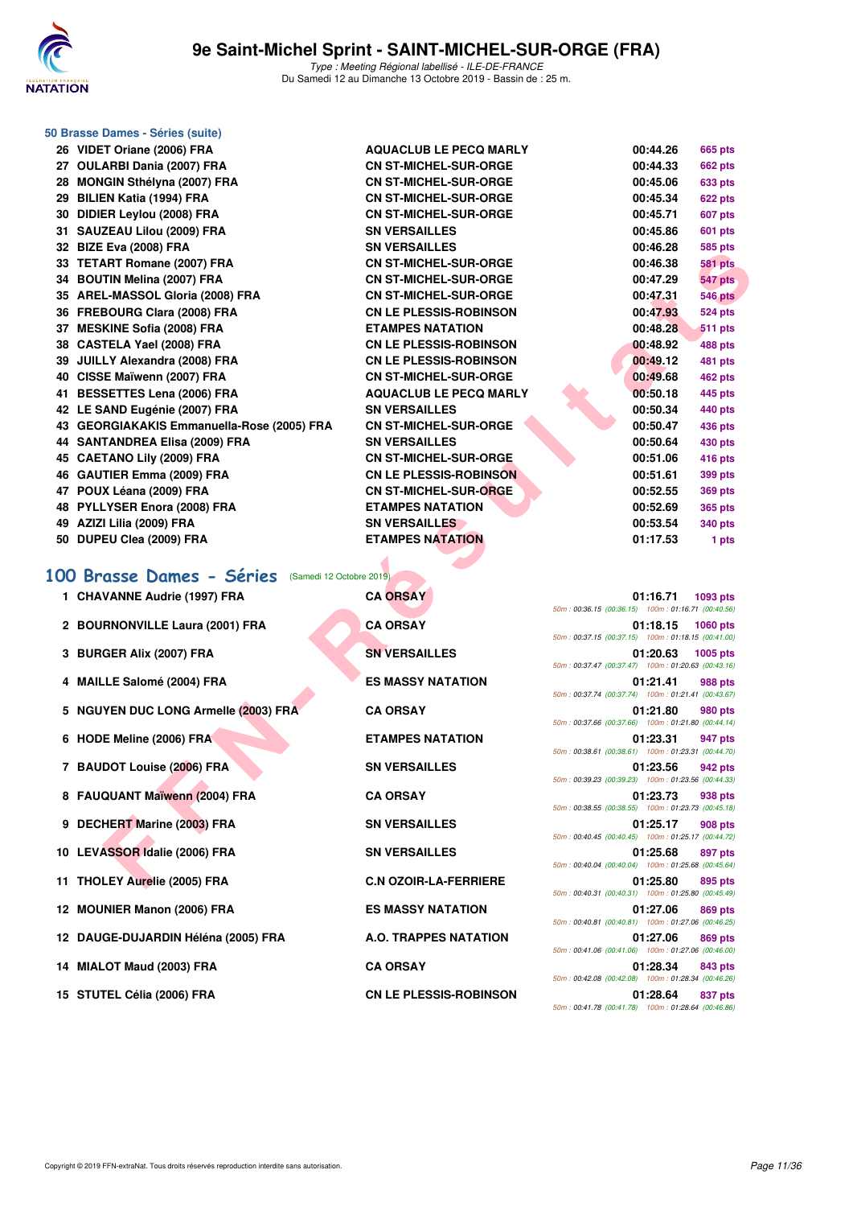# 9e Saint-Michel Sprint - SAINT-MICHEL-SUR-ORGE (FRA)

*Type : Meeting Régional labellisé - ILE-DE-FRANCE*
Du Samedi 12 au Dimanche 13 Octobre 2019 - Bassin de : 25 m.

### 50 Brasse Dames - Séries (suite)

| | | | | |
|---|---|---|---|---|
| 26 | VIDET Oriane (2006) FRA | AQUACLUB LE PECQ MARLY | 00:44.26 | 665 pts |
| 27 | OULARBI Dania (2007) FRA | CN ST-MICHEL-SUR-ORGE | 00:44.33 | 662 pts |
| 28 | MONGIN Sthélyna (2007) FRA | CN ST-MICHEL-SUR-ORGE | 00:45.06 | 633 pts |
| 29 | BILIEN Katia (1994) FRA | CN ST-MICHEL-SUR-ORGE | 00:45.34 | 622 pts |
| 30 | DIDIER Leylou (2008) FRA | CN ST-MICHEL-SUR-ORGE | 00:45.71 | 607 pts |
| 31 | SAUZEAU Lilou (2009) FRA | SN VERSAILLES | 00:45.86 | 601 pts |
| 32 | BIZE Eva (2008) FRA | SN VERSAILLES | 00:46.28 | 585 pts |
| 33 | TETART Romane (2007) FRA | CN ST-MICHEL-SUR-ORGE | 00:46.38 | 581 pts |
| 34 | BOUTIN Melina (2007) FRA | CN ST-MICHEL-SUR-ORGE | 00:47.29 | 547 pts |
| 35 | AREL-MASSOL Gloria (2008) FRA | CN ST-MICHEL-SUR-ORGE | 00:47.31 | 546 pts |
| 36 | FREBOURG Clara (2008) FRA | CN LE PLESSIS-ROBINSON | 00:47.93 | 524 pts |
| 37 | MESKINE Sofia (2008) FRA | ETAMPES NATATION | 00:48.28 | 511 pts |
| 38 | CASTELA Yael (2008) FRA | CN LE PLESSIS-ROBINSON | 00:48.92 | 488 pts |
| 39 | JUILLY Alexandra (2008) FRA | CN LE PLESSIS-ROBINSON | 00:49.12 | 481 pts |
| 40 | CISSE Maïwenn (2007) FRA | CN ST-MICHEL-SUR-ORGE | 00:49.68 | 462 pts |
| 41 | BESSETTES Lena (2006) FRA | AQUACLUB LE PECQ MARLY | 00:50.18 | 445 pts |
| 42 | LE SAND Eugénie (2007) FRA | SN VERSAILLES | 00:50.34 | 440 pts |
| 43 | GEORGIAKAKIS Emmanuella-Rose (2005) FRA | CN ST-MICHEL-SUR-ORGE | 00:50.47 | 436 pts |
| 44 | SANTANDREA Elisa (2009) FRA | SN VERSAILLES | 00:50.64 | 430 pts |
| 45 | CAETANO Lily (2009) FRA | CN ST-MICHEL-SUR-ORGE | 00:51.06 | 416 pts |
| 46 | GAUTIER Emma (2009) FRA | CN LE PLESSIS-ROBINSON | 00:51.61 | 399 pts |
| 47 | POUX Léana (2009) FRA | CN ST-MICHEL-SUR-ORGE | 00:52.55 | 369 pts |
| 48 | PYLLYSER Enora (2008) FRA | ETAMPES NATATION | 00:52.69 | 365 pts |
| 49 | AZIZI Lilia (2009) FRA | SN VERSAILLES | 00:53.54 | 340 pts |
| 50 | DUPEU Clea (2009) FRA | ETAMPES NATATION | 01:17.53 | 1 pts |

## 100 Brasse Dames - Séries (Samedi 12 Octobre 2019)

| | | | | | |
|---|---|---|---|---|---|
| 1 | CHAVANNE Audrie (1997) FRA | CA ORSAY | 01:16.71 | 1093 pts | 50m : 00:36.15 (00:36.15) 100m : 01:16.71 (00:40.56) |
| 2 | BOURNONVILLE Laura (2001) FRA | CA ORSAY | 01:18.15 | 1060 pts | 50m : 00:37.15 (00:37.15) 100m : 01:18.15 (00:41.00) |
| 3 | BURGER Alix (2007) FRA | SN VERSAILLES | 01:20.63 | 1005 pts | 50m : 00:37.47 (00:37.47) 100m : 01:20.63 (00:43.16) |
| 4 | MAILLE Salomé (2004) FRA | ES MASSY NATATION | 01:21.41 | 988 pts | 50m : 00:37.74 (00:37.74) 100m : 01:21.41 (00:43.67) |
| 5 | NGUYEN DUC LONG Armelle (2003) FRA | CA ORSAY | 01:21.80 | 980 pts | 50m : 00:37.66 (00:37.66) 100m : 01:21.80 (00:44.14) |
| 6 | HODE Meline (2006) FRA | ETAMPES NATATION | 01:23.31 | 947 pts | 50m : 00:38.61 (00:38.61) 100m : 01:23.31 (00:44.70) |
| 7 | BAUDOT Louise (2006) FRA | SN VERSAILLES | 01:23.56 | 942 pts | 50m : 00:39.23 (00:39.23) 100m : 01:23.56 (00:44.33) |
| 8 | FAUQUANT Maïwenn (2004) FRA | CA ORSAY | 01:23.73 | 938 pts | 50m : 00:38.55 (00:38.55) 100m : 01:23.73 (00:45.18) |
| 9 | DECHERT Marine (2003) FRA | SN VERSAILLES | 01:25.17 | 908 pts | 50m : 00:40.45 (00:40.45) 100m : 01:25.17 (00:44.72) |
| 10 | LEVASSOR Idalie (2006) FRA | SN VERSAILLES | 01:25.68 | 897 pts | 50m : 00:40.04 (00:40.04) 100m : 01:25.68 (00:45.64) |
| 11 | THOLEY Aurelie (2005) FRA | C.N OZOIR-LA-FERRIERE | 01:25.80 | 895 pts | 50m : 00:40.31 (00:40.31) 100m : 01:25.80 (00:45.49) |
| 12 | MOUNIER Manon (2006) FRA | ES MASSY NATATION | 01:27.06 | 869 pts | 50m : 00:40.81 (00:40.81) 100m : 01:27.06 (00:46.25) |
| 12 | DAUGE-DUJARDIN Héléna (2005) FRA | A.O. TRAPPES NATATION | 01:27.06 | 869 pts | 50m : 00:41.06 (00:41.06) 100m : 01:27.06 (00:46.00) |
| 14 | MIALOT Maud (2003) FRA | CA ORSAY | 01:28.34 | 843 pts | 50m : 00:42.08 (00:42.08) 100m : 01:28.34 (00:46.26) |
| 15 | STUTEL Célia (2006) FRA | CN LE PLESSIS-ROBINSON | 01:28.64 | 837 pts | 50m : 00:41.78 (00:41.78) 100m : 01:28.64 (00:46.86) |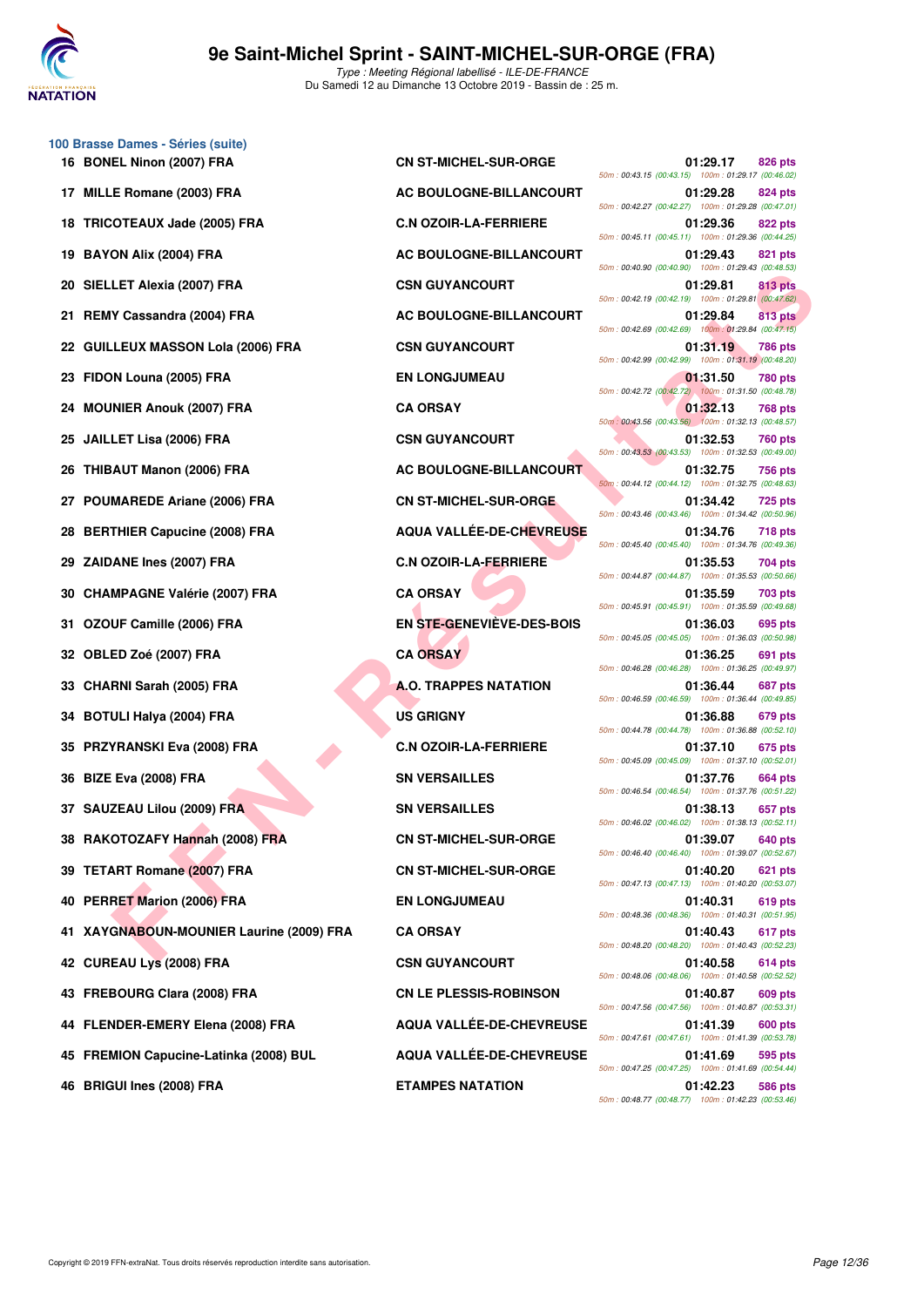# 9e Saint-Michel Sprint - SAINT-MICHEL-SUR-ORGE (FRA)

*Type : Meeting Régional labellisé - ILE-DE-FRANCE*

Du Samedi 12 au Dimanche 13 Octobre 2019 - Bassin de : 25 m.

### 100 Brasse Dames - Séries (suite)

| Rang | Nom | Club | Temps | Points | Splits |
|---|---|---|---|---|---|
| 16 | BONEL Ninon (2007) FRA | CN ST-MICHEL-SUR-ORGE | 01:29.17 | 826 pts | 50m : 00:43.15 (00:43.15) 100m : 01:29.17 (00:46.02) |
| 17 | MILLE Romane (2003) FRA | AC BOULOGNE-BILLANCOURT | 01:29.28 | 824 pts | 50m : 00:42.27 (00:42.27) 100m : 01:29.28 (00:47.01) |
| 18 | TRICOTEAUX Jade (2005) FRA | C.N OZOIR-LA-FERRIERE | 01:29.36 | 822 pts | 50m : 00:45.11 (00:45.11) 100m : 01:29.36 (00:44.25) |
| 19 | BAYON Alix (2004) FRA | AC BOULOGNE-BILLANCOURT | 01:29.43 | 821 pts | 50m : 00:40.90 (00:40.90) 100m : 01:29.43 (00:48.53) |
| 20 | SIELLET Alexia (2007) FRA | CSN GUYANCOURT | 01:29.81 | 813 pts | 50m : 00:42.19 (00:42.19) 100m : 01:29.81 (00:47.62) |
| 21 | REMY Cassandra (2004) FRA | AC BOULOGNE-BILLANCOURT | 01:29.84 | 813 pts | 50m : 00:42.69 (00:42.69) 100m : 01:29.84 (00:47.15) |
| 22 | GUILLEUX MASSON Lola (2006) FRA | CSN GUYANCOURT | 01:31.19 | 786 pts | 50m : 00:42.99 (00:42.99) 100m : 01:31.19 (00:48.20) |
| 23 | FIDON Louna (2005) FRA | EN LONGJUMEAU | 01:31.50 | 780 pts | 50m : 00:42.72 (00:42.72) 100m : 01:31.50 (00:48.78) |
| 24 | MOUNIER Anouk (2007) FRA | CA ORSAY | 01:32.13 | 768 pts | 50m : 00:43.56 (00:43.56) 100m : 01:32.13 (00:48.57) |
| 25 | JAILLET Lisa (2006) FRA | CSN GUYANCOURT | 01:32.53 | 760 pts | 50m : 00:43.53 (00:43.53) 100m : 01:32.53 (00:49.00) |
| 26 | THIBAUT Manon (2006) FRA | AC BOULOGNE-BILLANCOURT | 01:32.75 | 756 pts | 50m : 00:44.12 (00:44.12) 100m : 01:32.75 (00:48.63) |
| 27 | POUMAREDE Ariane (2006) FRA | CN ST-MICHEL-SUR-ORGE | 01:34.42 | 725 pts | 50m : 00:43.46 (00:43.46) 100m : 01:34.42 (00:50.96) |
| 28 | BERTHIER Capucine (2008) FRA | AQUA VALLÉE-DE-CHEVREUSE | 01:34.76 | 718 pts | 50m : 00:45.40 (00:45.40) 100m : 01:34.76 (00:49.36) |
| 29 | ZAIDANE Ines (2007) FRA | C.N OZOIR-LA-FERRIERE | 01:35.53 | 704 pts | 50m : 00:44.87 (00:44.87) 100m : 01:35.53 (00:50.66) |
| 30 | CHAMPAGNE Valérie (2007) FRA | CA ORSAY | 01:35.59 | 703 pts | 50m : 00:45.91 (00:45.91) 100m : 01:35.59 (00:49.68) |
| 31 | OZOUF Camille (2006) FRA | EN STE-GENEVIÈVE-DES-BOIS | 01:36.03 | 695 pts | 50m : 00:45.05 (00:45.05) 100m : 01:36.03 (00:50.98) |
| 32 | OBLED Zoé (2007) FRA | CA ORSAY | 01:36.25 | 691 pts | 50m : 00:46.28 (00:46.28) 100m : 01:36.25 (00:49.97) |
| 33 | CHARNI Sarah (2005) FRA | A.O. TRAPPES NATATION | 01:36.44 | 687 pts | 50m : 00:46.59 (00:46.59) 100m : 01:36.44 (00:49.85) |
| 34 | BOTULI Halya (2004) FRA | US GRIGNY | 01:36.88 | 679 pts | 50m : 00:44.78 (00:44.78) 100m : 01:36.88 (00:52.10) |
| 35 | PRZYRANSKI Eva (2008) FRA | C.N OZOIR-LA-FERRIERE | 01:37.10 | 675 pts | 50m : 00:45.09 (00:45.09) 100m : 01:37.10 (00:52.01) |
| 36 | BIZE Eva (2008) FRA | SN VERSAILLES | 01:37.76 | 664 pts | 50m : 00:46.54 (00:46.54) 100m : 01:37.76 (00:51.22) |
| 37 | SAUZEAU Lilou (2009) FRA | SN VERSAILLES | 01:38.13 | 657 pts | 50m : 00:46.02 (00:46.02) 100m : 01:38.13 (00:52.11) |
| 38 | RAKOTOZAFY Hannah (2008) FRA | CN ST-MICHEL-SUR-ORGE | 01:39.07 | 640 pts | 50m : 00:46.40 (00:46.40) 100m : 01:39.07 (00:52.67) |
| 39 | TETART Romane (2007) FRA | CN ST-MICHEL-SUR-ORGE | 01:40.20 | 621 pts | 50m : 00:47.13 (00:47.13) 100m : 01:40.20 (00:53.07) |
| 40 | PERRET Marion (2006) FRA | EN LONGJUMEAU | 01:40.31 | 619 pts | 50m : 00:48.36 (00:48.36) 100m : 01:40.31 (00:51.95) |
| 41 | XAYGNABOUN-MOUNIER Laurine (2009) FRA | CA ORSAY | 01:40.43 | 617 pts | 50m : 00:48.20 (00:48.20) 100m : 01:40.43 (00:52.23) |
| 42 | CUREAU Lys (2008) FRA | CSN GUYANCOURT | 01:40.58 | 614 pts | 50m : 00:48.06 (00:48.06) 100m : 01:40.58 (00:52.52) |
| 43 | FREBOURG Clara (2008) FRA | CN LE PLESSIS-ROBINSON | 01:40.87 | 609 pts | 50m : 00:47.56 (00:47.56) 100m : 01:40.87 (00:53.31) |
| 44 | FLENDER-EMERY Elena (2008) FRA | AQUA VALLÉE-DE-CHEVREUSE | 01:41.39 | 600 pts | 50m : 00:47.61 (00:47.61) 100m : 01:41.39 (00:53.78) |
| 45 | FREMION Capucine-Latinka (2008) BUL | AQUA VALLÉE-DE-CHEVREUSE | 01:41.69 | 595 pts | 50m : 00:47.25 (00:47.25) 100m : 01:41.69 (00:54.44) |
| 46 | BRIGUI Ines (2008) FRA | ETAMPES NATATION | 01:42.23 | 586 pts | 50m : 00:48.77 (00:48.77) 100m : 01:42.23 (00:53.46) |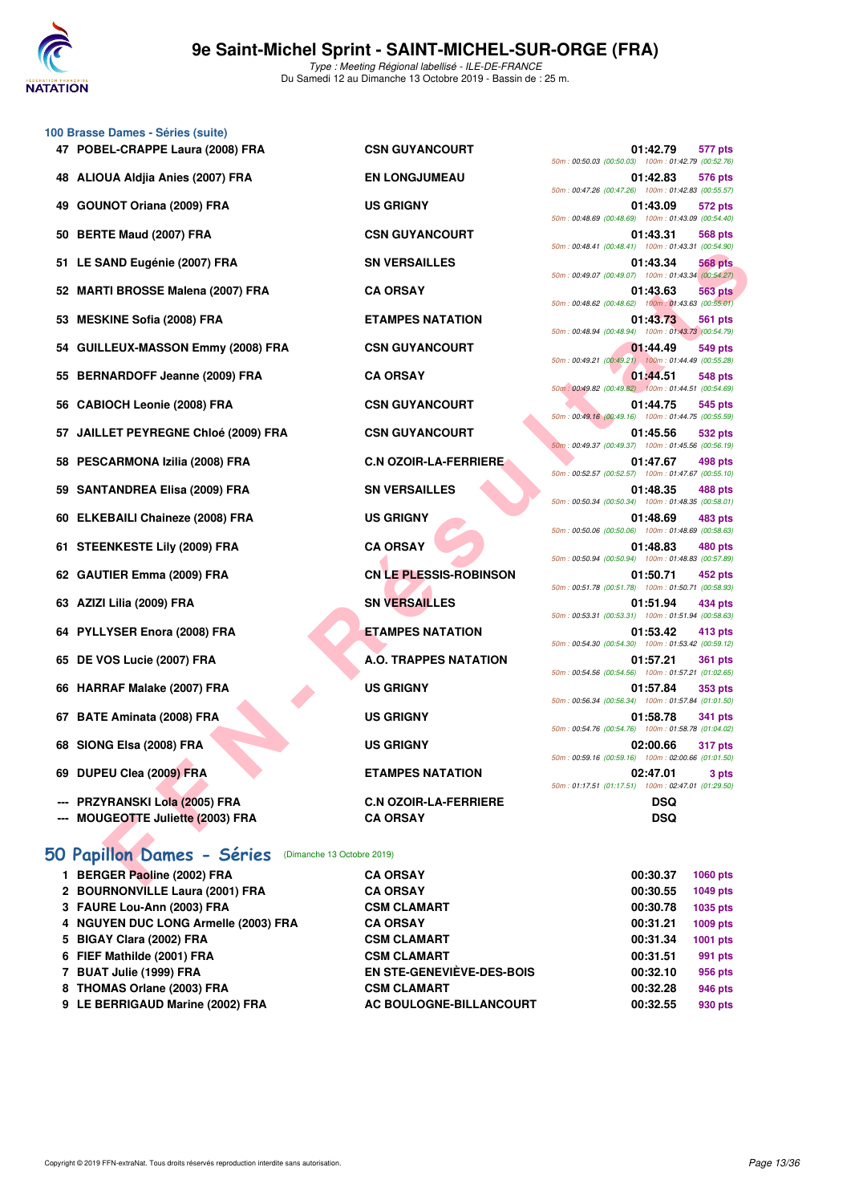# 9e Saint-Michel Sprint - SAINT-MICHEL-SUR-ORGE (FRA)

*Type : Meeting Régional labellisé - ILE-DE-FRANCE*
Du Samedi 12 au Dimanche 13 Octobre 2019 - Bassin de : 25 m.

### 100 Brasse Dames - Séries (suite)

| Rg | Nom | Club | Temps | Points | Splits |
|---|---|---|---|---|---|
| 47 | POBEL-CRAPPE Laura (2008) FRA | CSN GUYANCOURT | 01:42.79 | 577 pts | 50m : 00:50.03 (00:50.03) 100m : 01:42.79 (00:52.76) |
| 48 | ALIOUA Aldjia Anies (2007) FRA | EN LONGJUMEAU | 01:42.83 | 576 pts | 50m : 00:47.26 (00:47.26) 100m : 01:42.83 (00:55.57) |
| 49 | GOUNOT Oriana (2009) FRA | US GRIGNY | 01:43.09 | 572 pts | 50m : 00:48.69 (00:48.69) 100m : 01:43.09 (00:54.40) |
| 50 | BERTE Maud (2007) FRA | CSN GUYANCOURT | 01:43.31 | 568 pts | 50m : 00:48.41 (00:48.41) 100m : 01:43.31 (00:54.90) |
| 51 | LE SAND Eugénie (2007) FRA | SN VERSAILLES | 01:43.34 | 568 pts | 50m : 00:49.07 (00:49.07) 100m : 01:43.34 (00:54.27) |
| 52 | MARTI BROSSE Malena (2007) FRA | CA ORSAY | 01:43.63 | 563 pts | 50m : 00:48.62 (00:48.62) 100m : 01:43.63 (00:55.01) |
| 53 | MESKINE Sofia (2008) FRA | ETAMPES NATATION | 01:43.73 | 561 pts | 50m : 00:48.94 (00:48.94) 100m : 01:43.73 (00:54.79) |
| 54 | GUILLEUX-MASSON Emmy (2008) FRA | CSN GUYANCOURT | 01:44.49 | 549 pts | 50m : 00:49.21 (00:49.21) 100m : 01:44.49 (00:55.28) |
| 55 | BERNARDOFF Jeanne (2009) FRA | CA ORSAY | 01:44.51 | 548 pts | 50m : 00:49.82 (00:49.82) 100m : 01:44.51 (00:54.69) |
| 56 | CABIOCH Leonie (2008) FRA | CSN GUYANCOURT | 01:44.75 | 545 pts | 50m : 00:49.16 (00:49.16) 100m : 01:44.75 (00:55.59) |
| 57 | JAILLET PEYREGNE Chloé (2009) FRA | CSN GUYANCOURT | 01:45.56 | 532 pts | 50m : 00:49.37 (00:49.37) 100m : 01:45.56 (00:56.19) |
| 58 | PESCARMONA Izilia (2008) FRA | C.N OZOIR-LA-FERRIERE | 01:47.67 | 498 pts | 50m : 00:52.57 (00:52.57) 100m : 01:47.67 (00:55.10) |
| 59 | SANTANDREA Elisa (2009) FRA | SN VERSAILLES | 01:48.35 | 488 pts | 50m : 00:50.34 (00:50.34) 100m : 01:48.35 (00:58.01) |
| 60 | ELKEBAILI Chaineze (2008) FRA | US GRIGNY | 01:48.69 | 483 pts | 50m : 00:50.06 (00:50.06) 100m : 01:48.69 (00:58.63) |
| 61 | STEENKESTE Lily (2009) FRA | CA ORSAY | 01:48.83 | 480 pts | 50m : 00:50.94 (00:50.94) 100m : 01:48.83 (00:57.89) |
| 62 | GAUTIER Emma (2009) FRA | CN LE PLESSIS-ROBINSON | 01:50.71 | 452 pts | 50m : 00:51.78 (00:51.78) 100m : 01:50.71 (00:58.93) |
| 63 | AZIZI Lilia (2009) FRA | SN VERSAILLES | 01:51.94 | 434 pts | 50m : 00:53.31 (00:53.31) 100m : 01:51.94 (00:58.63) |
| 64 | PYLLYSER Enora (2008) FRA | ETAMPES NATATION | 01:53.42 | 413 pts | 50m : 00:54.30 (00:54.30) 100m : 01:53.42 (00:59.12) |
| 65 | DE VOS Lucie (2007) FRA | A.O. TRAPPES NATATION | 01:57.21 | 361 pts | 50m : 00:54.56 (00:54.56) 100m : 01:57.21 (01:02.65) |
| 66 | HARRAF Malake (2007) FRA | US GRIGNY | 01:57.84 | 353 pts | 50m : 00:56.34 (00:56.34) 100m : 01:57.84 (01:01.50) |
| 67 | BATE Aminata (2008) FRA | US GRIGNY | 01:58.78 | 341 pts | 50m : 00:54.76 (00:54.76) 100m : 01:58.78 (01:04.02) |
| 68 | SIONG Elsa (2008) FRA | US GRIGNY | 02:00.66 | 317 pts | 50m : 00:59.16 (00:59.16) 100m : 02:00.66 (01:01.50) |
| 69 | DUPEU Clea (2009) FRA | ETAMPES NATATION | 02:47.01 | 3 pts | 50m : 01:17.51 (01:17.51) 100m : 02:47.01 (01:29.50) |
| --- | PRZYRANSKI Lola (2005) FRA | C.N OZOIR-LA-FERRIERE | DSQ | | |
| --- | MOUGEOTTE Juliette (2003) FRA | CA ORSAY | DSQ | | |

## 50 Papillon Dames - Séries (Dimanche 13 Octobre 2019)

| Rg | Nom | Club | Temps | Points |
|---|---|---|---|---|
| 1 | BERGER Paoline (2002) FRA | CA ORSAY | 00:30.37 | 1060 pts |
| 2 | BOURNONVILLE Laura (2001) FRA | CA ORSAY | 00:30.55 | 1049 pts |
| 3 | FAURE Lou-Ann (2003) FRA | CSM CLAMART | 00:30.78 | 1035 pts |
| 4 | NGUYEN DUC LONG Armelle (2003) FRA | CA ORSAY | 00:31.21 | 1009 pts |
| 5 | BIGAY Clara (2002) FRA | CSM CLAMART | 00:31.34 | 1001 pts |
| 6 | FIEF Mathilde (2001) FRA | CSM CLAMART | 00:31.51 | 991 pts |
| 7 | BUAT Julie (1999) FRA | EN STE-GENEVIÈVE-DES-BOIS | 00:32.10 | 956 pts |
| 8 | THOMAS Orlane (2003) FRA | CSM CLAMART | 00:32.28 | 946 pts |
| 9 | LE BERRIGAUD Marine (2002) FRA | AC BOULOGNE-BILLANCOURT | 00:32.55 | 930 pts |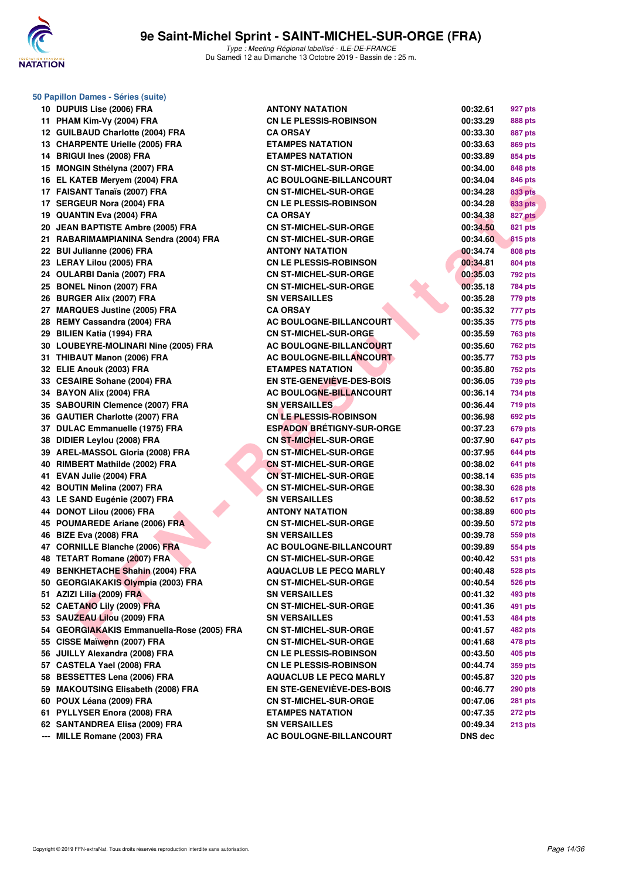# 9e Saint-Michel Sprint - SAINT-MICHEL-SUR-ORGE (FRA)

*Type : Meeting Régional labellisé - ILE-DE-FRANCE*
Du Samedi 12 au Dimanche 13 Octobre 2019 - Bassin de : 25 m.

## 50 Papillon Dames - Séries (suite)

| | | | | |
|---|---|---|---|---|
| 10 | DUPUIS Lise (2006) FRA | ANTONY NATATION | 00:32.61 | 927 pts |
| 11 | PHAM Kim-Vy (2004) FRA | CN LE PLESSIS-ROBINSON | 00:33.29 | 888 pts |
| 12 | GUILBAUD Charlotte (2004) FRA | CA ORSAY | 00:33.30 | 887 pts |
| 13 | CHARPENTE Urielle (2005) FRA | ETAMPES NATATION | 00:33.63 | 869 pts |
| 14 | BRIGUI Ines (2008) FRA | ETAMPES NATATION | 00:33.89 | 854 pts |
| 15 | MONGIN Sthélyna (2007) FRA | CN ST-MICHEL-SUR-ORGE | 00:34.00 | 848 pts |
| 16 | EL KATEB Meryem (2004) FRA | AC BOULOGNE-BILLANCOURT | 00:34.04 | 846 pts |
| 17 | FAISANT Tanaïs (2007) FRA | CN ST-MICHEL-SUR-ORGE | 00:34.28 | 833 pts |
| 17 | SERGEUR Nora (2004) FRA | CN LE PLESSIS-ROBINSON | 00:34.28 | 833 pts |
| 19 | QUANTIN Eva (2004) FRA | CA ORSAY | 00:34.38 | 827 pts |
| 20 | JEAN BAPTISTE Ambre (2005) FRA | CN ST-MICHEL-SUR-ORGE | 00:34.50 | 821 pts |
| 21 | RABARIMAMPIANINA Sendra (2004) FRA | CN ST-MICHEL-SUR-ORGE | 00:34.60 | 815 pts |
| 22 | BUI Julianne (2006) FRA | ANTONY NATATION | 00:34.74 | 808 pts |
| 23 | LERAY Lilou (2005) FRA | CN LE PLESSIS-ROBINSON | 00:34.81 | 804 pts |
| 24 | OULARBI Dania (2007) FRA | CN ST-MICHEL-SUR-ORGE | 00:35.03 | 792 pts |
| 25 | BONEL Ninon (2007) FRA | CN ST-MICHEL-SUR-ORGE | 00:35.18 | 784 pts |
| 26 | BURGER Alix (2007) FRA | SN VERSAILLES | 00:35.28 | 779 pts |
| 27 | MARQUES Justine (2005) FRA | CA ORSAY | 00:35.32 | 777 pts |
| 28 | REMY Cassandra (2004) FRA | AC BOULOGNE-BILLANCOURT | 00:35.35 | 775 pts |
| 29 | BILIEN Katia (1994) FRA | CN ST-MICHEL-SUR-ORGE | 00:35.59 | 763 pts |
| 30 | LOUBEYRE-MOLINARI Nine (2005) FRA | AC BOULOGNE-BILLANCOURT | 00:35.60 | 762 pts |
| 31 | THIBAUT Manon (2006) FRA | AC BOULOGNE-BILLANCOURT | 00:35.77 | 753 pts |
| 32 | ELIE Anouk (2003) FRA | ETAMPES NATATION | 00:35.80 | 752 pts |
| 33 | CESAIRE Sohane (2004) FRA | EN STE-GENEVIÈVE-DES-BOIS | 00:36.05 | 739 pts |
| 34 | BAYON Alix (2004) FRA | AC BOULOGNE-BILLANCOURT | 00:36.14 | 734 pts |
| 35 | SABOURIN Clemence (2007) FRA | SN VERSAILLES | 00:36.44 | 719 pts |
| 36 | GAUTIER Charlotte (2007) FRA | CN LE PLESSIS-ROBINSON | 00:36.98 | 692 pts |
| 37 | DULAC Emmanuelle (1975) FRA | ESPADON BRÉTIGNY-SUR-ORGE | 00:37.23 | 679 pts |
| 38 | DIDIER Leylou (2008) FRA | CN ST-MICHEL-SUR-ORGE | 00:37.90 | 647 pts |
| 39 | AREL-MASSOL Gloria (2008) FRA | CN ST-MICHEL-SUR-ORGE | 00:37.95 | 644 pts |
| 40 | RIMBERT Mathilde (2002) FRA | CN ST-MICHEL-SUR-ORGE | 00:38.02 | 641 pts |
| 41 | EVAN Julie (2004) FRA | CN ST-MICHEL-SUR-ORGE | 00:38.14 | 635 pts |
| 42 | BOUTIN Melina (2007) FRA | CN ST-MICHEL-SUR-ORGE | 00:38.30 | 628 pts |
| 43 | LE SAND Eugénie (2007) FRA | SN VERSAILLES | 00:38.52 | 617 pts |
| 44 | DONOT Lilou (2006) FRA | ANTONY NATATION | 00:38.89 | 600 pts |
| 45 | POUMAREDE Ariane (2006) FRA | CN ST-MICHEL-SUR-ORGE | 00:39.50 | 572 pts |
| 46 | BIZE Eva (2008) FRA | SN VERSAILLES | 00:39.78 | 559 pts |
| 47 | CORNILLE Blanche (2006) FRA | AC BOULOGNE-BILLANCOURT | 00:39.89 | 554 pts |
| 48 | TETART Romane (2007) FRA | CN ST-MICHEL-SUR-ORGE | 00:40.42 | 531 pts |
| 49 | BENKHETACHE Shahin (2004) FRA | AQUACLUB LE PECQ MARLY | 00:40.48 | 528 pts |
| 50 | GEORGIAKAKIS Olympia (2003) FRA | CN ST-MICHEL-SUR-ORGE | 00:40.54 | 526 pts |
| 51 | AZIZI Lilia (2009) FRA | SN VERSAILLES | 00:41.32 | 493 pts |
| 52 | CAETANO Lily (2009) FRA | CN ST-MICHEL-SUR-ORGE | 00:41.36 | 491 pts |
| 53 | SAUZEAU Lilou (2009) FRA | SN VERSAILLES | 00:41.53 | 484 pts |
| 54 | GEORGIAKAKIS Emmanuella-Rose (2005) FRA | CN ST-MICHEL-SUR-ORGE | 00:41.57 | 482 pts |
| 55 | CISSE Maïwenn (2007) FRA | CN ST-MICHEL-SUR-ORGE | 00:41.68 | 478 pts |
| 56 | JUILLY Alexandra (2008) FRA | CN LE PLESSIS-ROBINSON | 00:43.50 | 405 pts |
| 57 | CASTELA Yael (2008) FRA | CN LE PLESSIS-ROBINSON | 00:44.74 | 359 pts |
| 58 | BESSETTES Lena (2006) FRA | AQUACLUB LE PECQ MARLY | 00:45.87 | 320 pts |
| 59 | MAKOUTSING Elisabeth (2008) FRA | EN STE-GENEVIÈVE-DES-BOIS | 00:46.77 | 290 pts |
| 60 | POUX Léana (2009) FRA | CN ST-MICHEL-SUR-ORGE | 00:47.06 | 281 pts |
| 61 | PYLLYSER Enora (2008) FRA | ETAMPES NATATION | 00:47.35 | 272 pts |
| 62 | SANTANDREA Elisa (2009) FRA | SN VERSAILLES | 00:49.34 | 213 pts |
| --- | MILLE Romane (2003) FRA | AC BOULOGNE-BILLANCOURT | DNS dec | |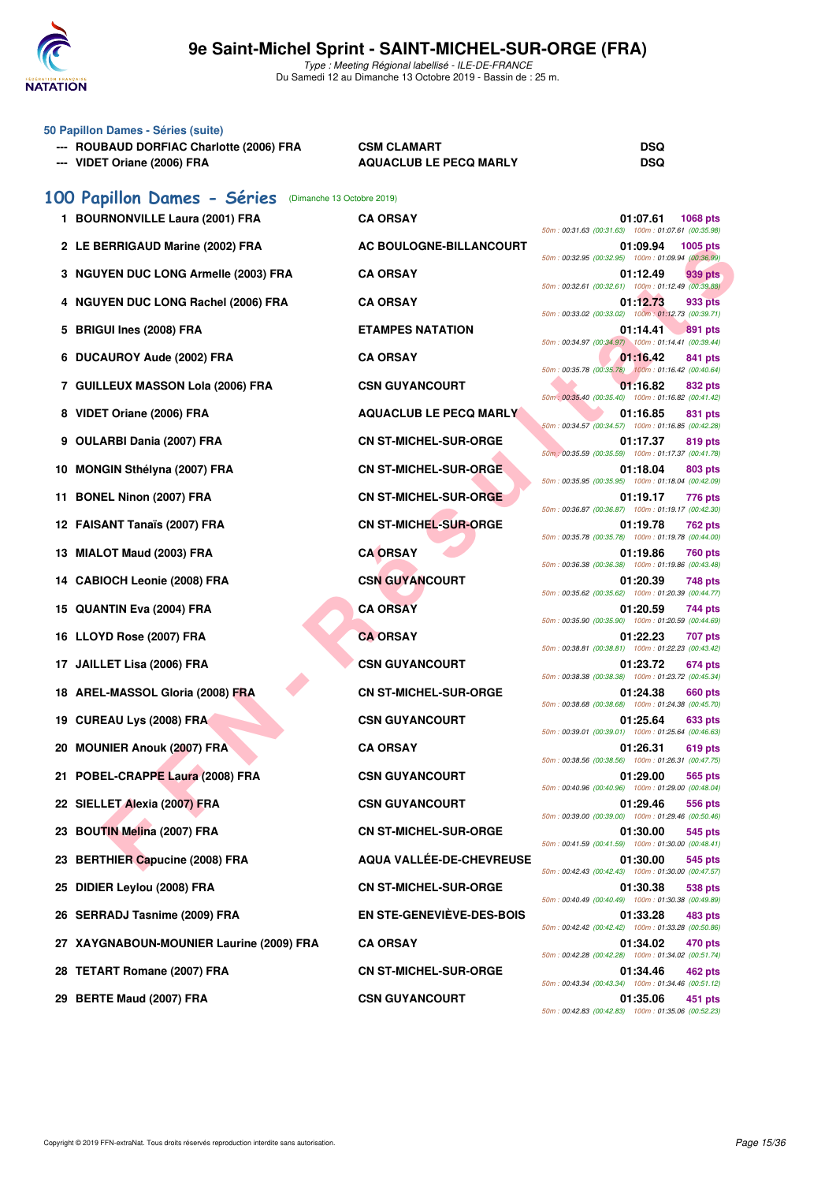# 9e Saint-Michel Sprint - SAINT-MICHEL-SUR-ORGE (FRA)

*Type : Meeting Régional labellisé - ILE-DE-FRANCE*
Du Samedi 12 au Dimanche 13 Octobre 2019 - Bassin de : 25 m.

### 50 Papillon Dames - Séries (suite)

| | | | |
|---|---|---|---|
| --- | ROUBAUD DORFIAC Charlotte (2006) FRA | CSM CLAMART | DSQ |
| --- | VIDET Oriane (2006) FRA | AQUACLUB LE PECQ MARLY | DSQ |

## 100 Papillon Dames - Séries (Dimanche 13 Octobre 2019)

| Rang | Nom | Club | Temps | Points | Intermédiaires |
|---|---|---|---|---|---|
| 1 | BOURNONVILLE Laura (2001) FRA | CA ORSAY | 01:07.61 | 1068 pts | 50m : 00:31.63 (00:31.63) 100m : 01:07.61 (00:35.98) |
| 2 | LE BERRIGAUD Marine (2002) FRA | AC BOULOGNE-BILLANCOURT | 01:09.94 | 1005 pts | 50m : 00:32.95 (00:32.95) 100m : 01:09.94 (00:36.99) |
| 3 | NGUYEN DUC LONG Armelle (2003) FRA | CA ORSAY | 01:12.49 | 939 pts | 50m : 00:32.61 (00:32.61) 100m : 01:12.49 (00:39.88) |
| 4 | NGUYEN DUC LONG Rachel (2006) FRA | CA ORSAY | 01:12.73 | 933 pts | 50m : 00:33.02 (00:33.02) 100m : 01:12.73 (00:39.71) |
| 5 | BRIGUI Ines (2008) FRA | ETAMPES NATATION | 01:14.41 | 891 pts | 50m : 00:34.97 (00:34.97) 100m : 01:14.41 (00:39.44) |
| 6 | DUCAUROY Aude (2002) FRA | CA ORSAY | 01:16.42 | 841 pts | 50m : 00:35.78 (00:35.78) 100m : 01:16.42 (00:40.64) |
| 7 | GUILLEUX MASSON Lola (2006) FRA | CSN GUYANCOURT | 01:16.82 | 832 pts | 50m : 00:35.40 (00:35.40) 100m : 01:16.82 (00:41.42) |
| 8 | VIDET Oriane (2006) FRA | AQUACLUB LE PECQ MARLY | 01:16.85 | 831 pts | 50m : 00:34.57 (00:34.57) 100m : 01:16.85 (00:42.28) |
| 9 | OULARBI Dania (2007) FRA | CN ST-MICHEL-SUR-ORGE | 01:17.37 | 819 pts | 50m : 00:35.59 (00:35.59) 100m : 01:17.37 (00:41.78) |
| 10 | MONGIN Sthélyna (2007) FRA | CN ST-MICHEL-SUR-ORGE | 01:18.04 | 803 pts | 50m : 00:35.95 (00:35.95) 100m : 01:18.04 (00:42.09) |
| 11 | BONEL Ninon (2007) FRA | CN ST-MICHEL-SUR-ORGE | 01:19.17 | 776 pts | 50m : 00:36.87 (00:36.87) 100m : 01:19.17 (00:42.30) |
| 12 | FAISANT Tanaïs (2007) FRA | CN ST-MICHEL-SUR-ORGE | 01:19.78 | 762 pts | 50m : 00:35.78 (00:35.78) 100m : 01:19.78 (00:44.00) |
| 13 | MIALOT Maud (2003) FRA | CA ORSAY | 01:19.86 | 760 pts | 50m : 00:36.38 (00:36.38) 100m : 01:19.86 (00:43.48) |
| 14 | CABIOCH Leonie (2008) FRA | CSN GUYANCOURT | 01:20.39 | 748 pts | 50m : 00:35.62 (00:35.62) 100m : 01:20.39 (00:44.77) |
| 15 | QUANTIN Eva (2004) FRA | CA ORSAY | 01:20.59 | 744 pts | 50m : 00:35.90 (00:35.90) 100m : 01:20.59 (00:44.69) |
| 16 | LLOYD Rose (2007) FRA | CA ORSAY | 01:22.23 | 707 pts | 50m : 00:38.81 (00:38.81) 100m : 01:22.23 (00:43.42) |
| 17 | JAILLET Lisa (2006) FRA | CSN GUYANCOURT | 01:23.72 | 674 pts | 50m : 00:38.38 (00:38.38) 100m : 01:23.72 (00:45.34) |
| 18 | AREL-MASSOL Gloria (2008) FRA | CN ST-MICHEL-SUR-ORGE | 01:24.38 | 660 pts | 50m : 00:38.68 (00:38.68) 100m : 01:24.38 (00:45.70) |
| 19 | CUREAU Lys (2008) FRA | CSN GUYANCOURT | 01:25.64 | 633 pts | 50m : 00:39.01 (00:39.01) 100m : 01:25.64 (00:46.63) |
| 20 | MOUNIER Anouk (2007) FRA | CA ORSAY | 01:26.31 | 619 pts | 50m : 00:38.56 (00:38.56) 100m : 01:26.31 (00:47.75) |
| 21 | POBEL-CRAPPE Laura (2008) FRA | CSN GUYANCOURT | 01:29.00 | 565 pts | 50m : 00:40.96 (00:40.96) 100m : 01:29.00 (00:48.04) |
| 22 | SIELLET Alexia (2007) FRA | CSN GUYANCOURT | 01:29.46 | 556 pts | 50m : 00:39.00 (00:39.00) 100m : 01:29.46 (00:50.46) |
| 23 | BOUTIN Melina (2007) FRA | CN ST-MICHEL-SUR-ORGE | 01:30.00 | 545 pts | 50m : 00:41.59 (00:41.59) 100m : 01:30.00 (00:48.41) |
| 23 | BERTHIER Capucine (2008) FRA | AQUA VALLÉE-DE-CHEVREUSE | 01:30.00 | 545 pts | 50m : 00:42.43 (00:42.43) 100m : 01:30.00 (00:47.57) |
| 25 | DIDIER Leylou (2008) FRA | CN ST-MICHEL-SUR-ORGE | 01:30.38 | 538 pts | 50m : 00:40.49 (00:40.49) 100m : 01:30.38 (00:49.89) |
| 26 | SERRADJ Tasnime (2009) FRA | EN STE-GENEVIÈVE-DES-BOIS | 01:33.28 | 483 pts | 50m : 00:42.42 (00:42.42) 100m : 01:33.28 (00:50.86) |
| 27 | XAYGNABOUN-MOUNIER Laurine (2009) FRA | CA ORSAY | 01:34.02 | 470 pts | 50m : 00:42.28 (00:42.28) 100m : 01:34.02 (00:51.74) |
| 28 | TETART Romane (2007) FRA | CN ST-MICHEL-SUR-ORGE | 01:34.46 | 462 pts | 50m : 00:43.34 (00:43.34) 100m : 01:34.46 (00:51.12) |
| 29 | BERTE Maud (2007) FRA | CSN GUYANCOURT | 01:35.06 | 451 pts | 50m : 00:42.83 (00:42.83) 100m : 01:35.06 (00:52.23) |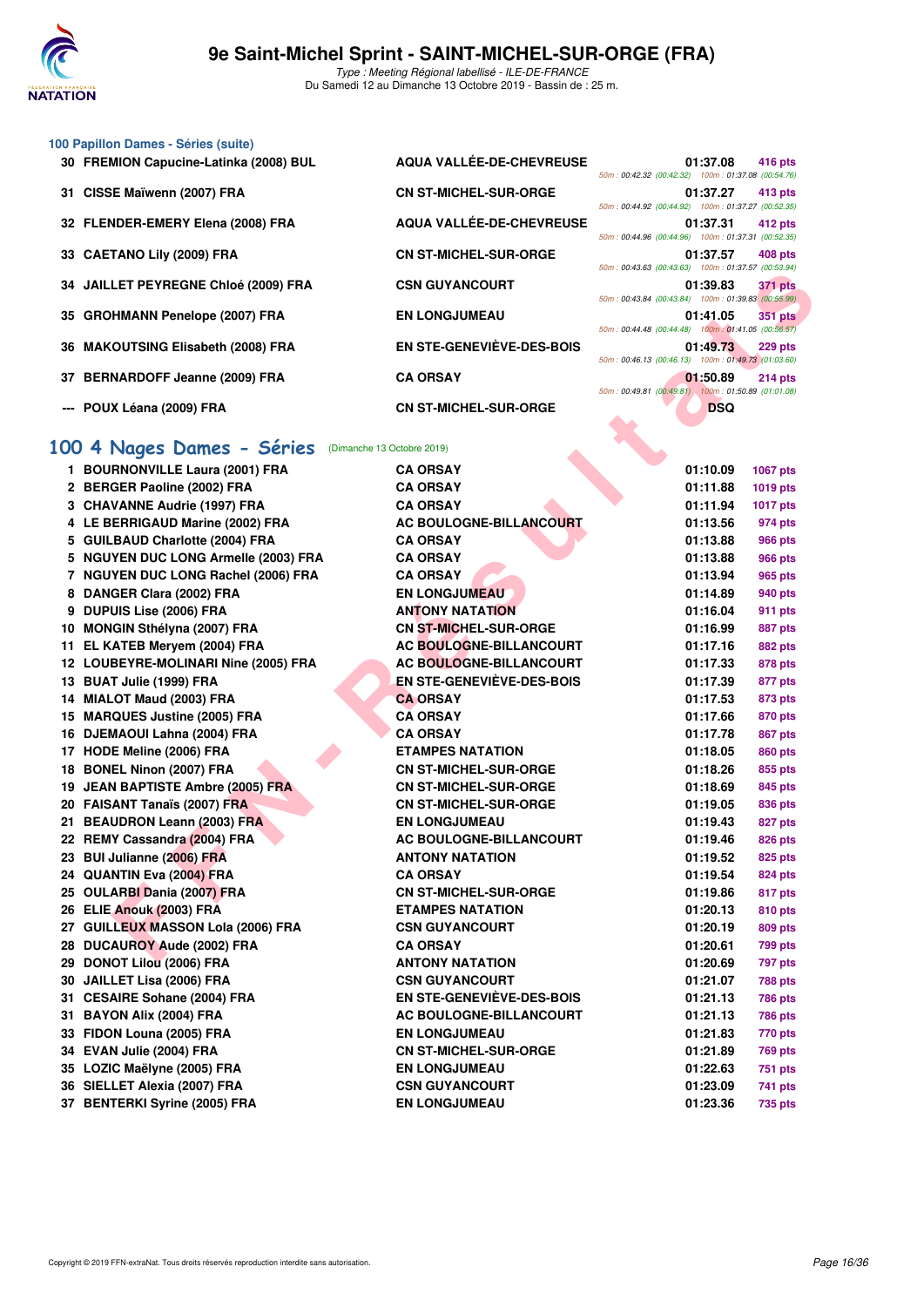## 100 Papillon Dames - Séries (suite)

| Pl. | Nom | Club | Temps | Points |
|---|---|---|---|---|
| 30 | FREMION Capucine-Latinka (2008) BUL | AQUA VALLÉE-DE-CHEVREUSE | 01:37.08 | 416 pts |
| | | | 50m : 00:42.32 (00:42.32) 100m : 01:37.08 (00:54.76) | |
| 31 | CISSE Maïwenn (2007) FRA | CN ST-MICHEL-SUR-ORGE | 01:37.27 | 413 pts |
| | | | 50m : 00:44.92 (00:44.92) 100m : 01:37.27 (00:52.35) | |
| 32 | FLENDER-EMERY Elena (2008) FRA | AQUA VALLÉE-DE-CHEVREUSE | 01:37.31 | 412 pts |
| | | | 50m : 00:44.96 (00:44.96) 100m : 01:37.31 (00:52.35) | |
| 33 | CAETANO Lily (2009) FRA | CN ST-MICHEL-SUR-ORGE | 01:37.57 | 408 pts |
| | | | 50m : 00:43.63 (00:43.63) 100m : 01:37.57 (00:53.94) | |
| 34 | JAILLET PEYREGNE Chloé (2009) FRA | CSN GUYANCOURT | 01:39.83 | 371 pts |
| | | | 50m : 00:43.84 (00:43.84) 100m : 01:39.83 (00:55.99) | |
| 35 | GROHMANN Penelope (2007) FRA | EN LONGJUMEAU | 01:41.05 | 351 pts |
| | | | 50m : 00:44.48 (00:44.48) 100m : 01:41.05 (00:56.57) | |
| 36 | MAKOUTSING Elisabeth (2008) FRA | EN STE-GENEVIÈVE-DES-BOIS | 01:49.73 | 229 pts |
| | | | 50m : 00:46.13 (00:46.13) 100m : 01:49.73 (01:03.60) | |
| 37 | BERNARDOFF Jeanne (2009) FRA | CA ORSAY | 01:50.89 | 214 pts |
| | | | 50m : 00:49.81 (00:49.81) 100m : 01:50.89 (01:01.08) | |
| --- | POUX Léana (2009) FRA | CN ST-MICHEL-SUR-ORGE | DSQ | |

## 100 4 Nages Dames - Séries (Dimanche 13 Octobre 2019)

| Pl. | Nom | Club | Temps | Points |
|---|---|---|---|---|
| 1 | BOURNONVILLE Laura (2001) FRA | CA ORSAY | 01:10.09 | 1067 pts |
| 2 | BERGER Paoline (2002) FRA | CA ORSAY | 01:11.88 | 1019 pts |
| 3 | CHAVANNE Audrie (1997) FRA | CA ORSAY | 01:11.94 | 1017 pts |
| 4 | LE BERRIGAUD Marine (2002) FRA | AC BOULOGNE-BILLANCOURT | 01:13.56 | 974 pts |
| 5 | GUILBAUD Charlotte (2004) FRA | CA ORSAY | 01:13.88 | 966 pts |
| 5 | NGUYEN DUC LONG Armelle (2003) FRA | CA ORSAY | 01:13.88 | 966 pts |
| 7 | NGUYEN DUC LONG Rachel (2006) FRA | CA ORSAY | 01:13.94 | 965 pts |
| 8 | DANGER Clara (2002) FRA | EN LONGJUMEAU | 01:14.89 | 940 pts |
| 9 | DUPUIS Lise (2006) FRA | ANTONY NATATION | 01:16.04 | 911 pts |
| 10 | MONGIN Sthélyna (2007) FRA | CN ST-MICHEL-SUR-ORGE | 01:16.99 | 887 pts |
| 11 | EL KATEB Meryem (2004) FRA | AC BOULOGNE-BILLANCOURT | 01:17.16 | 882 pts |
| 12 | LOUBEYRE-MOLINARI Nine (2005) FRA | AC BOULOGNE-BILLANCOURT | 01:17.33 | 878 pts |
| 13 | BUAT Julie (1999) FRA | EN STE-GENEVIÈVE-DES-BOIS | 01:17.39 | 877 pts |
| 14 | MIALOT Maud (2003) FRA | CA ORSAY | 01:17.53 | 873 pts |
| 15 | MARQUES Justine (2005) FRA | CA ORSAY | 01:17.66 | 870 pts |
| 16 | DJEMAOUI Lahna (2004) FRA | CA ORSAY | 01:17.78 | 867 pts |
| 17 | HODE Meline (2006) FRA | ETAMPES NATATION | 01:18.05 | 860 pts |
| 18 | BONEL Ninon (2007) FRA | CN ST-MICHEL-SUR-ORGE | 01:18.26 | 855 pts |
| 19 | JEAN BAPTISTE Ambre (2005) FRA | CN ST-MICHEL-SUR-ORGE | 01:18.69 | 845 pts |
| 20 | FAISANT Tanaïs (2007) FRA | CN ST-MICHEL-SUR-ORGE | 01:19.05 | 836 pts |
| 21 | BEAUDRON Leann (2003) FRA | EN LONGJUMEAU | 01:19.43 | 827 pts |
| 22 | REMY Cassandra (2004) FRA | AC BOULOGNE-BILLANCOURT | 01:19.46 | 826 pts |
| 23 | BUI Julianne (2006) FRA | ANTONY NATATION | 01:19.52 | 825 pts |
| 24 | QUANTIN Eva (2004) FRA | CA ORSAY | 01:19.54 | 824 pts |
| 25 | OULARBI Dania (2007) FRA | CN ST-MICHEL-SUR-ORGE | 01:19.86 | 817 pts |
| 26 | ELIE Anouk (2003) FRA | ETAMPES NATATION | 01:20.13 | 810 pts |
| 27 | GUILLEUX MASSON Lola (2006) FRA | CSN GUYANCOURT | 01:20.19 | 809 pts |
| 28 | DUCAUROY Aude (2002) FRA | CA ORSAY | 01:20.61 | 799 pts |
| 29 | DONOT Lilou (2006) FRA | ANTONY NATATION | 01:20.69 | 797 pts |
| 30 | JAILLET Lisa (2006) FRA | CSN GUYANCOURT | 01:21.07 | 788 pts |
| 31 | CESAIRE Sohane (2004) FRA | EN STE-GENEVIÈVE-DES-BOIS | 01:21.13 | 786 pts |
| 31 | BAYON Alix (2004) FRA | AC BOULOGNE-BILLANCOURT | 01:21.13 | 786 pts |
| 33 | FIDON Louna (2005) FRA | EN LONGJUMEAU | 01:21.83 | 770 pts |
| 34 | EVAN Julie (2004) FRA | CN ST-MICHEL-SUR-ORGE | 01:21.89 | 769 pts |
| 35 | LOZIC Maëlyne (2005) FRA | EN LONGJUMEAU | 01:22.63 | 751 pts |
| 36 | SIELLET Alexia (2007) FRA | CSN GUYANCOURT | 01:23.09 | 741 pts |
| 37 | BENTERKI Syrine (2005) FRA | EN LONGJUMEAU | 01:23.36 | 735 pts |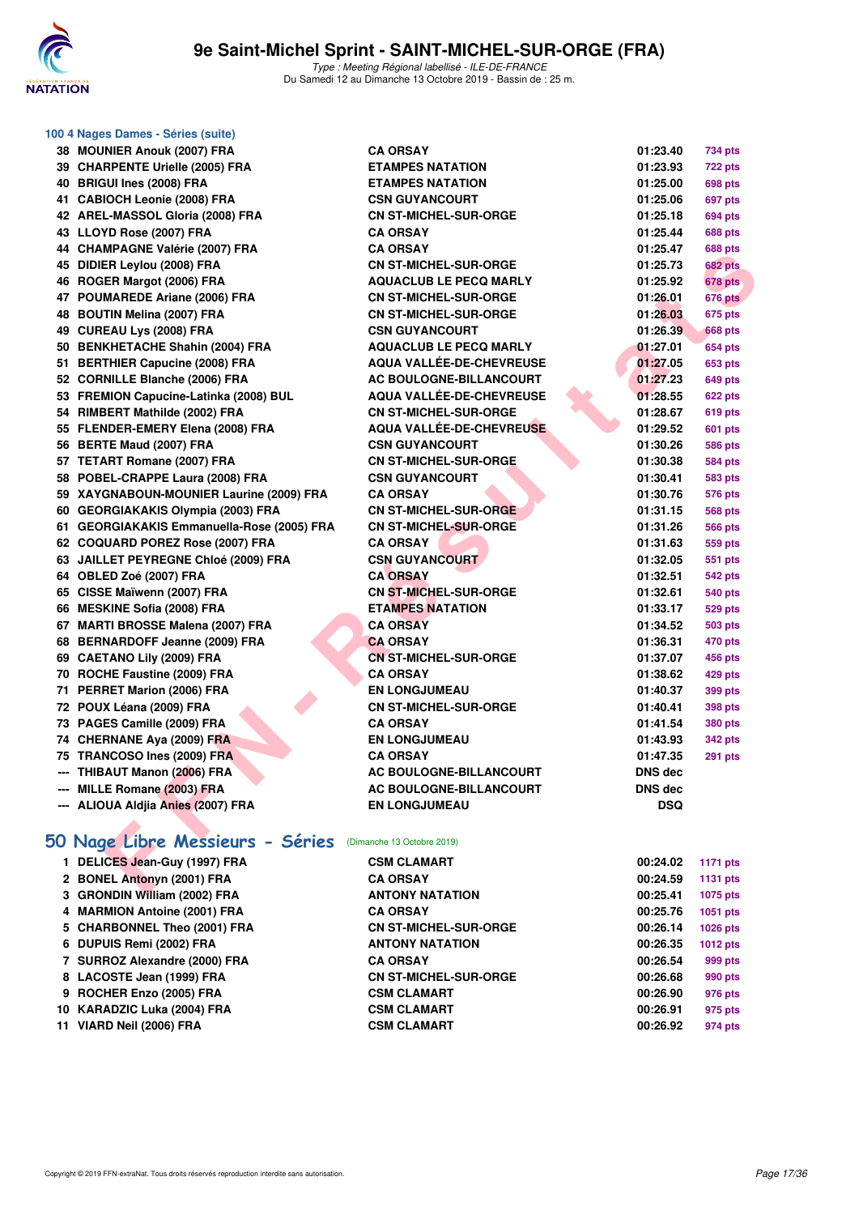### 100 4 Nages Dames - Séries (suite)

| | | | | |
|---|---|---|---|---|
| 38 | MOUNIER Anouk (2007) FRA | CA ORSAY | 01:23.40 | 734 pts |
| 39 | CHARPENTE Urielle (2005) FRA | ETAMPES NATATION | 01:23.93 | 722 pts |
| 40 | BRIGUI Ines (2008) FRA | ETAMPES NATATION | 01:25.00 | 698 pts |
| 41 | CABIOCH Leonie (2008) FRA | CSN GUYANCOURT | 01:25.06 | 697 pts |
| 42 | AREL-MASSOL Gloria (2008) FRA | CN ST-MICHEL-SUR-ORGE | 01:25.18 | 694 pts |
| 43 | LLOYD Rose (2007) FRA | CA ORSAY | 01:25.44 | 688 pts |
| 44 | CHAMPAGNE Valérie (2007) FRA | CA ORSAY | 01:25.47 | 688 pts |
| 45 | DIDIER Leylou (2008) FRA | CN ST-MICHEL-SUR-ORGE | 01:25.73 | 682 pts |
| 46 | ROGER Margot (2006) FRA | AQUACLUB LE PECQ MARLY | 01:25.92 | 678 pts |
| 47 | POUMAREDE Ariane (2006) FRA | CN ST-MICHEL-SUR-ORGE | 01:26.01 | 676 pts |
| 48 | BOUTIN Melina (2007) FRA | CN ST-MICHEL-SUR-ORGE | 01:26.03 | 675 pts |
| 49 | CUREAU Lys (2008) FRA | CSN GUYANCOURT | 01:26.39 | 668 pts |
| 50 | BENKHETACHE Shahin (2004) FRA | AQUACLUB LE PECQ MARLY | 01:27.01 | 654 pts |
| 51 | BERTHIER Capucine (2008) FRA | AQUA VALLÉE-DE-CHEVREUSE | 01:27.05 | 653 pts |
| 52 | CORNILLE Blanche (2006) FRA | AC BOULOGNE-BILLANCOURT | 01:27.23 | 649 pts |
| 53 | FREMION Capucine-Latinka (2008) BUL | AQUA VALLÉE-DE-CHEVREUSE | 01:28.55 | 622 pts |
| 54 | RIMBERT Mathilde (2002) FRA | CN ST-MICHEL-SUR-ORGE | 01:28.67 | 619 pts |
| 55 | FLENDER-EMERY Elena (2008) FRA | AQUA VALLÉE-DE-CHEVREUSE | 01:29.52 | 601 pts |
| 56 | BERTE Maud (2007) FRA | CSN GUYANCOURT | 01:30.26 | 586 pts |
| 57 | TETART Romane (2007) FRA | CN ST-MICHEL-SUR-ORGE | 01:30.38 | 584 pts |
| 58 | POBEL-CRAPPE Laura (2008) FRA | CSN GUYANCOURT | 01:30.41 | 583 pts |
| 59 | XAYGNABOUN-MOUNIER Laurine (2009) FRA | CA ORSAY | 01:30.76 | 576 pts |
| 60 | GEORGIAKAKIS Olympia (2003) FRA | CN ST-MICHEL-SUR-ORGE | 01:31.15 | 568 pts |
| 61 | GEORGIAKAKIS Emmanuella-Rose (2005) FRA | CN ST-MICHEL-SUR-ORGE | 01:31.26 | 566 pts |
| 62 | COQUARD POREZ Rose (2007) FRA | CA ORSAY | 01:31.63 | 559 pts |
| 63 | JAILLET PEYREGNE Chloé (2009) FRA | CSN GUYANCOURT | 01:32.05 | 551 pts |
| 64 | OBLED Zoé (2007) FRA | CA ORSAY | 01:32.51 | 542 pts |
| 65 | CISSE Maïwenn (2007) FRA | CN ST-MICHEL-SUR-ORGE | 01:32.61 | 540 pts |
| 66 | MESKINE Sofia (2008) FRA | ETAMPES NATATION | 01:33.17 | 529 pts |
| 67 | MARTI BROSSE Malena (2007) FRA | CA ORSAY | 01:34.52 | 503 pts |
| 68 | BERNARDOFF Jeanne (2009) FRA | CA ORSAY | 01:36.31 | 470 pts |
| 69 | CAETANO Lily (2009) FRA | CN ST-MICHEL-SUR-ORGE | 01:37.07 | 456 pts |
| 70 | ROCHE Faustine (2009) FRA | CA ORSAY | 01:38.62 | 429 pts |
| 71 | PERRET Marion (2006) FRA | EN LONGJUMEAU | 01:40.37 | 399 pts |
| 72 | POUX Léana (2009) FRA | CN ST-MICHEL-SUR-ORGE | 01:40.41 | 398 pts |
| 73 | PAGES Camille (2009) FRA | CA ORSAY | 01:41.54 | 380 pts |
| 74 | CHERNANE Aya (2009) FRA | EN LONGJUMEAU | 01:43.93 | 342 pts |
| 75 | TRANCOSO Ines (2009) FRA | CA ORSAY | 01:47.35 | 291 pts |
| --- | THIBAUT Manon (2006) FRA | AC BOULOGNE-BILLANCOURT | DNS dec | |
| --- | MILLE Romane (2003) FRA | AC BOULOGNE-BILLANCOURT | DNS dec | |
| --- | ALIOUA Aldjia Anies (2007) FRA | EN LONGJUMEAU | DSQ | |

## 50 Nage Libre Messieurs - Séries (Dimanche 13 Octobre 2019)

| | | | | |
|---|---|---|---|---|
| 1 | DELICES Jean-Guy (1997) FRA | CSM CLAMART | 00:24.02 | 1171 pts |
| 2 | BONEL Antonyn (2001) FRA | CA ORSAY | 00:24.59 | 1131 pts |
| 3 | GRONDIN William (2002) FRA | ANTONY NATATION | 00:25.41 | 1075 pts |
| 4 | MARMION Antoine (2001) FRA | CA ORSAY | 00:25.76 | 1051 pts |
| 5 | CHARBONNEL Theo (2001) FRA | CN ST-MICHEL-SUR-ORGE | 00:26.14 | 1026 pts |
| 6 | DUPUIS Remi (2002) FRA | ANTONY NATATION | 00:26.35 | 1012 pts |
| 7 | SURROZ Alexandre (2000) FRA | CA ORSAY | 00:26.54 | 999 pts |
| 8 | LACOSTE Jean (1999) FRA | CN ST-MICHEL-SUR-ORGE | 00:26.68 | 990 pts |
| 9 | ROCHER Enzo (2005) FRA | CSM CLAMART | 00:26.90 | 976 pts |
| 10 | KARADZIC Luka (2004) FRA | CSM CLAMART | 00:26.91 | 975 pts |
| 11 | VIARD Neil (2006) FRA | CSM CLAMART | 00:26.92 | 974 pts |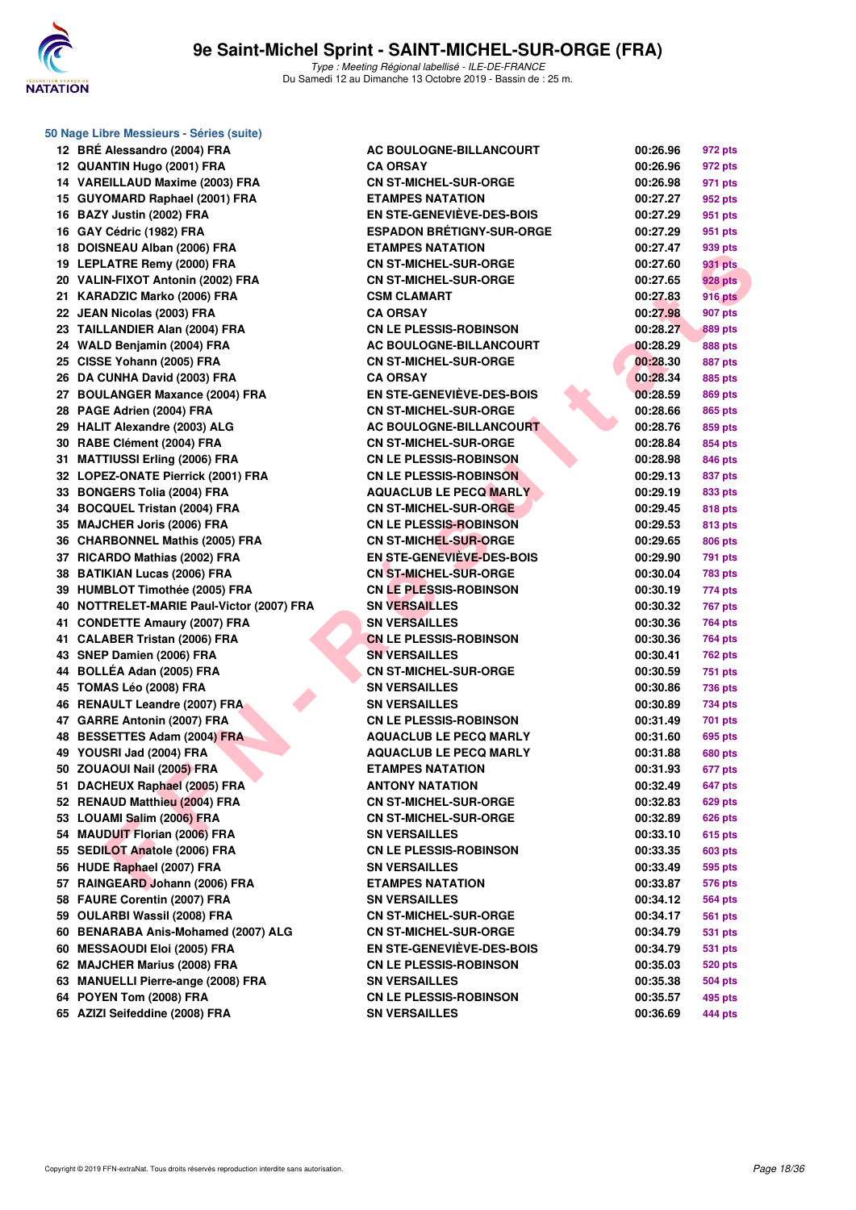# 9e Saint-Michel Sprint - SAINT-MICHEL-SUR-ORGE (FRA)

*Type : Meeting Régional labellisé - ILE-DE-FRANCE*
Du Samedi 12 au Dimanche 13 Octobre 2019 - Bassin de : 25 m.

## 50 Nage Libre Messieurs - Séries (suite)

| Rang | Nom | Club | Temps | Points |
|---|---|---|---|---|
| 12 | BRÉ Alessandro (2004) FRA | AC BOULOGNE-BILLANCOURT | 00:26.96 | 972 pts |
| 12 | QUANTIN Hugo (2001) FRA | CA ORSAY | 00:26.96 | 972 pts |
| 14 | VAREILLAUD Maxime (2003) FRA | CN ST-MICHEL-SUR-ORGE | 00:26.98 | 971 pts |
| 15 | GUYOMARD Raphael (2001) FRA | ETAMPES NATATION | 00:27.27 | 952 pts |
| 16 | BAZY Justin (2002) FRA | EN STE-GENEVIÈVE-DES-BOIS | 00:27.29 | 951 pts |
| 16 | GAY Cédric (1982) FRA | ESPADON BRÉTIGNY-SUR-ORGE | 00:27.29 | 951 pts |
| 18 | DOISNEAU Alban (2006) FRA | ETAMPES NATATION | 00:27.47 | 939 pts |
| 19 | LEPLATRE Remy (2000) FRA | CN ST-MICHEL-SUR-ORGE | 00:27.60 | 931 pts |
| 20 | VALIN-FIXOT Antonin (2002) FRA | CN ST-MICHEL-SUR-ORGE | 00:27.65 | 928 pts |
| 21 | KARADZIC Marko (2006) FRA | CSM CLAMART | 00:27.83 | 916 pts |
| 22 | JEAN Nicolas (2003) FRA | CA ORSAY | 00:27.98 | 907 pts |
| 23 | TAILLANDIER Alan (2004) FRA | CN LE PLESSIS-ROBINSON | 00:28.27 | 889 pts |
| 24 | WALD Benjamin (2004) FRA | AC BOULOGNE-BILLANCOURT | 00:28.29 | 888 pts |
| 25 | CISSE Yohann (2005) FRA | CN ST-MICHEL-SUR-ORGE | 00:28.30 | 887 pts |
| 26 | DA CUNHA David (2003) FRA | CA ORSAY | 00:28.34 | 885 pts |
| 27 | BOULANGER Maxance (2004) FRA | EN STE-GENEVIÈVE-DES-BOIS | 00:28.59 | 869 pts |
| 28 | PAGE Adrien (2004) FRA | CN ST-MICHEL-SUR-ORGE | 00:28.66 | 865 pts |
| 29 | HALIT Alexandre (2003) ALG | AC BOULOGNE-BILLANCOURT | 00:28.76 | 859 pts |
| 30 | RABE Clément (2004) FRA | CN ST-MICHEL-SUR-ORGE | 00:28.84 | 854 pts |
| 31 | MATTIUSSI Erling (2006) FRA | CN LE PLESSIS-ROBINSON | 00:28.98 | 846 pts |
| 32 | LOPEZ-ONATE Pierrick (2001) FRA | CN LE PLESSIS-ROBINSON | 00:29.13 | 837 pts |
| 33 | BONGERS Tolia (2004) FRA | AQUACLUB LE PECQ MARLY | 00:29.19 | 833 pts |
| 34 | BOCQUEL Tristan (2004) FRA | CN ST-MICHEL-SUR-ORGE | 00:29.45 | 818 pts |
| 35 | MAJCHER Joris (2006) FRA | CN LE PLESSIS-ROBINSON | 00:29.53 | 813 pts |
| 36 | CHARBONNEL Mathis (2005) FRA | CN ST-MICHEL-SUR-ORGE | 00:29.65 | 806 pts |
| 37 | RICARDO Mathias (2002) FRA | EN STE-GENEVIÈVE-DES-BOIS | 00:29.90 | 791 pts |
| 38 | BATIKIAN Lucas (2006) FRA | CN ST-MICHEL-SUR-ORGE | 00:30.04 | 783 pts |
| 39 | HUMBLOT Timothée (2005) FRA | CN LE PLESSIS-ROBINSON | 00:30.19 | 774 pts |
| 40 | NOTTRELET-MARIE Paul-Victor (2007) FRA | SN VERSAILLES | 00:30.32 | 767 pts |
| 41 | CONDETTE Amaury (2007) FRA | SN VERSAILLES | 00:30.36 | 764 pts |
| 41 | CALABER Tristan (2006) FRA | CN LE PLESSIS-ROBINSON | 00:30.36 | 764 pts |
| 43 | SNEP Damien (2006) FRA | SN VERSAILLES | 00:30.41 | 762 pts |
| 44 | BOLLÉA Adan (2005) FRA | CN ST-MICHEL-SUR-ORGE | 00:30.59 | 751 pts |
| 45 | TOMAS Léo (2008) FRA | SN VERSAILLES | 00:30.86 | 736 pts |
| 46 | RENAULT Leandre (2007) FRA | SN VERSAILLES | 00:30.89 | 734 pts |
| 47 | GARRE Antonin (2007) FRA | CN LE PLESSIS-ROBINSON | 00:31.49 | 701 pts |
| 48 | BESSETTES Adam (2004) FRA | AQUACLUB LE PECQ MARLY | 00:31.60 | 695 pts |
| 49 | YOUSRI Jad (2004) FRA | AQUACLUB LE PECQ MARLY | 00:31.88 | 680 pts |
| 50 | ZOUAOUI Nail (2005) FRA | ETAMPES NATATION | 00:31.93 | 677 pts |
| 51 | DACHEUX Raphael (2005) FRA | ANTONY NATATION | 00:32.49 | 647 pts |
| 52 | RENAUD Matthieu (2004) FRA | CN ST-MICHEL-SUR-ORGE | 00:32.83 | 629 pts |
| 53 | LOUAMI Salim (2006) FRA | CN ST-MICHEL-SUR-ORGE | 00:32.89 | 626 pts |
| 54 | MAUDUIT Florian (2006) FRA | SN VERSAILLES | 00:33.10 | 615 pts |
| 55 | SEDILOT Anatole (2006) FRA | CN LE PLESSIS-ROBINSON | 00:33.35 | 603 pts |
| 56 | HUDE Raphael (2007) FRA | SN VERSAILLES | 00:33.49 | 595 pts |
| 57 | RAINGEARD Johann (2006) FRA | ETAMPES NATATION | 00:33.87 | 576 pts |
| 58 | FAURE Corentin (2007) FRA | SN VERSAILLES | 00:34.12 | 564 pts |
| 59 | OULARBI Wassil (2008) FRA | CN ST-MICHEL-SUR-ORGE | 00:34.17 | 561 pts |
| 60 | BENARABA Anis-Mohamed (2007) ALG | CN ST-MICHEL-SUR-ORGE | 00:34.79 | 531 pts |
| 60 | MESSAOUDI Eloi (2005) FRA | EN STE-GENEVIÈVE-DES-BOIS | 00:34.79 | 531 pts |
| 62 | MAJCHER Marius (2008) FRA | CN LE PLESSIS-ROBINSON | 00:35.03 | 520 pts |
| 63 | MANUELLI Pierre-ange (2008) FRA | SN VERSAILLES | 00:35.38 | 504 pts |
| 64 | POYEN Tom (2008) FRA | CN LE PLESSIS-ROBINSON | 00:35.57 | 495 pts |
| 65 | AZIZI Seifeddine (2008) FRA | SN VERSAILLES | 00:36.69 | 444 pts |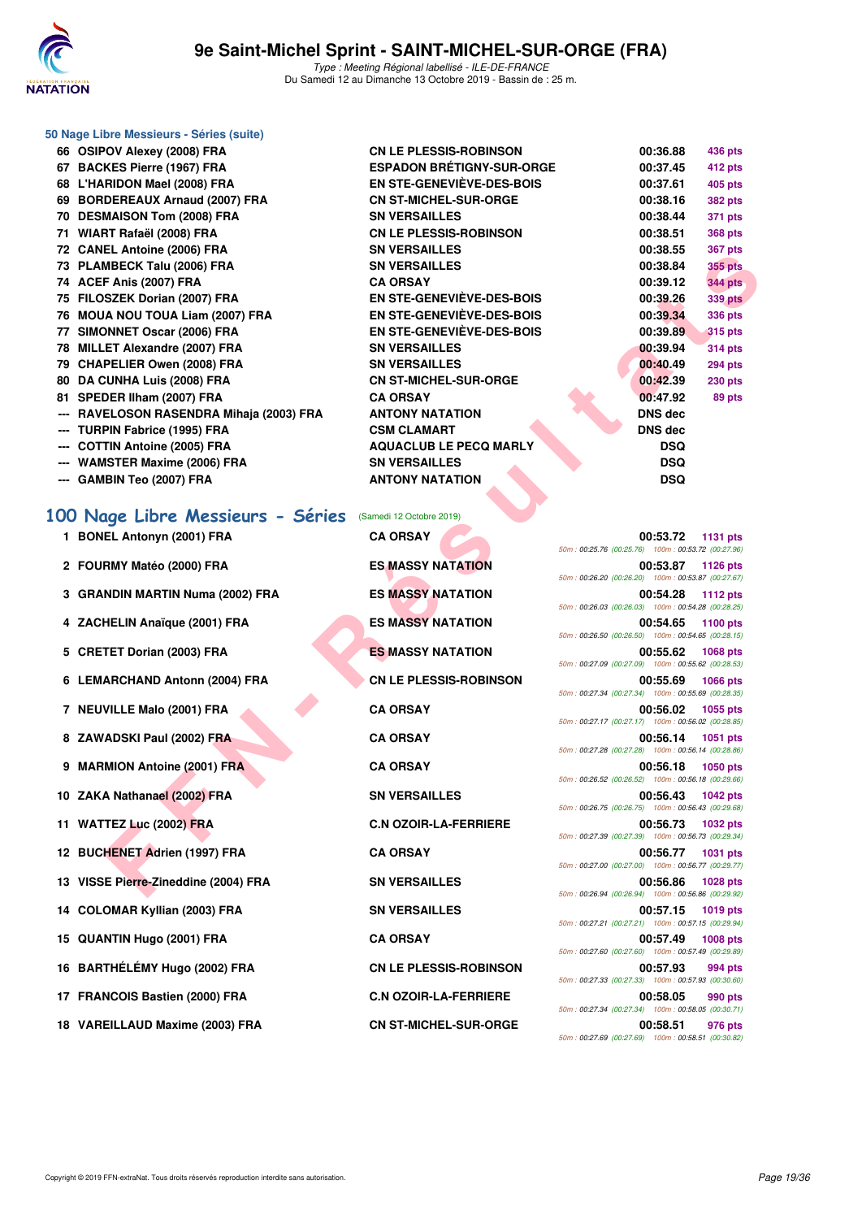### 50 Nage Libre Messieurs - Séries (suite)

| | | | | |
|---|---|---|---|---|
| 66 | OSIPOV Alexey (2008) FRA | CN LE PLESSIS-ROBINSON | 00:36.88 | 436 pts |
| 67 | BACKES Pierre (1967) FRA | ESPADON BRÉTIGNY-SUR-ORGE | 00:37.45 | 412 pts |
| 68 | L'HARIDON Mael (2008) FRA | EN STE-GENEVIÈVE-DES-BOIS | 00:37.61 | 405 pts |
| 69 | BORDEREAUX Arnaud (2007) FRA | CN ST-MICHEL-SUR-ORGE | 00:38.16 | 382 pts |
| 70 | DESMAISON Tom (2008) FRA | SN VERSAILLES | 00:38.44 | 371 pts |
| 71 | WIART Rafaël (2008) FRA | CN LE PLESSIS-ROBINSON | 00:38.51 | 368 pts |
| 72 | CANEL Antoine (2006) FRA | SN VERSAILLES | 00:38.55 | 367 pts |
| 73 | PLAMBECK Talu (2006) FRA | SN VERSAILLES | 00:38.84 | 355 pts |
| 74 | ACEF Anis (2007) FRA | CA ORSAY | 00:39.12 | 344 pts |
| 75 | FILOSZEK Dorian (2007) FRA | EN STE-GENEVIÈVE-DES-BOIS | 00:39.26 | 339 pts |
| 76 | MOUA NOU TOUA Liam (2007) FRA | EN STE-GENEVIÈVE-DES-BOIS | 00:39.34 | 336 pts |
| 77 | SIMONNET Oscar (2006) FRA | EN STE-GENEVIÈVE-DES-BOIS | 00:39.89 | 315 pts |
| 78 | MILLET Alexandre (2007) FRA | SN VERSAILLES | 00:39.94 | 314 pts |
| 79 | CHAPELIER Owen (2008) FRA | SN VERSAILLES | 00:40.49 | 294 pts |
| 80 | DA CUNHA Luis (2008) FRA | CN ST-MICHEL-SUR-ORGE | 00:42.39 | 230 pts |
| 81 | SPEDER Ilham (2007) FRA | CA ORSAY | 00:47.92 | 89 pts |
| --- | RAVELOSON RASENDRA Mihaja (2003) FRA | ANTONY NATATION | DNS dec | |
| --- | TURPIN Fabrice (1995) FRA | CSM CLAMART | DNS dec | |
| --- | COTTIN Antoine (2005) FRA | AQUACLUB LE PECQ MARLY | DSQ | |
| --- | WAMSTER Maxime (2006) FRA | SN VERSAILLES | DSQ | |
| --- | GAMBIN Teo (2007) FRA | ANTONY NATATION | DSQ | |

## 100 Nage Libre Messieurs - Séries (Samedi 12 Octobre 2019)

| | | | | | |
|---|---|---|---|---|---|
| 1 | BONEL Antonyn (2001) FRA | CA ORSAY | 00:53.72 | 1131 pts | 50m : 00:25.76 (00:25.76) 100m : 00:53.72 (00:27.96) |
| 2 | FOURMY Matéo (2000) FRA | ES MASSY NATATION | 00:53.87 | 1126 pts | 50m : 00:26.20 (00:26.20) 100m : 00:53.87 (00:27.67) |
| 3 | GRANDIN MARTIN Numa (2002) FRA | ES MASSY NATATION | 00:54.28 | 1112 pts | 50m : 00:26.03 (00:26.03) 100m : 00:54.28 (00:28.25) |
| 4 | ZACHELIN Anaïque (2001) FRA | ES MASSY NATATION | 00:54.65 | 1100 pts | 50m : 00:26.50 (00:26.50) 100m : 00:54.65 (00:28.15) |
| 5 | CRETET Dorian (2003) FRA | ES MASSY NATATION | 00:55.62 | 1068 pts | 50m : 00:27.09 (00:27.09) 100m : 00:55.62 (00:28.53) |
| 6 | LEMARCHAND Antonn (2004) FRA | CN LE PLESSIS-ROBINSON | 00:55.69 | 1066 pts | 50m : 00:27.34 (00:27.34) 100m : 00:55.69 (00:28.35) |
| 7 | NEUVILLE Malo (2001) FRA | CA ORSAY | 00:56.02 | 1055 pts | 50m : 00:27.17 (00:27.17) 100m : 00:56.02 (00:28.85) |
| 8 | ZAWADSKI Paul (2002) FRA | CA ORSAY | 00:56.14 | 1051 pts | 50m : 00:27.28 (00:27.28) 100m : 00:56.14 (00:28.86) |
| 9 | MARMION Antoine (2001) FRA | CA ORSAY | 00:56.18 | 1050 pts | 50m : 00:26.52 (00:26.52) 100m : 00:56.18 (00:29.66) |
| 10 | ZAKA Nathanael (2002) FRA | SN VERSAILLES | 00:56.43 | 1042 pts | 50m : 00:26.75 (00:26.75) 100m : 00:56.43 (00:29.68) |
| 11 | WATTEZ Luc (2002) FRA | C.N OZOIR-LA-FERRIERE | 00:56.73 | 1032 pts | 50m : 00:27.39 (00:27.39) 100m : 00:56.73 (00:29.34) |
| 12 | BUCHENET Adrien (1997) FRA | CA ORSAY | 00:56.77 | 1031 pts | 50m : 00:27.00 (00:27.00) 100m : 00:56.77 (00:29.77) |
| 13 | VISSE Pierre-Zineddine (2004) FRA | SN VERSAILLES | 00:56.86 | 1028 pts | 50m : 00:26.94 (00:26.94) 100m : 00:56.86 (00:29.92) |
| 14 | COLOMAR Kyllian (2003) FRA | SN VERSAILLES | 00:57.15 | 1019 pts | 50m : 00:27.21 (00:27.21) 100m : 00:57.15 (00:29.94) |
| 15 | QUANTIN Hugo (2001) FRA | CA ORSAY | 00:57.49 | 1008 pts | 50m : 00:27.60 (00:27.60) 100m : 00:57.49 (00:29.89) |
| 16 | BARTHÉLÉMY Hugo (2002) FRA | CN LE PLESSIS-ROBINSON | 00:57.93 | 994 pts | 50m : 00:27.33 (00:27.33) 100m : 00:57.93 (00:30.60) |
| 17 | FRANCOIS Bastien (2000) FRA | C.N OZOIR-LA-FERRIERE | 00:58.05 | 990 pts | 50m : 00:27.34 (00:27.34) 100m : 00:58.05 (00:30.71) |
| 18 | VAREILLAUD Maxime (2003) FRA | CN ST-MICHEL-SUR-ORGE | 00:58.51 | 976 pts | 50m : 00:27.69 (00:27.69) 100m : 00:58.51 (00:30.82) |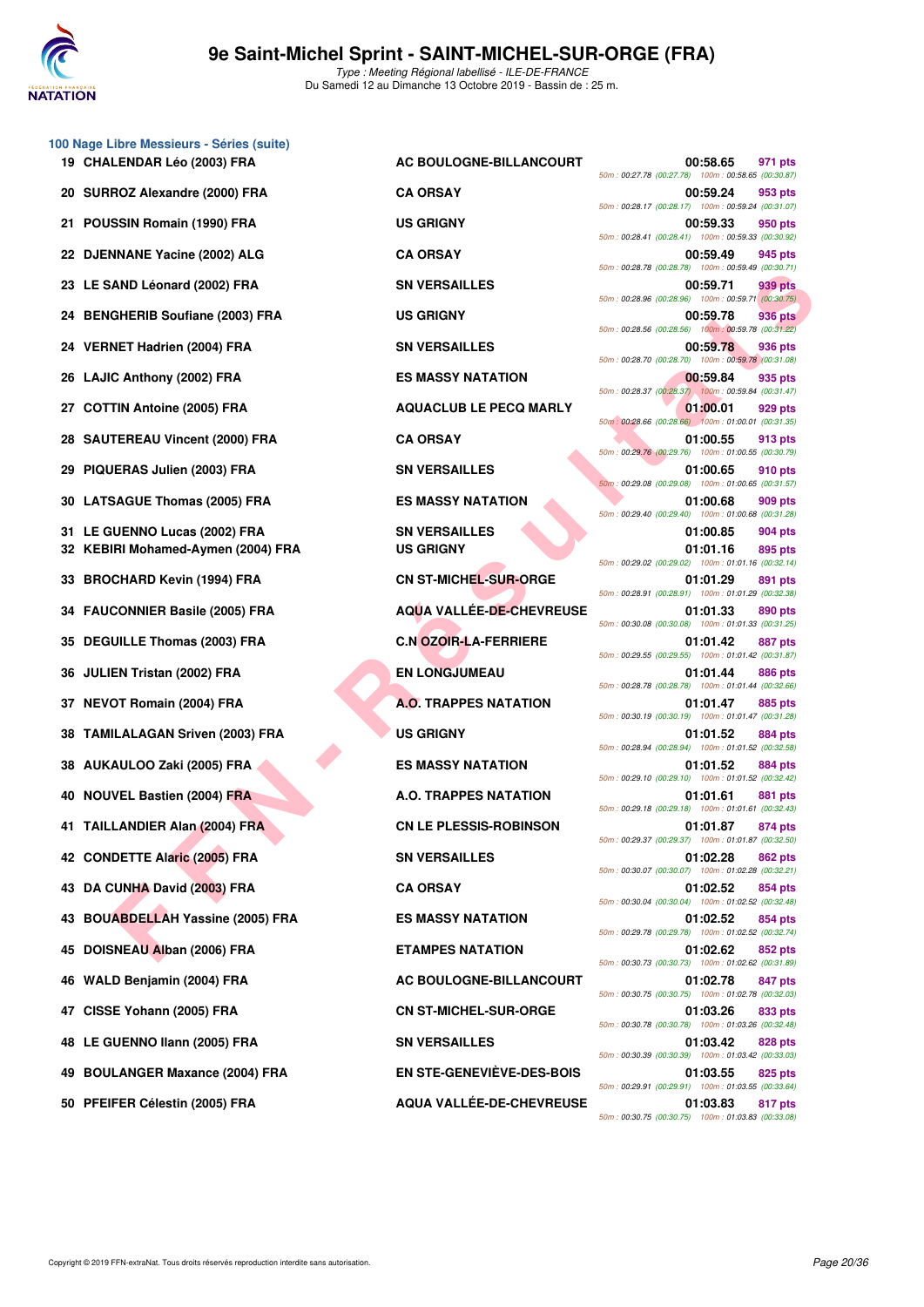# 9e Saint-Michel Sprint - SAINT-MICHEL-SUR-ORGE (FRA)

*Type : Meeting Régional labellisé - ILE-DE-FRANCE*
Du Samedi 12 au Dimanche 13 Octobre 2019 - Bassin de : 25 m.

## 100 Nage Libre Messieurs - Séries (suite)

| Rang | Nom | Club | Temps | Points | Splits |
|---|---|---|---|---|---|
| 19 | CHALENDAR Léo (2003) FRA | AC BOULOGNE-BILLANCOURT | 00:58.65 | 971 pts | 50m : 00:27.78 (00:27.78) 100m : 00:58.65 (00:30.87) |
| 20 | SURROZ Alexandre (2000) FRA | CA ORSAY | 00:59.24 | 953 pts | 50m : 00:28.17 (00:28.17) 100m : 00:59.24 (00:31.07) |
| 21 | POUSSIN Romain (1990) FRA | US GRIGNY | 00:59.33 | 950 pts | 50m : 00:28.41 (00:28.41) 100m : 00:59.33 (00:30.92) |
| 22 | DJENNANE Yacine (2002) ALG | CA ORSAY | 00:59.49 | 945 pts | 50m : 00:28.78 (00:28.78) 100m : 00:59.49 (00:30.71) |
| 23 | LE SAND Léonard (2002) FRA | SN VERSAILLES | 00:59.71 | 939 pts | 50m : 00:28.96 (00:28.96) 100m : 00:59.71 (00:30.75) |
| 24 | BENGHERIB Soufiane (2003) FRA | US GRIGNY | 00:59.78 | 936 pts | 50m : 00:28.56 (00:28.56) 100m : 00:59.78 (00:31.22) |
| 24 | VERNET Hadrien (2004) FRA | SN VERSAILLES | 00:59.78 | 936 pts | 50m : 00:28.70 (00:28.70) 100m : 00:59.78 (00:31.08) |
| 26 | LAJIC Anthony (2002) FRA | ES MASSY NATATION | 00:59.84 | 935 pts | 50m : 00:28.37 (00:28.37) 100m : 00:59.84 (00:31.47) |
| 27 | COTTIN Antoine (2005) FRA | AQUACLUB LE PECQ MARLY | 01:00.01 | 929 pts | 50m : 00:28.66 (00:28.66) 100m : 01:00.01 (00:31.35) |
| 28 | SAUTEREAU Vincent (2000) FRA | CA ORSAY | 01:00.55 | 913 pts | 50m : 00:29.76 (00:29.76) 100m : 01:00.55 (00:30.79) |
| 29 | PIQUERAS Julien (2003) FRA | SN VERSAILLES | 01:00.65 | 910 pts | 50m : 00:29.08 (00:29.08) 100m : 01:00.65 (00:31.57) |
| 30 | LATSAGUE Thomas (2005) FRA | ES MASSY NATATION | 01:00.68 | 909 pts | 50m : 00:29.40 (00:29.40) 100m : 01:00.68 (00:31.28) |
| 31 | LE GUENNO Lucas (2002) FRA | SN VERSAILLES | 01:00.85 | 904 pts | |
| 32 | KEBIRI Mohamed-Aymen (2004) FRA | US GRIGNY | 01:01.16 | 895 pts | 50m : 00:29.02 (00:29.02) 100m : 01:01.16 (00:32.14) |
| 33 | BROCHARD Kevin (1994) FRA | CN ST-MICHEL-SUR-ORGE | 01:01.29 | 891 pts | 50m : 00:28.91 (00:28.91) 100m : 01:01.29 (00:32.38) |
| 34 | FAUCONNIER Basile (2005) FRA | AQUA VALLÉE-DE-CHEVREUSE | 01:01.33 | 890 pts | 50m : 00:30.08 (00:30.08) 100m : 01:01.33 (00:31.25) |
| 35 | DEGUILLE Thomas (2003) FRA | C.N OZOIR-LA-FERRIERE | 01:01.42 | 887 pts | 50m : 00:29.55 (00:29.55) 100m : 01:01.42 (00:31.87) |
| 36 | JULIEN Tristan (2002) FRA | EN LONGJUMEAU | 01:01.44 | 886 pts | 50m : 00:28.78 (00:28.78) 100m : 01:01.44 (00:32.66) |
| 37 | NEVOT Romain (2004) FRA | A.O. TRAPPES NATATION | 01:01.47 | 885 pts | 50m : 00:30.19 (00:30.19) 100m : 01:01.47 (00:31.28) |
| 38 | TAMILALAGAN Sriven (2003) FRA | US GRIGNY | 01:01.52 | 884 pts | 50m : 00:28.94 (00:28.94) 100m : 01:01.52 (00:32.58) |
| 38 | AUKAULOO Zaki (2005) FRA | ES MASSY NATATION | 01:01.52 | 884 pts | 50m : 00:29.10 (00:29.10) 100m : 01:01.52 (00:32.42) |
| 40 | NOUVEL Bastien (2004) FRA | A.O. TRAPPES NATATION | 01:01.61 | 881 pts | 50m : 00:29.18 (00:29.18) 100m : 01:01.61 (00:32.43) |
| 41 | TAILLANDIER Alan (2004) FRA | CN LE PLESSIS-ROBINSON | 01:01.87 | 874 pts | 50m : 00:29.37 (00:29.37) 100m : 01:01.87 (00:32.50) |
| 42 | CONDETTE Alaric (2005) FRA | SN VERSAILLES | 01:02.28 | 862 pts | 50m : 00:30.07 (00:30.07) 100m : 01:02.28 (00:32.21) |
| 43 | DA CUNHA David (2003) FRA | CA ORSAY | 01:02.52 | 854 pts | 50m : 00:30.04 (00:30.04) 100m : 01:02.52 (00:32.48) |
| 43 | BOUABDELLAH Yassine (2005) FRA | ES MASSY NATATION | 01:02.52 | 854 pts | 50m : 00:29.78 (00:29.78) 100m : 01:02.52 (00:32.74) |
| 45 | DOISNEAU Alban (2006) FRA | ETAMPES NATATION | 01:02.62 | 852 pts | 50m : 00:30.73 (00:30.73) 100m : 01:02.62 (00:31.89) |
| 46 | WALD Benjamin (2004) FRA | AC BOULOGNE-BILLANCOURT | 01:02.78 | 847 pts | 50m : 00:30.75 (00:30.75) 100m : 01:02.78 (00:32.03) |
| 47 | CISSE Yohann (2005) FRA | CN ST-MICHEL-SUR-ORGE | 01:03.26 | 833 pts | 50m : 00:30.78 (00:30.78) 100m : 01:03.26 (00:32.48) |
| 48 | LE GUENNO Ilann (2005) FRA | SN VERSAILLES | 01:03.42 | 828 pts | 50m : 00:30.39 (00:30.39) 100m : 01:03.42 (00:33.03) |
| 49 | BOULANGER Maxance (2004) FRA | EN STE-GENEVIÈVE-DES-BOIS | 01:03.55 | 825 pts | 50m : 00:29.91 (00:29.91) 100m : 01:03.55 (00:33.64) |
| 50 | PFEIFER Célestin (2005) FRA | AQUA VALLÉE-DE-CHEVREUSE | 01:03.83 | 817 pts | 50m : 00:30.75 (00:30.75) 100m : 01:03.83 (00:33.08) |

Copyright © 2019 FFN-extraNat. Tous droits réservés reproduction interdite sans autorisation.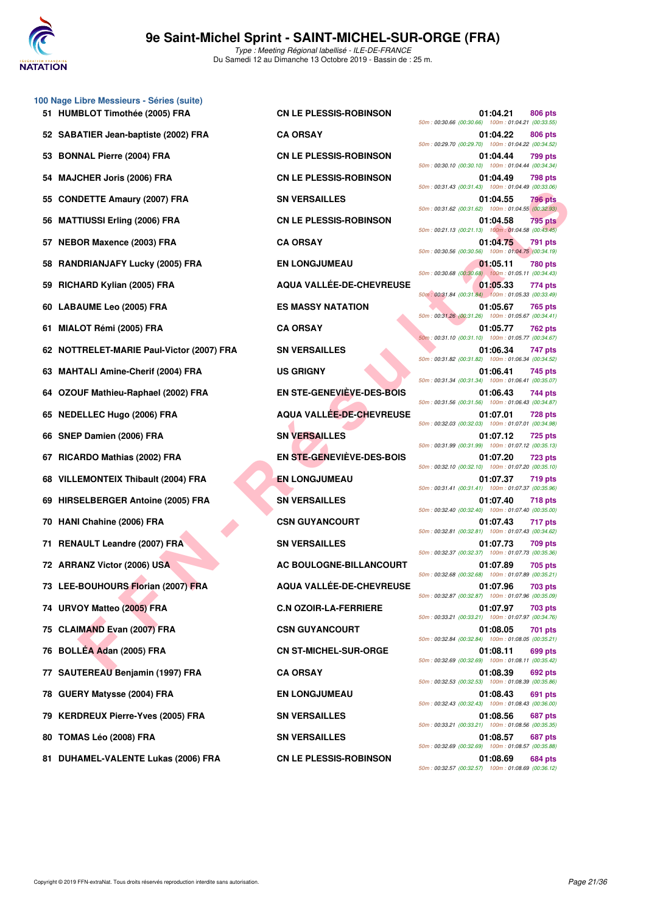# 9e Saint-Michel Sprint - SAINT-MICHEL-SUR-ORGE (FRA)

*Type : Meeting Régional labellisé - ILE-DE-FRANCE*
Du Samedi 12 au Dimanche 13 Octobre 2019 - Bassin de : 25 m.

## 100 Nage Libre Messieurs - Séries (suite)

| Rang | Nom | Club | Temps | Points | Splits |
|---|---|---|---|---|---|
| 51 | HUMBLOT Timothée (2005) FRA | CN LE PLESSIS-ROBINSON | 01:04.21 | 806 pts | 50m : 00:30.66 (00:30.66) 100m : 01:04.21 (00:33.55) |
| 52 | SABATIER Jean-baptiste (2002) FRA | CA ORSAY | 01:04.22 | 806 pts | 50m : 00:29.70 (00:29.70) 100m : 01:04.22 (00:34.52) |
| 53 | BONNAL Pierre (2004) FRA | CN LE PLESSIS-ROBINSON | 01:04.44 | 799 pts | 50m : 00:30.10 (00:30.10) 100m : 01:04.44 (00:34.34) |
| 54 | MAJCHER Joris (2006) FRA | CN LE PLESSIS-ROBINSON | 01:04.49 | 798 pts | 50m : 00:31.43 (00:31.43) 100m : 01:04.49 (00:33.06) |
| 55 | CONDETTE Amaury (2007) FRA | SN VERSAILLES | 01:04.55 | 796 pts | 50m : 00:31.62 (00:31.62) 100m : 01:04.55 (00:32.93) |
| 56 | MATTIUSSI Erling (2006) FRA | CN LE PLESSIS-ROBINSON | 01:04.58 | 795 pts | 50m : 00:21.13 (00:21.13) 100m : 01:04.58 (00:43.45) |
| 57 | NEBOR Maxence (2003) FRA | CA ORSAY | 01:04.75 | 791 pts | 50m : 00:30.56 (00:30.56) 100m : 01:04.75 (00:34.19) |
| 58 | RANDRIANJAFY Lucky (2005) FRA | EN LONGJUMEAU | 01:05.11 | 780 pts | 50m : 00:30.68 (00:30.68) 100m : 01:05.11 (00:34.43) |
| 59 | RICHARD Kylian (2005) FRA | AQUA VALLÉE-DE-CHEVREUSE | 01:05.33 | 774 pts | 50m : 00:31.84 (00:31.84) 100m : 01:05.33 (00:33.49) |
| 60 | LABAUME Leo (2005) FRA | ES MASSY NATATION | 01:05.67 | 765 pts | 50m : 00:31.26 (00:31.26) 100m : 01:05.67 (00:34.41) |
| 61 | MIALOT Rémi (2005) FRA | CA ORSAY | 01:05.77 | 762 pts | 50m : 00:31.10 (00:31.10) 100m : 01:05.77 (00:34.67) |
| 62 | NOTTRELET-MARIE Paul-Victor (2007) FRA | SN VERSAILLES | 01:06.34 | 747 pts | 50m : 00:31.82 (00:31.82) 100m : 01:06.34 (00:34.52) |
| 63 | MAHTALI Amine-Cherif (2004) FRA | US GRIGNY | 01:06.41 | 745 pts | 50m : 00:31.34 (00:31.34) 100m : 01:06.41 (00:35.07) |
| 64 | OZOUF Mathieu-Raphael (2002) FRA | EN STE-GENEVIÈVE-DES-BOIS | 01:06.43 | 744 pts | 50m : 00:31.56 (00:31.56) 100m : 01:06.43 (00:34.87) |
| 65 | NEDELLEC Hugo (2006) FRA | AQUA VALLÉE-DE-CHEVREUSE | 01:07.01 | 728 pts | 50m : 00:32.03 (00:32.03) 100m : 01:07.01 (00:34.98) |
| 66 | SNEP Damien (2006) FRA | SN VERSAILLES | 01:07.12 | 725 pts | 50m : 00:31.99 (00:31.99) 100m : 01:07.12 (00:35.13) |
| 67 | RICARDO Mathias (2002) FRA | EN STE-GENEVIÈVE-DES-BOIS | 01:07.20 | 723 pts | 50m : 00:32.10 (00:32.10) 100m : 01:07.20 (00:35.10) |
| 68 | VILLEMONTEIX Thibault (2004) FRA | EN LONGJUMEAU | 01:07.37 | 719 pts | 50m : 00:31.41 (00:31.41) 100m : 01:07.37 (00:35.96) |
| 69 | HIRSELBERGER Antoine (2005) FRA | SN VERSAILLES | 01:07.40 | 718 pts | 50m : 00:32.40 (00:32.40) 100m : 01:07.40 (00:35.00) |
| 70 | HANI Chahine (2006) FRA | CSN GUYANCOURT | 01:07.43 | 717 pts | 50m : 00:32.81 (00:32.81) 100m : 01:07.43 (00:34.62) |
| 71 | RENAULT Leandre (2007) FRA | SN VERSAILLES | 01:07.73 | 709 pts | 50m : 00:32.37 (00:32.37) 100m : 01:07.73 (00:35.36) |
| 72 | ARRANZ Victor (2006) USA | AC BOULOGNE-BILLANCOURT | 01:07.89 | 705 pts | 50m : 00:32.68 (00:32.68) 100m : 01:07.89 (00:35.21) |
| 73 | LEE-BOUHOURS Florian (2007) FRA | AQUA VALLÉE-DE-CHEVREUSE | 01:07.96 | 703 pts | 50m : 00:32.87 (00:32.87) 100m : 01:07.96 (00:35.09) |
| 74 | URVOY Matteo (2005) FRA | C.N OZOIR-LA-FERRIERE | 01:07.97 | 703 pts | 50m : 00:33.21 (00:33.21) 100m : 01:07.97 (00:34.76) |
| 75 | CLAIMAND Evan (2007) FRA | CSN GUYANCOURT | 01:08.05 | 701 pts | 50m : 00:32.84 (00:32.84) 100m : 01:08.05 (00:35.21) |
| 76 | BOLLÈA Adan (2005) FRA | CN ST-MICHEL-SUR-ORGE | 01:08.11 | 699 pts | 50m : 00:32.69 (00:32.69) 100m : 01:08.11 (00:35.42) |
| 77 | SAUTEREAU Benjamin (1997) FRA | CA ORSAY | 01:08.39 | 692 pts | 50m : 00:32.53 (00:32.53) 100m : 01:08.39 (00:35.86) |
| 78 | GUERY Matysse (2004) FRA | EN LONGJUMEAU | 01:08.43 | 691 pts | 50m : 00:32.43 (00:32.43) 100m : 01:08.43 (00:36.00) |
| 79 | KERDREUX Pierre-Yves (2005) FRA | SN VERSAILLES | 01:08.56 | 687 pts | 50m : 00:33.21 (00:33.21) 100m : 01:08.56 (00:35.35) |
| 80 | TOMAS Léo (2008) FRA | SN VERSAILLES | 01:08.57 | 687 pts | 50m : 00:32.69 (00:32.69) 100m : 01:08.57 (00:35.88) |
| 81 | DUHAMEL-VALENTE Lukas (2006) FRA | CN LE PLESSIS-ROBINSON | 01:08.69 | 684 pts | 50m : 00:32.57 (00:32.57) 100m : 01:08.69 (00:36.12) |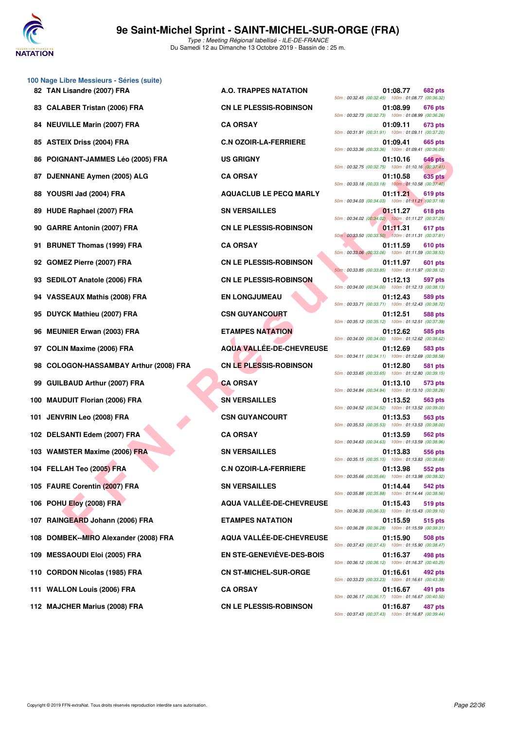# 9e Saint-Michel Sprint - SAINT-MICHEL-SUR-ORGE (FRA)

*Type : Meeting Régional labellisé - ILE-DE-FRANCE*
Du Samedi 12 au Dimanche 13 Octobre 2019 - Bassin de : 25 m.

## 100 Nage Libre Messieurs - Séries (suite)

| Rang | Nom | Club | Temps | Points | Splits |
|---|---|---|---|---|---|
| 82 | TAN Lisandre (2007) FRA | A.O. TRAPPES NATATION | 01:08.77 | 682 pts | 50m : 00:32.45 (00:32.45) 100m : 01:08.77 (00:36.32) |
| 83 | CALABER Tristan (2006) FRA | CN LE PLESSIS-ROBINSON | 01:08.99 | 676 pts | 50m : 00:32.73 (00:32.73) 100m : 01:08.99 (00:36.26) |
| 84 | NEUVILLE Marin (2007) FRA | CA ORSAY | 01:09.11 | 673 pts | 50m : 00:31.91 (00:31.91) 100m : 01:09.11 (00:37.20) |
| 85 | ASTEIX Driss (2004) FRA | C.N OZOIR-LA-FERRIERE | 01:09.41 | 665 pts | 50m : 00:33.36 (00:33.36) 100m : 01:09.41 (00:36.05) |
| 86 | POIGNANT-JAMMES Léo (2005) FRA | US GRIGNY | 01:10.16 | 646 pts | 50m : 00:32.75 (00:32.75) 100m : 01:10.16 (00:37.41) |
| 87 | DJENNANE Aymen (2005) ALG | CA ORSAY | 01:10.58 | 635 pts | 50m : 00:33.18 (00:33.18) 100m : 01:10.58 (00:37.40) |
| 88 | YOUSRI Jad (2004) FRA | AQUACLUB LE PECQ MARLY | 01:11.21 | 619 pts | 50m : 00:34.03 (00:34.03) 100m : 01:11.21 (00:37.18) |
| 89 | HUDE Raphael (2007) FRA | SN VERSAILLES | 01:11.27 | 618 pts | 50m : 00:34.02 (00:34.02) 100m : 01:11.27 (00:37.25) |
| 90 | GARRE Antonin (2007) FRA | CN LE PLESSIS-ROBINSON | 01:11.31 | 617 pts | 50m : 00:33.50 (00:33.50) 100m : 01:11.31 (00:37.81) |
| 91 | BRUNET Thomas (1999) FRA | CA ORSAY | 01:11.59 | 610 pts | 50m : 00:33.06 (00:33.06) 100m : 01:11.59 (00:38.53) |
| 92 | GOMEZ Pierre (2007) FRA | CN LE PLESSIS-ROBINSON | 01:11.97 | 601 pts | 50m : 00:33.85 (00:33.85) 100m : 01:11.97 (00:38.12) |
| 93 | SEDILOT Anatole (2006) FRA | CN LE PLESSIS-ROBINSON | 01:12.13 | 597 pts | 50m : 00:34.00 (00:34.00) 100m : 01:12.13 (00:38.13) |
| 94 | VASSEAUX Mathis (2008) FRA | EN LONGJUMEAU | 01:12.43 | 589 pts | 50m : 00:33.71 (00:33.71) 100m : 01:12.43 (00:38.72) |
| 95 | DUYCK Mathieu (2007) FRA | CSN GUYANCOURT | 01:12.51 | 588 pts | 50m : 00:35.12 (00:35.12) 100m : 01:12.51 (00:37.39) |
| 96 | MEUNIER Erwan (2003) FRA | ETAMPES NATATION | 01:12.62 | 585 pts | 50m : 00:34.00 (00:34.00) 100m : 01:12.62 (00:38.62) |
| 97 | COLIN Maxime (2006) FRA | AQUA VALLÉE-DE-CHEVREUSE | 01:12.69 | 583 pts | 50m : 00:34.11 (00:34.11) 100m : 01:12.69 (00:38.58) |
| 98 | COLOGON-HASSAMBAY Arthur (2008) FRA | CN LE PLESSIS-ROBINSON | 01:12.80 | 581 pts | 50m : 00:33.65 (00:33.65) 100m : 01:12.80 (00:39.15) |
| 99 | GUILBAUD Arthur (2007) FRA | CA ORSAY | 01:13.10 | 573 pts | 50m : 00:34.84 (00:34.84) 100m : 01:13.10 (00:38.26) |
| 100 | MAUDUIT Florian (2006) FRA | SN VERSAILLES | 01:13.52 | 563 pts | 50m : 00:34.52 (00:34.52) 100m : 01:13.52 (00:39.00) |
| 101 | JENVRIN Leo (2008) FRA | CSN GUYANCOURT | 01:13.53 | 563 pts | 50m : 00:35.53 (00:35.53) 100m : 01:13.53 (00:38.00) |
| 102 | DELSANTI Edem (2007) FRA | CA ORSAY | 01:13.59 | 562 pts | 50m : 00:34.63 (00:34.63) 100m : 01:13.59 (00:38.96) |
| 103 | WAMSTER Maxime (2006) FRA | SN VERSAILLES | 01:13.83 | 556 pts | 50m : 00:35.15 (00:35.15) 100m : 01:13.83 (00:38.68) |
| 104 | FELLAH Teo (2005) FRA | C.N OZOIR-LA-FERRIERE | 01:13.98 | 552 pts | 50m : 00:35.66 (00:35.66) 100m : 01:13.98 (00:38.32) |
| 105 | FAURE Corentin (2007) FRA | SN VERSAILLES | 01:14.44 | 542 pts | 50m : 00:35.88 (00:35.88) 100m : 01:14.44 (00:38.56) |
| 106 | POHU Eloy (2008) FRA | AQUA VALLÉE-DE-CHEVREUSE | 01:15.43 | 519 pts | 50m : 00:36.33 (00:36.33) 100m : 01:15.43 (00:39.10) |
| 107 | RAINGEARD Johann (2006) FRA | ETAMPES NATATION | 01:15.59 | 515 pts | 50m : 00:36.28 (00:36.28) 100m : 01:15.59 (00:39.31) |
| 108 | DOMBEK--MIRO Alexander (2008) FRA | AQUA VALLÉE-DE-CHEVREUSE | 01:15.90 | 508 pts | 50m : 00:37.43 (00:37.43) 100m : 01:15.90 (00:38.47) |
| 109 | MESSAOUDI Eloi (2005) FRA | EN STE-GENEVIÈVE-DES-BOIS | 01:16.37 | 498 pts | 50m : 00:36.12 (00:36.12) 100m : 01:16.37 (00:40.25) |
| 110 | CORDON Nicolas (1985) FRA | CN ST-MICHEL-SUR-ORGE | 01:16.61 | 492 pts | 50m : 00:33.23 (00:33.23) 100m : 01:16.61 (00:43.38) |
| 111 | WALLON Louis (2006) FRA | CA ORSAY | 01:16.67 | 491 pts | 50m : 00:36.17 (00:36.17) 100m : 01:16.67 (00:40.50) |
| 112 | MAJCHER Marius (2008) FRA | CN LE PLESSIS-ROBINSON | 01:16.87 | 487 pts | 50m : 00:37.43 (00:37.43) 100m : 01:16.87 (00:39.44) |

Copyright © 2019 FFN-extraNat. Tous droits réservés reproduction interdite sans autorisation.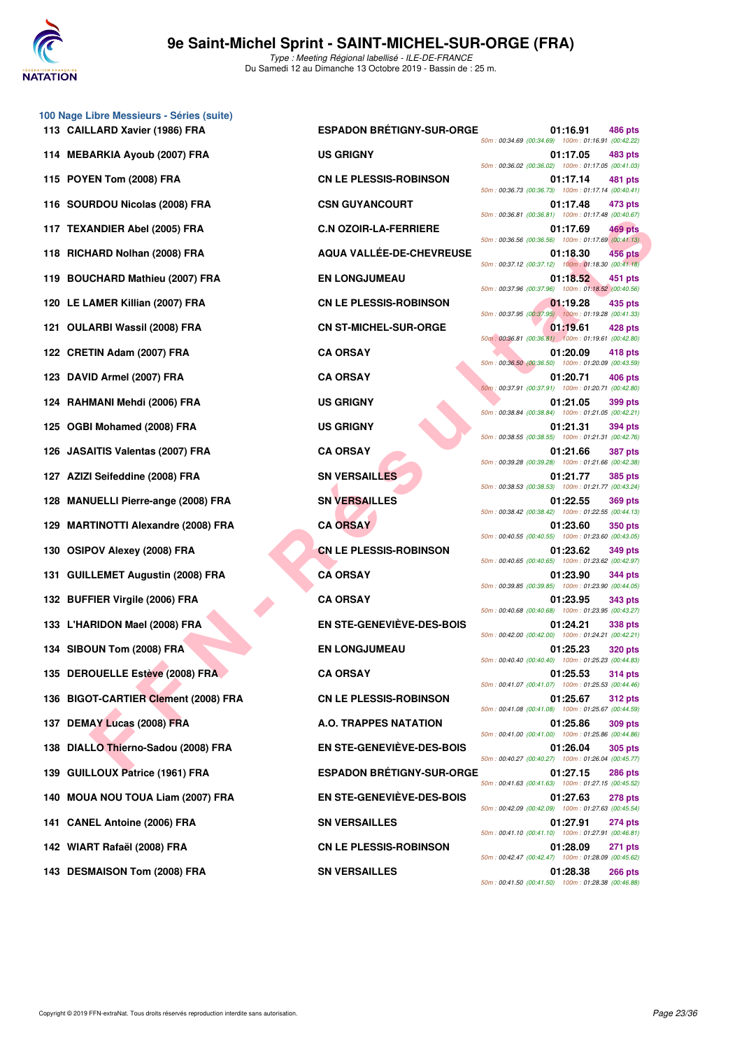# 9e Saint-Michel Sprint - SAINT-MICHEL-SUR-ORGE (FRA)

*Type : Meeting Régional labellisé - ILE-DE-FRANCE*
Du Samedi 12 au Dimanche 13 Octobre 2019 - Bassin de : 25 m.

## 100 Nage Libre Messieurs - Séries (suite)

| Rang | Nom | Club | Temps | Points | Splits |
|---|---|---|---|---|---|
| 113 | CAILLARD Xavier (1986) FRA | ESPADON BRÉTIGNY-SUR-ORGE | 01:16.91 | 486 pts | 50m : 00:34.69 (00:34.69) 100m : 01:16.91 (00:42.22) |
| 114 | MEBARKIA Ayoub (2007) FRA | US GRIGNY | 01:17.05 | 483 pts | 50m : 00:36.02 (00:36.02) 100m : 01:17.05 (00:41.03) |
| 115 | POYEN Tom (2008) FRA | CN LE PLESSIS-ROBINSON | 01:17.14 | 481 pts | 50m : 00:36.73 (00:36.73) 100m : 01:17.14 (00:40.41) |
| 116 | SOURDOU Nicolas (2008) FRA | CSN GUYANCOURT | 01:17.48 | 473 pts | 50m : 00:36.81 (00:36.81) 100m : 01:17.48 (00:40.67) |
| 117 | TEXANDIER Abel (2005) FRA | C.N OZOIR-LA-FERRIERE | 01:17.69 | 469 pts | 50m : 00:36.56 (00:36.56) 100m : 01:17.69 (00:41.13) |
| 118 | RICHARD Nolhan (2008) FRA | AQUA VALLÉE-DE-CHEVREUSE | 01:18.30 | 456 pts | 50m : 00:37.12 (00:37.12) 100m : 01:18.30 (00:41.18) |
| 119 | BOUCHARD Mathieu (2007) FRA | EN LONGJUMEAU | 01:18.52 | 451 pts | 50m : 00:37.96 (00:37.96) 100m : 01:18.52 (00:40.56) |
| 120 | LE LAMER Killian (2007) FRA | CN LE PLESSIS-ROBINSON | 01:19.28 | 435 pts | 50m : 00:37.95 (00:37.95) 100m : 01:19.28 (00:41.33) |
| 121 | OULARBI Wassil (2008) FRA | CN ST-MICHEL-SUR-ORGE | 01:19.61 | 428 pts | 50m : 00:36.81 (00:36.81) 100m : 01:19.61 (00:42.80) |
| 122 | CRETIN Adam (2007) FRA | CA ORSAY | 01:20.09 | 418 pts | 50m : 00:36.50 (00:36.50) 100m : 01:20.09 (00:43.59) |
| 123 | DAVID Armel (2007) FRA | CA ORSAY | 01:20.71 | 406 pts | 50m : 00:37.91 (00:37.91) 100m : 01:20.71 (00:42.80) |
| 124 | RAHMANI Mehdi (2006) FRA | US GRIGNY | 01:21.05 | 399 pts | 50m : 00:38.84 (00:38.84) 100m : 01:21.05 (00:42.21) |
| 125 | OGBI Mohamed (2008) FRA | US GRIGNY | 01:21.31 | 394 pts | 50m : 00:38.55 (00:38.55) 100m : 01:21.31 (00:42.76) |
| 126 | JASAITIS Valentas (2007) FRA | CA ORSAY | 01:21.66 | 387 pts | 50m : 00:39.28 (00:39.28) 100m : 01:21.66 (00:42.38) |
| 127 | AZIZI Seifeddine (2008) FRA | SN VERSAILLES | 01:21.77 | 385 pts | 50m : 00:38.53 (00:38.53) 100m : 01:21.77 (00:43.24) |
| 128 | MANUELLI Pierre-ange (2008) FRA | SN VERSAILLES | 01:22.55 | 369 pts | 50m : 00:38.42 (00:38.42) 100m : 01:22.55 (00:44.13) |
| 129 | MARTINOTTI Alexandre (2008) FRA | CA ORSAY | 01:23.60 | 350 pts | 50m : 00:40.55 (00:40.55) 100m : 01:23.60 (00:43.05) |
| 130 | OSIPOV Alexey (2008) FRA | CN LE PLESSIS-ROBINSON | 01:23.62 | 349 pts | 50m : 00:40.65 (00:40.65) 100m : 01:23.62 (00:42.97) |
| 131 | GUILLEMET Augustin (2008) FRA | CA ORSAY | 01:23.90 | 344 pts | 50m : 00:39.85 (00:39.85) 100m : 01:23.90 (00:44.05) |
| 132 | BUFFIER Virgile (2006) FRA | CA ORSAY | 01:23.95 | 343 pts | 50m : 00:40.68 (00:40.68) 100m : 01:23.95 (00:43.27) |
| 133 | L'HARIDON Mael (2008) FRA | EN STE-GENEVIÈVE-DES-BOIS | 01:24.21 | 338 pts | 50m : 00:42.00 (00:42.00) 100m : 01:24.21 (00:42.21) |
| 134 | SIBOUN Tom (2008) FRA | EN LONGJUMEAU | 01:25.23 | 320 pts | 50m : 00:40.40 (00:40.40) 100m : 01:25.23 (00:44.83) |
| 135 | DEROUELLE Estève (2008) FRA | CA ORSAY | 01:25.53 | 314 pts | 50m : 00:41.07 (00:41.07) 100m : 01:25.53 (00:44.46) |
| 136 | BIGOT-CARTIER Clement (2008) FRA | CN LE PLESSIS-ROBINSON | 01:25.67 | 312 pts | 50m : 00:41.08 (00:41.08) 100m : 01:25.67 (00:44.59) |
| 137 | DEMAY Lucas (2008) FRA | A.O. TRAPPES NATATION | 01:25.86 | 309 pts | 50m : 00:41.00 (00:41.00) 100m : 01:25.86 (00:44.86) |
| 138 | DIALLO Thierno-Sadou (2008) FRA | EN STE-GENEVIÈVE-DES-BOIS | 01:26.04 | 305 pts | 50m : 00:40.27 (00:40.27) 100m : 01:26.04 (00:45.77) |
| 139 | GUILLOUX Patrice (1961) FRA | ESPADON BRÉTIGNY-SUR-ORGE | 01:27.15 | 286 pts | 50m : 00:41.63 (00:41.63) 100m : 01:27.15 (00:45.52) |
| 140 | MOUA NOU TOUA Liam (2007) FRA | EN STE-GENEVIÈVE-DES-BOIS | 01:27.63 | 278 pts | 50m : 00:42.09 (00:42.09) 100m : 01:27.63 (00:45.54) |
| 141 | CANEL Antoine (2006) FRA | SN VERSAILLES | 01:27.91 | 274 pts | 50m : 00:41.10 (00:41.10) 100m : 01:27.91 (00:46.81) |
| 142 | WIART Rafaël (2008) FRA | CN LE PLESSIS-ROBINSON | 01:28.09 | 271 pts | 50m : 00:42.47 (00:42.47) 100m : 01:28.09 (00:45.62) |
| 143 | DESMAISON Tom (2008) FRA | SN VERSAILLES | 01:28.38 | 266 pts | 50m : 00:41.50 (00:41.50) 100m : 01:28.38 (00:46.88) |

Copyright © 2019 FFN-extraNat. Tous droits réservés reproduction interdite sans autorisation.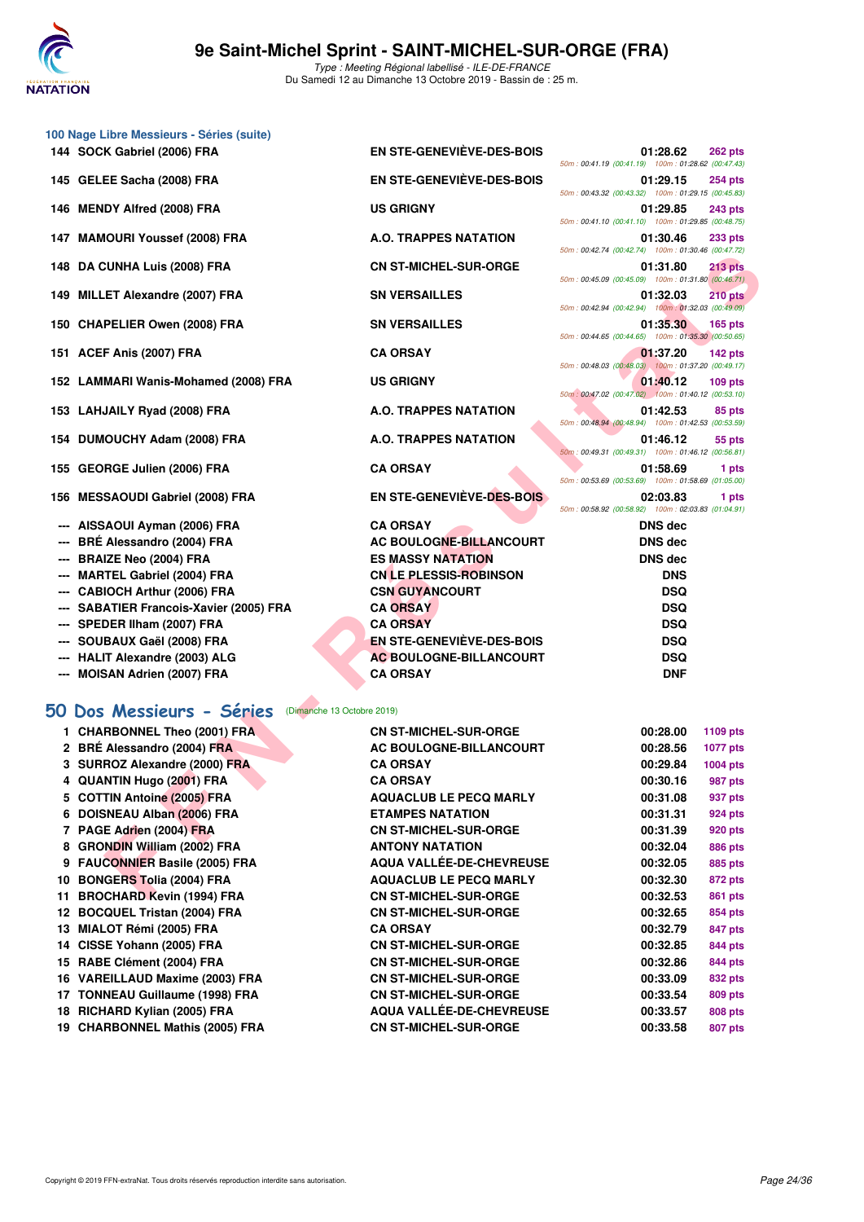### 100 Nage Libre Messieurs - Séries (suite)

| Place | Nom | Club | Temps | Points | Splits |
|---|---|---|---|---|---|
| 144 | SOCK Gabriel (2006) FRA | EN STE-GENEVIÈVE-DES-BOIS | 01:28.62 | 262 pts | 50m : 00:41.19 (00:41.19) 100m : 01:28.62 (00:47.43) |
| 145 | GELEE Sacha (2008) FRA | EN STE-GENEVIÈVE-DES-BOIS | 01:29.15 | 254 pts | 50m : 00:43.32 (00:43.32) 100m : 01:29.15 (00:45.83) |
| 146 | MENDY Alfred (2008) FRA | US GRIGNY | 01:29.85 | 243 pts | 50m : 00:41.10 (00:41.10) 100m : 01:29.85 (00:48.75) |
| 147 | MAMOURI Youssef (2008) FRA | A.O. TRAPPES NATATION | 01:30.46 | 233 pts | 50m : 00:42.74 (00:42.74) 100m : 01:30.46 (00:47.72) |
| 148 | DA CUNHA Luis (2008) FRA | CN ST-MICHEL-SUR-ORGE | 01:31.80 | 213 pts | 50m : 00:45.09 (00:45.09) 100m : 01:31.80 (00:46.71) |
| 149 | MILLET Alexandre (2007) FRA | SN VERSAILLES | 01:32.03 | 210 pts | 50m : 00:42.94 (00:42.94) 100m : 01:32.03 (00:49.09) |
| 150 | CHAPELIER Owen (2008) FRA | SN VERSAILLES | 01:35.30 | 165 pts | 50m : 00:44.65 (00:44.65) 100m : 01:35.30 (00:50.65) |
| 151 | ACEF Anis (2007) FRA | CA ORSAY | 01:37.20 | 142 pts | 50m : 00:48.03 (00:48.03) 100m : 01:37.20 (00:49.17) |
| 152 | LAMMARI Wanis-Mohamed (2008) FRA | US GRIGNY | 01:40.12 | 109 pts | 50m : 00:47.02 (00:47.02) 100m : 01:40.12 (00:53.10) |
| 153 | LAHJAILY Ryad (2008) FRA | A.O. TRAPPES NATATION | 01:42.53 | 85 pts | 50m : 00:48.94 (00:48.94) 100m : 01:42.53 (00:53.59) |
| 154 | DUMOUCHY Adam (2008) FRA | A.O. TRAPPES NATATION | 01:46.12 | 55 pts | 50m : 00:49.31 (00:49.31) 100m : 01:46.12 (00:56.81) |
| 155 | GEORGE Julien (2006) FRA | CA ORSAY | 01:58.69 | 1 pts | 50m : 00:53.69 (00:53.69) 100m : 01:58.69 (01:05.00) |
| 156 | MESSAOUDI Gabriel (2008) FRA | EN STE-GENEVIÈVE-DES-BOIS | 02:03.83 | 1 pts | 50m : 00:58.92 (00:58.92) 100m : 02:03.83 (01:04.91) |
| --- | AISSAOUI Ayman (2006) FRA | CA ORSAY | DNS dec | | |
| --- | BRÉ Alessandro (2004) FRA | AC BOULOGNE-BILLANCOURT | DNS dec | | |
| --- | BRAIZE Neo (2004) FRA | ES MASSY NATATION | DNS dec | | |
| --- | MARTEL Gabriel (2004) FRA | CN LE PLESSIS-ROBINSON | DNS | | |
| --- | CABIOCH Arthur (2006) FRA | CSN GUYANCOURT | DSQ | | |
| --- | SABATIER Francois-Xavier (2005) FRA | CA ORSAY | DSQ | | |
| --- | SPEDER Ilham (2007) FRA | CA ORSAY | DSQ | | |
| --- | SOUBAUX Gaël (2008) FRA | EN STE-GENEVIÈVE-DES-BOIS | DSQ | | |
| --- | HALIT Alexandre (2003) ALG | AC BOULOGNE-BILLANCOURT | DSQ | | |
| --- | MOISAN Adrien (2007) FRA | CA ORSAY | DNF | | |

## 50 Dos Messieurs - Séries (Dimanche 13 Octobre 2019)

| Place | Nom | Club | Temps | Points |
|---|---|---|---|---|
| 1 | CHARBONNEL Theo (2001) FRA | CN ST-MICHEL-SUR-ORGE | 00:28.00 | 1109 pts |
| 2 | BRÉ Alessandro (2004) FRA | AC BOULOGNE-BILLANCOURT | 00:28.56 | 1077 pts |
| 3 | SURROZ Alexandre (2000) FRA | CA ORSAY | 00:29.84 | 1004 pts |
| 4 | QUANTIN Hugo (2001) FRA | CA ORSAY | 00:30.16 | 987 pts |
| 5 | COTTIN Antoine (2005) FRA | AQUACLUB LE PECQ MARLY | 00:31.08 | 937 pts |
| 6 | DOISNEAU Alban (2006) FRA | ETAMPES NATATION | 00:31.31 | 924 pts |
| 7 | PAGE Adrien (2004) FRA | CN ST-MICHEL-SUR-ORGE | 00:31.39 | 920 pts |
| 8 | GRONDIN William (2002) FRA | ANTONY NATATION | 00:32.04 | 886 pts |
| 9 | FAUCONNIER Basile (2005) FRA | AQUA VALLÉE-DE-CHEVREUSE | 00:32.05 | 885 pts |
| 10 | BONGERS Tolia (2004) FRA | AQUACLUB LE PECQ MARLY | 00:32.30 | 872 pts |
| 11 | BROCHARD Kevin (1994) FRA | CN ST-MICHEL-SUR-ORGE | 00:32.53 | 861 pts |
| 12 | BOCQUEL Tristan (2004) FRA | CN ST-MICHEL-SUR-ORGE | 00:32.65 | 854 pts |
| 13 | MIALOT Rémi (2005) FRA | CA ORSAY | 00:32.79 | 847 pts |
| 14 | CISSE Yohann (2005) FRA | CN ST-MICHEL-SUR-ORGE | 00:32.85 | 844 pts |
| 15 | RABE Clément (2004) FRA | CN ST-MICHEL-SUR-ORGE | 00:32.86 | 844 pts |
| 16 | VAREILLAUD Maxime (2003) FRA | CN ST-MICHEL-SUR-ORGE | 00:33.09 | 832 pts |
| 17 | TONNEAU Guillaume (1998) FRA | CN ST-MICHEL-SUR-ORGE | 00:33.54 | 809 pts |
| 18 | RICHARD Kylian (2005) FRA | AQUA VALLÉE-DE-CHEVREUSE | 00:33.57 | 808 pts |
| 19 | CHARBONNEL Mathis (2005) FRA | CN ST-MICHEL-SUR-ORGE | 00:33.58 | 807 pts |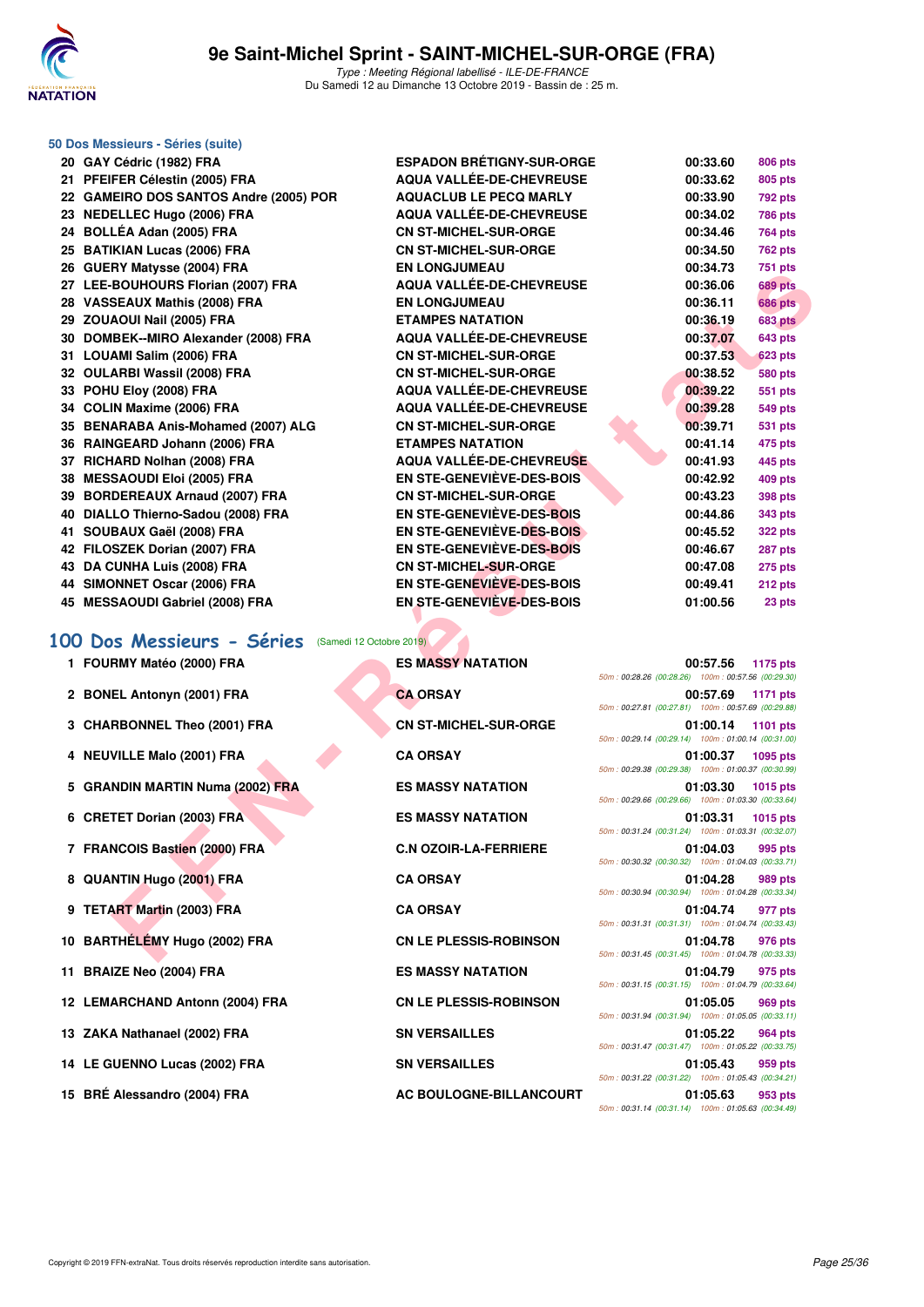### 50 Dos Messieurs - Séries (suite)

| | | | | |
|---|---|---|---|---|
| 20 | GAY Cédric (1982) FRA | ESPADON BRÉTIGNY-SUR-ORGE | 00:33.60 | 806 pts |
| 21 | PFEIFER Célestin (2005) FRA | AQUA VALLÉE-DE-CHEVREUSE | 00:33.62 | 805 pts |
| 22 | GAMEIRO DOS SANTOS Andre (2005) POR | AQUACLUB LE PECQ MARLY | 00:33.90 | 792 pts |
| 23 | NEDELLEC Hugo (2006) FRA | AQUA VALLÉE-DE-CHEVREUSE | 00:34.02 | 786 pts |
| 24 | BOLLÉA Adan (2005) FRA | CN ST-MICHEL-SUR-ORGE | 00:34.46 | 764 pts |
| 25 | BATIKIAN Lucas (2006) FRA | CN ST-MICHEL-SUR-ORGE | 00:34.50 | 762 pts |
| 26 | GUERY Matysse (2004) FRA | EN LONGJUMEAU | 00:34.73 | 751 pts |
| 27 | LEE-BOUHOURS Florian (2007) FRA | AQUA VALLÉE-DE-CHEVREUSE | 00:36.06 | 689 pts |
| 28 | VASSEAUX Mathis (2008) FRA | EN LONGJUMEAU | 00:36.11 | 686 pts |
| 29 | ZOUAOUI Nail (2005) FRA | ETAMPES NATATION | 00:36.19 | 683 pts |
| 30 | DOMBEK--MIRO Alexander (2008) FRA | AQUA VALLÉE-DE-CHEVREUSE | 00:37.07 | 643 pts |
| 31 | LOUAMI Salim (2006) FRA | CN ST-MICHEL-SUR-ORGE | 00:37.53 | 623 pts |
| 32 | OULARBI Wassil (2008) FRA | CN ST-MICHEL-SUR-ORGE | 00:38.52 | 580 pts |
| 33 | POHU Eloy (2008) FRA | AQUA VALLÉE-DE-CHEVREUSE | 00:39.22 | 551 pts |
| 34 | COLIN Maxime (2006) FRA | AQUA VALLÉE-DE-CHEVREUSE | 00:39.28 | 549 pts |
| 35 | BENARABA Anis-Mohamed (2007) ALG | CN ST-MICHEL-SUR-ORGE | 00:39.71 | 531 pts |
| 36 | RAINGEARD Johann (2006) FRA | ETAMPES NATATION | 00:41.14 | 475 pts |
| 37 | RICHARD Nolhan (2008) FRA | AQUA VALLÉE-DE-CHEVREUSE | 00:41.93 | 445 pts |
| 38 | MESSAOUDI Eloi (2005) FRA | EN STE-GENEVIÈVE-DES-BOIS | 00:42.92 | 409 pts |
| 39 | BORDEREAUX Arnaud (2007) FRA | CN ST-MICHEL-SUR-ORGE | 00:43.23 | 398 pts |
| 40 | DIALLO Thierno-Sadou (2008) FRA | EN STE-GENEVIÈVE-DES-BOIS | 00:44.86 | 343 pts |
| 41 | SOUBAUX Gaël (2008) FRA | EN STE-GENEVIÈVE-DES-BOIS | 00:45.52 | 322 pts |
| 42 | FILOSZEK Dorian (2007) FRA | EN STE-GENEVIÈVE-DES-BOIS | 00:46.67 | 287 pts |
| 43 | DA CUNHA Luis (2008) FRA | CN ST-MICHEL-SUR-ORGE | 00:47.08 | 275 pts |
| 44 | SIMONNET Oscar (2006) FRA | EN STE-GENEVIÈVE-DES-BOIS | 00:49.41 | 212 pts |
| 45 | MESSAOUDI Gabriel (2008) FRA | EN STE-GENEVIÈVE-DES-BOIS | 01:00.56 | 23 pts |

## 100 Dos Messieurs - Séries (Samedi 12 Octobre 2019)

| | | | | | |
|---|---|---|---|---|---|
| 1 | FOURMY Matéo (2000) FRA | ES MASSY NATATION | 00:57.56 | 1175 pts | 50m : 00:28.26 (00:28.26) 100m : 00:57.56 (00:29.30) |
| 2 | BONEL Antonyn (2001) FRA | CA ORSAY | 00:57.69 | 1171 pts | 50m : 00:27.81 (00:27.81) 100m : 00:57.69 (00:29.88) |
| 3 | CHARBONNEL Theo (2001) FRA | CN ST-MICHEL-SUR-ORGE | 01:00.14 | 1101 pts | 50m : 00:29.14 (00:29.14) 100m : 01:00.14 (00:31.00) |
| 4 | NEUVILLE Malo (2001) FRA | CA ORSAY | 01:00.37 | 1095 pts | 50m : 00:29.38 (00:29.38) 100m : 01:00.37 (00:30.99) |
| 5 | GRANDIN MARTIN Numa (2002) FRA | ES MASSY NATATION | 01:03.30 | 1015 pts | 50m : 00:29.66 (00:29.66) 100m : 01:03.30 (00:33.64) |
| 6 | CRETET Dorian (2003) FRA | ES MASSY NATATION | 01:03.31 | 1015 pts | 50m : 00:31.24 (00:31.24) 100m : 01:03.31 (00:32.07) |
| 7 | FRANCOIS Bastien (2000) FRA | C.N OZOIR-LA-FERRIERE | 01:04.03 | 995 pts | 50m : 00:30.32 (00:30.32) 100m : 01:04.03 (00:33.71) |
| 8 | QUANTIN Hugo (2001) FRA | CA ORSAY | 01:04.28 | 989 pts | 50m : 00:30.94 (00:30.94) 100m : 01:04.28 (00:33.34) |
| 9 | TETART Martin (2003) FRA | CA ORSAY | 01:04.74 | 977 pts | 50m : 00:31.31 (00:31.31) 100m : 01:04.74 (00:33.43) |
| 10 | BARTHÉLEMY Hugo (2002) FRA | CN LE PLESSIS-ROBINSON | 01:04.78 | 976 pts | 50m : 00:31.45 (00:31.45) 100m : 01:04.78 (00:33.33) |
| 11 | BRAIZE Neo (2004) FRA | ES MASSY NATATION | 01:04.79 | 975 pts | 50m : 00:31.15 (00:31.15) 100m : 01:04.79 (00:33.64) |
| 12 | LEMARCHAND Antonn (2004) FRA | CN LE PLESSIS-ROBINSON | 01:05.05 | 969 pts | 50m : 00:31.94 (00:31.94) 100m : 01:05.05 (00:33.11) |
| 13 | ZAKA Nathanael (2002) FRA | SN VERSAILLES | 01:05.22 | 964 pts | 50m : 00:31.47 (00:31.47) 100m : 01:05.22 (00:33.75) |
| 14 | LE GUENNO Lucas (2002) FRA | SN VERSAILLES | 01:05.43 | 959 pts | 50m : 00:31.22 (00:31.22) 100m : 01:05.43 (00:34.21) |
| 15 | BRÉ Alessandro (2004) FRA | AC BOULOGNE-BILLANCOURT | 01:05.63 | 953 pts | 50m : 00:31.14 (00:31.14) 100m : 01:05.63 (00:34.49) |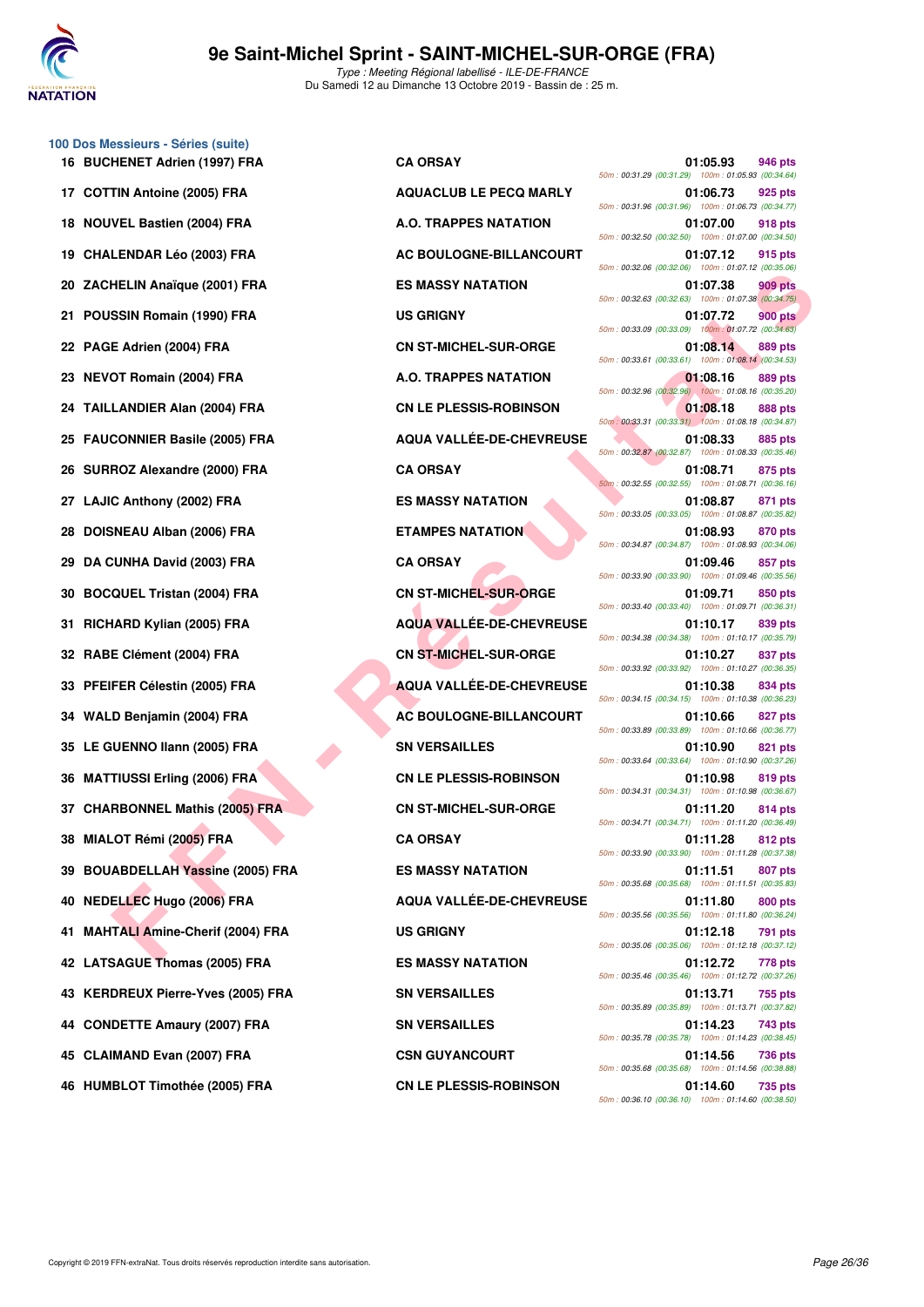# 9e Saint-Michel Sprint - SAINT-MICHEL-SUR-ORGE (FRA)

*Type : Meeting Régional labellisé - ILE-DE-FRANCE*
Du Samedi 12 au Dimanche 13 Octobre 2019 - Bassin de : 25 m.

### 100 Dos Messieurs - Séries (suite)

| Rang | Nom | Club | Temps | Points | Splits |
|---|---|---|---|---|---|
| 16 | BUCHENET Adrien (1997) FRA | CA ORSAY | 01:05.93 | 946 pts | 50m : 00:31.29 (00:31.29) 100m : 01:05.93 (00:34.64) |
| 17 | COTTIN Antoine (2005) FRA | AQUACLUB LE PECQ MARLY | 01:06.73 | 925 pts | 50m : 00:31.96 (00:31.96) 100m : 01:06.73 (00:34.77) |
| 18 | NOUVEL Bastien (2004) FRA | A.O. TRAPPES NATATION | 01:07.00 | 918 pts | 50m : 00:32.50 (00:32.50) 100m : 01:07.00 (00:34.50) |
| 19 | CHALENDAR Léo (2003) FRA | AC BOULOGNE-BILLANCOURT | 01:07.12 | 915 pts | 50m : 00:32.06 (00:32.06) 100m : 01:07.12 (00:35.06) |
| 20 | ZACHELIN Anaïque (2001) FRA | ES MASSY NATATION | 01:07.38 | 909 pts | 50m : 00:32.63 (00:32.63) 100m : 01:07.38 (00:34.75) |
| 21 | POUSSIN Romain (1990) FRA | US GRIGNY | 01:07.72 | 900 pts | 50m : 00:33.09 (00:33.09) 100m : 01:07.72 (00:34.63) |
| 22 | PAGE Adrien (2004) FRA | CN ST-MICHEL-SUR-ORGE | 01:08.14 | 889 pts | 50m : 00:33.61 (00:33.61) 100m : 01:08.14 (00:34.53) |
| 23 | NEVOT Romain (2004) FRA | A.O. TRAPPES NATATION | 01:08.16 | 889 pts | 50m : 00:32.96 (00:32.96) 100m : 01:08.16 (00:35.20) |
| 24 | TAILLANDIER Alan (2004) FRA | CN LE PLESSIS-ROBINSON | 01:08.18 | 888 pts | 50m : 00:33.31 (00:33.31) 100m : 01:08.18 (00:34.87) |
| 25 | FAUCONNIER Basile (2005) FRA | AQUA VALLÉE-DE-CHEVREUSE | 01:08.33 | 885 pts | 50m : 00:32.87 (00:32.87) 100m : 01:08.33 (00:35.46) |
| 26 | SURROZ Alexandre (2000) FRA | CA ORSAY | 01:08.71 | 875 pts | 50m : 00:32.55 (00:32.55) 100m : 01:08.71 (00:36.16) |
| 27 | LAJIC Anthony (2002) FRA | ES MASSY NATATION | 01:08.87 | 871 pts | 50m : 00:33.05 (00:33.05) 100m : 01:08.87 (00:35.82) |
| 28 | DOISNEAU Alban (2006) FRA | ETAMPES NATATION | 01:08.93 | 870 pts | 50m : 00:34.87 (00:34.87) 100m : 01:08.93 (00:34.06) |
| 29 | DA CUNHA David (2003) FRA | CA ORSAY | 01:09.46 | 857 pts | 50m : 00:33.90 (00:33.90) 100m : 01:09.46 (00:35.56) |
| 30 | BOCQUEL Tristan (2004) FRA | CN ST-MICHEL-SUR-ORGE | 01:09.71 | 850 pts | 50m : 00:33.40 (00:33.40) 100m : 01:09.71 (00:36.31) |
| 31 | RICHARD Kylian (2005) FRA | AQUA VALLÉE-DE-CHEVREUSE | 01:10.17 | 839 pts | 50m : 00:34.38 (00:34.38) 100m : 01:10.17 (00:35.79) |
| 32 | RABE Clément (2004) FRA | CN ST-MICHEL-SUR-ORGE | 01:10.27 | 837 pts | 50m : 00:33.92 (00:33.92) 100m : 01:10.27 (00:36.35) |
| 33 | PFEIFER Célestin (2005) FRA | AQUA VALLÉE-DE-CHEVREUSE | 01:10.38 | 834 pts | 50m : 00:34.15 (00:34.15) 100m : 01:10.38 (00:36.23) |
| 34 | WALD Benjamin (2004) FRA | AC BOULOGNE-BILLANCOURT | 01:10.66 | 827 pts | 50m : 00:33.89 (00:33.89) 100m : 01:10.66 (00:36.77) |
| 35 | LE GUENNO Ilann (2005) FRA | SN VERSAILLES | 01:10.90 | 821 pts | 50m : 00:33.64 (00:33.64) 100m : 01:10.90 (00:37.26) |
| 36 | MATTIUSSI Erling (2006) FRA | CN LE PLESSIS-ROBINSON | 01:10.98 | 819 pts | 50m : 00:34.31 (00:34.31) 100m : 01:10.98 (00:36.67) |
| 37 | CHARBONNEL Mathis (2005) FRA | CN ST-MICHEL-SUR-ORGE | 01:11.20 | 814 pts | 50m : 00:34.71 (00:34.71) 100m : 01:11.20 (00:36.49) |
| 38 | MIALOT Rémi (2005) FRA | CA ORSAY | 01:11.28 | 812 pts | 50m : 00:33.90 (00:33.90) 100m : 01:11.28 (00:37.38) |
| 39 | BOUABDELLAH Yassine (2005) FRA | ES MASSY NATATION | 01:11.51 | 807 pts | 50m : 00:35.68 (00:35.68) 100m : 01:11.51 (00:35.83) |
| 40 | NEDELLEC Hugo (2006) FRA | AQUA VALLÉE-DE-CHEVREUSE | 01:11.80 | 800 pts | 50m : 00:35.56 (00:35.56) 100m : 01:11.80 (00:36.24) |
| 41 | MAHTALI Amine-Cherif (2004) FRA | US GRIGNY | 01:12.18 | 791 pts | 50m : 00:35.06 (00:35.06) 100m : 01:12.18 (00:37.12) |
| 42 | LATSAGUE Thomas (2005) FRA | ES MASSY NATATION | 01:12.72 | 778 pts | 50m : 00:35.46 (00:35.46) 100m : 01:12.72 (00:37.26) |
| 43 | KERDREUX Pierre-Yves (2005) FRA | SN VERSAILLES | 01:13.71 | 755 pts | 50m : 00:35.89 (00:35.89) 100m : 01:13.71 (00:37.82) |
| 44 | CONDETTE Amaury (2007) FRA | SN VERSAILLES | 01:14.23 | 743 pts | 50m : 00:35.78 (00:35.78) 100m : 01:14.23 (00:38.45) |
| 45 | CLAIMAND Evan (2007) FRA | CSN GUYANCOURT | 01:14.56 | 736 pts | 50m : 00:35.68 (00:35.68) 100m : 01:14.56 (00:38.88) |
| 46 | HUMBLOT Timothée (2005) FRA | CN LE PLESSIS-ROBINSON | 01:14.60 | 735 pts | 50m : 00:36.10 (00:36.10) 100m : 01:14.60 (00:38.50) |

Copyright © 2019 FFN-extraNat. Tous droits réservés reproduction interdite sans autorisation.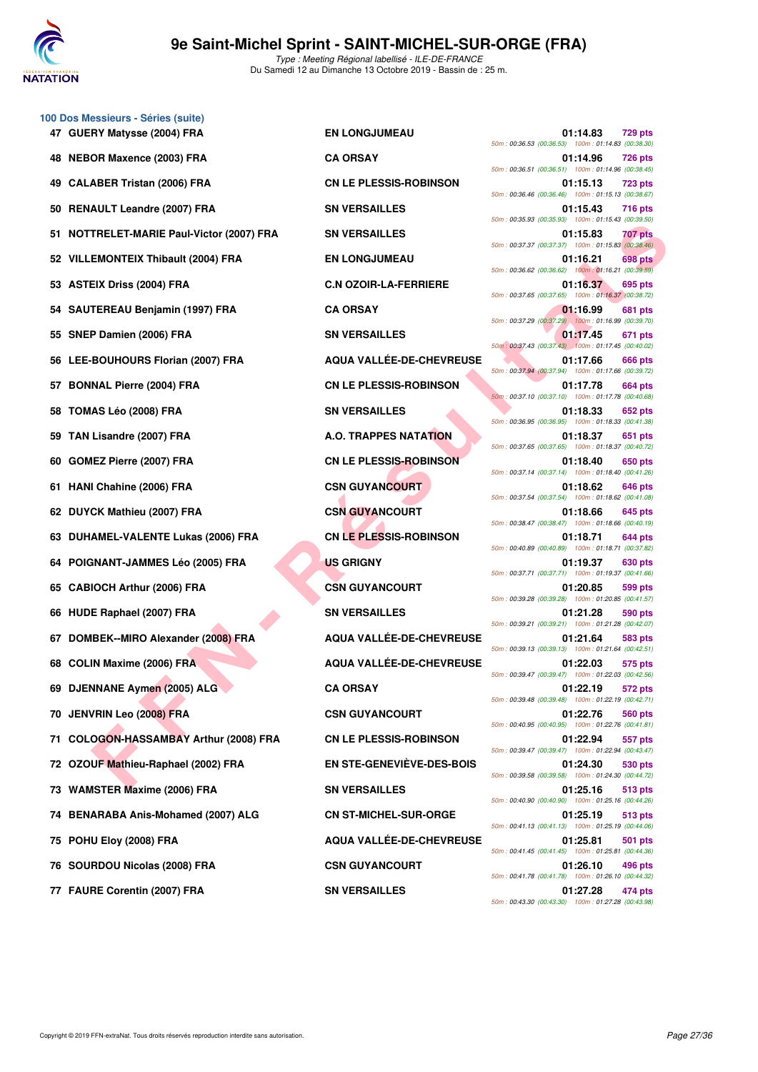# 9e Saint-Michel Sprint - SAINT-MICHEL-SUR-ORGE (FRA)

*Type : Meeting Régional labellisé - ILE-DE-FRANCE*
Du Samedi 12 au Dimanche 13 Octobre 2019 - Bassin de : 25 m.

## 100 Dos Messieurs - Séries (suite)

| Pl. | Nom | Club | Temps | Points | Splits |
|---|---|---|---|---|---|
| 47 | GUERY Matysse (2004) FRA | EN LONGJUMEAU | 01:14.83 | 729 pts | 50m : 00:36.53 (00:36.53) 100m : 01:14.83 (00:38.30) |
| 48 | NEBOR Maxence (2003) FRA | CA ORSAY | 01:14.96 | 726 pts | 50m : 00:36.51 (00:36.51) 100m : 01:14.96 (00:38.45) |
| 49 | CALABER Tristan (2006) FRA | CN LE PLESSIS-ROBINSON | 01:15.13 | 723 pts | 50m : 00:36.46 (00:36.46) 100m : 01:15.13 (00:38.67) |
| 50 | RENAULT Leandre (2007) FRA | SN VERSAILLES | 01:15.43 | 716 pts | 50m : 00:35.93 (00:35.93) 100m : 01:15.43 (00:39.50) |
| 51 | NOTTRELET-MARIE Paul-Victor (2007) FRA | SN VERSAILLES | 01:15.83 | 707 pts | 50m : 00:37.37 (00:37.37) 100m : 01:15.83 (00:38.46) |
| 52 | VILLEMONTEIX Thibault (2004) FRA | EN LONGJUMEAU | 01:16.21 | 698 pts | 50m : 00:36.62 (00:36.62) 100m : 01:16.21 (00:39.59) |
| 53 | ASTEIX Driss (2004) FRA | C.N OZOIR-LA-FERRIERE | 01:16.37 | 695 pts | 50m : 00:37.65 (00:37.65) 100m : 01:16.37 (00:38.72) |
| 54 | SAUTEREAU Benjamin (1997) FRA | CA ORSAY | 01:16.99 | 681 pts | 50m : 00:37.29 (00:37.29) 100m : 01:16.99 (00:39.70) |
| 55 | SNEP Damien (2006) FRA | SN VERSAILLES | 01:17.45 | 671 pts | 50m : 00:37.43 (00:37.43) 100m : 01:17.45 (00:40.02) |
| 56 | LEE-BOUHOURS Florian (2007) FRA | AQUA VALLÉE-DE-CHEVREUSE | 01:17.66 | 666 pts | 50m : 00:37.94 (00:37.94) 100m : 01:17.66 (00:39.72) |
| 57 | BONNAL Pierre (2004) FRA | CN LE PLESSIS-ROBINSON | 01:17.78 | 664 pts | 50m : 00:37.10 (00:37.10) 100m : 01:17.78 (00:40.68) |
| 58 | TOMAS Léo (2008) FRA | SN VERSAILLES | 01:18.33 | 652 pts | 50m : 00:36.95 (00:36.95) 100m : 01:18.33 (00:41.38) |
| 59 | TAN Lisandre (2007) FRA | A.O. TRAPPES NATATION | 01:18.37 | 651 pts | 50m : 00:37.65 (00:37.65) 100m : 01:18.37 (00:40.72) |
| 60 | GOMEZ Pierre (2007) FRA | CN LE PLESSIS-ROBINSON | 01:18.40 | 650 pts | 50m : 00:37.14 (00:37.14) 100m : 01:18.40 (00:41.26) |
| 61 | HANI Chahine (2006) FRA | CSN GUYANCOURT | 01:18.62 | 646 pts | 50m : 00:37.54 (00:37.54) 100m : 01:18.62 (00:41.08) |
| 62 | DUYCK Mathieu (2007) FRA | CSN GUYANCOURT | 01:18.66 | 645 pts | 50m : 00:38.47 (00:38.47) 100m : 01:18.66 (00:40.19) |
| 63 | DUHAMEL-VALENTE Lukas (2006) FRA | CN LE PLESSIS-ROBINSON | 01:18.71 | 644 pts | 50m : 00:40.89 (00:40.89) 100m : 01:18.71 (00:37.82) |
| 64 | POIGNANT-JAMMES Léo (2005) FRA | US GRIGNY | 01:19.37 | 630 pts | 50m : 00:37.71 (00:37.71) 100m : 01:19.37 (00:41.66) |
| 65 | CABIOCH Arthur (2006) FRA | CSN GUYANCOURT | 01:20.85 | 599 pts | 50m : 00:39.28 (00:39.28) 100m : 01:20.85 (00:41.57) |
| 66 | HUDE Raphael (2007) FRA | SN VERSAILLES | 01:21.28 | 590 pts | 50m : 00:39.21 (00:39.21) 100m : 01:21.28 (00:42.07) |
| 67 | DOMBEK--MIRO Alexander (2008) FRA | AQUA VALLÉE-DE-CHEVREUSE | 01:21.64 | 583 pts | 50m : 00:39.13 (00:39.13) 100m : 01:21.64 (00:42.51) |
| 68 | COLIN Maxime (2006) FRA | AQUA VALLÉE-DE-CHEVREUSE | 01:22.03 | 575 pts | 50m : 00:39.47 (00:39.47) 100m : 01:22.03 (00:42.56) |
| 69 | DJENNANE Aymen (2005) ALG | CA ORSAY | 01:22.19 | 572 pts | 50m : 00:39.48 (00:39.48) 100m : 01:22.19 (00:42.71) |
| 70 | JENVRIN Leo (2008) FRA | CSN GUYANCOURT | 01:22.76 | 560 pts | 50m : 00:40.95 (00:40.95) 100m : 01:22.76 (00:41.81) |
| 71 | COLOGON-HASSAMBAY Arthur (2008) FRA | CN LE PLESSIS-ROBINSON | 01:22.94 | 557 pts | 50m : 00:39.47 (00:39.47) 100m : 01:22.94 (00:43.47) |
| 72 | OZOUF Mathieu-Raphael (2002) FRA | EN STE-GENEVIÈVE-DES-BOIS | 01:24.30 | 530 pts | 50m : 00:39.58 (00:39.58) 100m : 01:24.30 (00:44.72) |
| 73 | WAMSTER Maxime (2006) FRA | SN VERSAILLES | 01:25.16 | 513 pts | 50m : 00:40.90 (00:40.90) 100m : 01:25.16 (00:44.26) |
| 74 | BENARABA Anis-Mohamed (2007) ALG | CN ST-MICHEL-SUR-ORGE | 01:25.19 | 513 pts | 50m : 00:41.13 (00:41.13) 100m : 01:25.19 (00:44.06) |
| 75 | POHU Eloy (2008) FRA | AQUA VALLÉE-DE-CHEVREUSE | 01:25.81 | 501 pts | 50m : 00:41.45 (00:41.45) 100m : 01:25.81 (00:44.36) |
| 76 | SOURDOU Nicolas (2008) FRA | CSN GUYANCOURT | 01:26.10 | 496 pts | 50m : 00:41.78 (00:41.78) 100m : 01:26.10 (00:44.32) |
| 77 | FAURE Corentin (2007) FRA | SN VERSAILLES | 01:27.28 | 474 pts | 50m : 00:43.30 (00:43.30) 100m : 01:27.28 (00:43.98) |

Copyright © 2019 FFN-extraNat. Tous droits réservés reproduction interdite sans autorisation.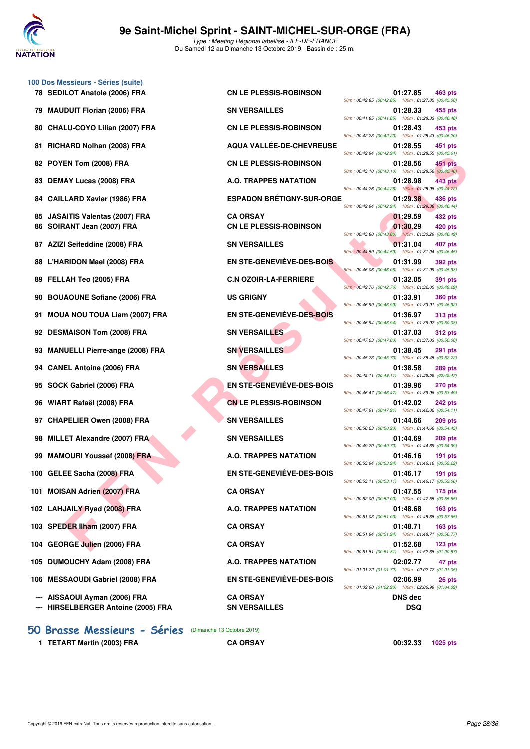# 9e Saint-Michel Sprint - SAINT-MICHEL-SUR-ORGE (FRA)

*Type : Meeting Régional labellisé - ILE-DE-FRANCE*

Du Samedi 12 au Dimanche 13 Octobre 2019 - Bassin de : 25 m.

## 100 Dos Messieurs - Séries (suite)

| Rang | Nom | Club | Temps | Points | Splits |
|---|---|---|---|---|---|
| 78 | SEDILOT Anatole (2006) FRA | CN LE PLESSIS-ROBINSON | 01:27.85 | 463 pts | 50m : 00:42.85 (00:42.85) 100m : 01:27.85 (00:45.00) |
| 79 | MAUDUIT Florian (2006) FRA | SN VERSAILLES | 01:28.33 | 455 pts | 50m : 00:41.85 (00:41.85) 100m : 01:28.33 (00:46.48) |
| 80 | CHALU-COYO Lilian (2007) FRA | CN LE PLESSIS-ROBINSON | 01:28.43 | 453 pts | 50m : 00:42.23 (00:42.23) 100m : 01:28.43 (00:46.20) |
| 81 | RICHARD Nolhan (2008) FRA | AQUA VALLÉE-DE-CHEVREUSE | 01:28.55 | 451 pts | 50m : 00:42.94 (00:42.94) 100m : 01:28.55 (00:45.61) |
| 82 | POYEN Tom (2008) FRA | CN LE PLESSIS-ROBINSON | 01:28.56 | 451 pts | 50m : 00:43.10 (00:43.10) 100m : 01:28.56 (00:45.46) |
| 83 | DEMAY Lucas (2008) FRA | A.O. TRAPPES NATATION | 01:28.98 | 443 pts | 50m : 00:44.26 (00:44.26) 100m : 01:28.98 (00:44.72) |
| 84 | CAILLARD Xavier (1986) FRA | ESPADON BRÉTIGNY-SUR-ORGE | 01:29.38 | 436 pts | 50m : 00:42.94 (00:42.94) 100m : 01:29.38 (00:46.44) |
| 85 | JASAITIS Valentas (2007) FRA | CA ORSAY | 01:29.59 | 432 pts | |
| 86 | SOIRANT Jean (2007) FRA | CN LE PLESSIS-ROBINSON | 01:30.29 | 420 pts | 50m : 00:43.80 (00:43.80) 100m : 01:30.29 (00:46.49) |
| 87 | AZIZI Seifeddine (2008) FRA | SN VERSAILLES | 01:31.04 | 407 pts | 50m : 00:44.59 (00:44.59) 100m : 01:31.04 (00:46.45) |
| 88 | L'HARIDON Mael (2008) FRA | EN STE-GENEVIÈVE-DES-BOIS | 01:31.99 | 392 pts | 50m : 00:46.06 (00:46.06) 100m : 01:31.99 (00:45.93) |
| 89 | FELLAH Teo (2005) FRA | C.N OZOIR-LA-FERRIERE | 01:32.05 | 391 pts | 50m : 00:42.76 (00:42.76) 100m : 01:32.05 (00:49.29) |
| 90 | BOUAOUNE Sofiane (2006) FRA | US GRIGNY | 01:33.91 | 360 pts | 50m : 00:46.99 (00:46.99) 100m : 01:33.91 (00:46.92) |
| 91 | MOUA NOU TOUA Liam (2007) FRA | EN STE-GENEVIÈVE-DES-BOIS | 01:36.97 | 313 pts | 50m : 00:46.94 (00:46.94) 100m : 01:36.97 (00:50.03) |
| 92 | DESMAISON Tom (2008) FRA | SN VERSAILLES | 01:37.03 | 312 pts | 50m : 00:47.03 (00:47.03) 100m : 01:37.03 (00:50.00) |
| 93 | MANUELLI Pierre-ange (2008) FRA | SN VERSAILLES | 01:38.45 | 291 pts | 50m : 00:45.73 (00:45.73) 100m : 01:38.45 (00:52.72) |
| 94 | CANEL Antoine (2006) FRA | SN VERSAILLES | 01:38.58 | 289 pts | 50m : 00:49.11 (00:49.11) 100m : 01:38.58 (00:49.47) |
| 95 | SOCK Gabriel (2006) FRA | EN STE-GENEVIÈVE-DES-BOIS | 01:39.96 | 270 pts | 50m : 00:46.47 (00:46.47) 100m : 01:39.96 (00:53.49) |
| 96 | WIART Rafaël (2008) FRA | CN LE PLESSIS-ROBINSON | 01:42.02 | 242 pts | 50m : 00:47.91 (00:47.91) 100m : 01:42.02 (00:54.11) |
| 97 | CHAPELIER Owen (2008) FRA | SN VERSAILLES | 01:44.66 | 209 pts | 50m : 00:50.23 (00:50.23) 100m : 01:44.66 (00:54.43) |
| 98 | MILLET Alexandre (2007) FRA | SN VERSAILLES | 01:44.69 | 209 pts | 50m : 00:49.70 (00:49.70) 100m : 01:44.69 (00:54.99) |
| 99 | MAMOURI Youssef (2008) FRA | A.O. TRAPPES NATATION | 01:46.16 | 191 pts | 50m : 00:53.94 (00:53.94) 100m : 01:46.16 (00:52.22) |
| 100 | GELEE Sacha (2008) FRA | EN STE-GENEVIÈVE-DES-BOIS | 01:46.17 | 191 pts | 50m : 00:53.11 (00:53.11) 100m : 01:46.17 (00:53.06) |
| 101 | MOISAN Adrien (2007) FRA | CA ORSAY | 01:47.55 | 175 pts | 50m : 00:52.00 (00:52.00) 100m : 01:47.55 (00:55.55) |
| 102 | LAHJAILY Ryad (2008) FRA | A.O. TRAPPES NATATION | 01:48.68 | 163 pts | 50m : 00:51.03 (00:51.03) 100m : 01:48.68 (00:57.65) |
| 103 | SPEDER Ilham (2007) FRA | CA ORSAY | 01:48.71 | 163 pts | 50m : 00:51.94 (00:51.94) 100m : 01:48.71 (00:56.77) |
| 104 | GEORGE Julien (2006) FRA | CA ORSAY | 01:52.68 | 123 pts | 50m : 00:51.81 (00:51.81) 100m : 01:52.68 (01:00.87) |
| 105 | DUMOUCHY Adam (2008) FRA | A.O. TRAPPES NATATION | 02:02.77 | 47 pts | 50m : 01:01.72 (01:01.72) 100m : 02:02.77 (01:01.05) |
| 106 | MESSAOUDI Gabriel (2008) FRA | EN STE-GENEVIÈVE-DES-BOIS | 02:06.99 | 26 pts | 50m : 01:02.90 (01:02.90) 100m : 02:06.99 (01:04.09) |
| --- | AISSAOUI Ayman (2006) FRA | CA ORSAY | DNS dec | | |
| --- | HIRSELBERGER Antoine (2005) FRA | SN VERSAILLES | DSQ | | |

## 50 Brasse Messieurs - Séries (Dimanche 13 Octobre 2019)

| Rang | Nom | Club | Temps | Points |
|---|---|---|---|---|
| 1 | TETART Martin (2003) FRA | CA ORSAY | 00:32.33 | 1025 pts |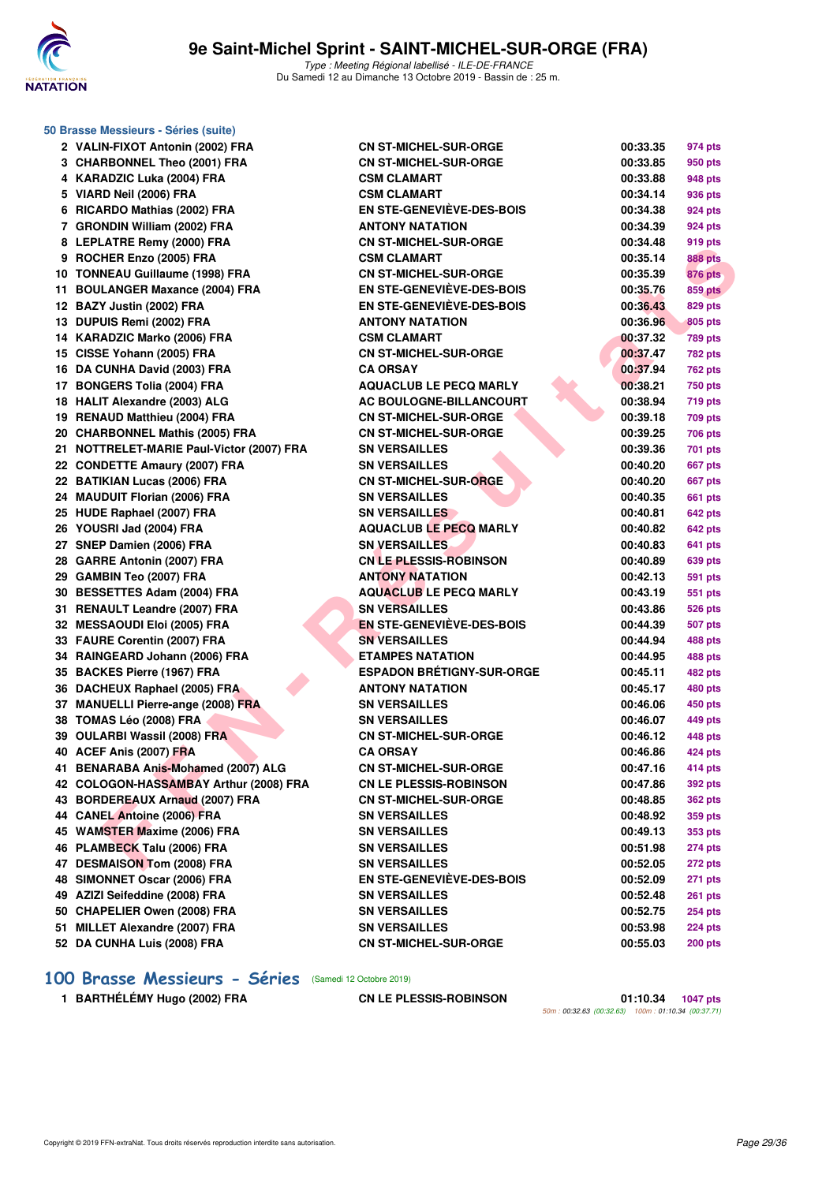## 50 Brasse Messieurs - Séries (suite)

| | | | | |
|---|---|---|---|---|
| 2 | VALIN-FIXOT Antonin (2002) FRA | CN ST-MICHEL-SUR-ORGE | 00:33.35 | 974 pts |
| 3 | CHARBONNEL Theo (2001) FRA | CN ST-MICHEL-SUR-ORGE | 00:33.85 | 950 pts |
| 4 | KARADZIC Luka (2004) FRA | CSM CLAMART | 00:33.88 | 948 pts |
| 5 | VIARD Neil (2006) FRA | CSM CLAMART | 00:34.14 | 936 pts |
| 6 | RICARDO Mathias (2002) FRA | EN STE-GENEVIÈVE-DES-BOIS | 00:34.38 | 924 pts |
| 7 | GRONDIN William (2002) FRA | ANTONY NATATION | 00:34.39 | 924 pts |
| 8 | LEPLATRE Remy (2000) FRA | CN ST-MICHEL-SUR-ORGE | 00:34.48 | 919 pts |
| 9 | ROCHER Enzo (2005) FRA | CSM CLAMART | 00:35.14 | 888 pts |
| 10 | TONNEAU Guillaume (1998) FRA | CN ST-MICHEL-SUR-ORGE | 00:35.39 | 876 pts |
| 11 | BOULANGER Maxance (2004) FRA | EN STE-GENEVIÈVE-DES-BOIS | 00:35.76 | 859 pts |
| 12 | BAZY Justin (2002) FRA | EN STE-GENEVIÈVE-DES-BOIS | 00:36.43 | 829 pts |
| 13 | DUPUIS Remi (2002) FRA | ANTONY NATATION | 00:36.96 | 805 pts |
| 14 | KARADZIC Marko (2006) FRA | CSM CLAMART | 00:37.32 | 789 pts |
| 15 | CISSE Yohann (2005) FRA | CN ST-MICHEL-SUR-ORGE | 00:37.47 | 782 pts |
| 16 | DA CUNHA David (2003) FRA | CA ORSAY | 00:37.94 | 762 pts |
| 17 | BONGERS Tolia (2004) FRA | AQUACLUB LE PECQ MARLY | 00:38.21 | 750 pts |
| 18 | HALIT Alexandre (2003) ALG | AC BOULOGNE-BILLANCOURT | 00:38.94 | 719 pts |
| 19 | RENAUD Matthieu (2004) FRA | CN ST-MICHEL-SUR-ORGE | 00:39.18 | 709 pts |
| 20 | CHARBONNEL Mathis (2005) FRA | CN ST-MICHEL-SUR-ORGE | 00:39.25 | 706 pts |
| 21 | NOTTRELET-MARIE Paul-Victor (2007) FRA | SN VERSAILLES | 00:39.36 | 701 pts |
| 22 | CONDETTE Amaury (2007) FRA | SN VERSAILLES | 00:40.20 | 667 pts |
| 22 | BATIKIAN Lucas (2006) FRA | CN ST-MICHEL-SUR-ORGE | 00:40.20 | 667 pts |
| 24 | MAUDUIT Florian (2006) FRA | SN VERSAILLES | 00:40.35 | 661 pts |
| 25 | HUDE Raphael (2007) FRA | SN VERSAILLES | 00:40.81 | 642 pts |
| 26 | YOUSRI Jad (2004) FRA | AQUACLUB LE PECQ MARLY | 00:40.82 | 642 pts |
| 27 | SNEP Damien (2006) FRA | SN VERSAILLES | 00:40.83 | 641 pts |
| 28 | GARRE Antonin (2007) FRA | CN LE PLESSIS-ROBINSON | 00:40.89 | 639 pts |
| 29 | GAMBIN Teo (2007) FRA | ANTONY NATATION | 00:42.13 | 591 pts |
| 30 | BESSETTES Adam (2004) FRA | AQUACLUB LE PECQ MARLY | 00:43.19 | 551 pts |
| 31 | RENAULT Leandre (2007) FRA | SN VERSAILLES | 00:43.86 | 526 pts |
| 32 | MESSAOUDI Eloi (2005) FRA | EN STE-GENEVIÈVE-DES-BOIS | 00:44.39 | 507 pts |
| 33 | FAURE Corentin (2007) FRA | SN VERSAILLES | 00:44.94 | 488 pts |
| 34 | RAINGEARD Johann (2006) FRA | ETAMPES NATATION | 00:44.95 | 488 pts |
| 35 | BACKES Pierre (1967) FRA | ESPADON BRÉTIGNY-SUR-ORGE | 00:45.11 | 482 pts |
| 36 | DACHEUX Raphael (2005) FRA | ANTONY NATATION | 00:45.17 | 480 pts |
| 37 | MANUELLI Pierre-ange (2008) FRA | SN VERSAILLES | 00:46.06 | 450 pts |
| 38 | TOMAS Léo (2008) FRA | SN VERSAILLES | 00:46.07 | 449 pts |
| 39 | OULARBI Wassil (2008) FRA | CN ST-MICHEL-SUR-ORGE | 00:46.12 | 448 pts |
| 40 | ACEF Anis (2007) FRA | CA ORSAY | 00:46.86 | 424 pts |
| 41 | BENARABA Anis-Mohamed (2007) ALG | CN ST-MICHEL-SUR-ORGE | 00:47.16 | 414 pts |
| 42 | COLOGON-HASSAMBAY Arthur (2008) FRA | CN LE PLESSIS-ROBINSON | 00:47.86 | 392 pts |
| 43 | BORDEREAUX Arnaud (2007) FRA | CN ST-MICHEL-SUR-ORGE | 00:48.85 | 362 pts |
| 44 | CANEL Antoine (2006) FRA | SN VERSAILLES | 00:48.92 | 359 pts |
| 45 | WAMSTER Maxime (2006) FRA | SN VERSAILLES | 00:49.13 | 353 pts |
| 46 | PLAMBECK Talu (2006) FRA | SN VERSAILLES | 00:51.98 | 274 pts |
| 47 | DESMAISON Tom (2008) FRA | SN VERSAILLES | 00:52.05 | 272 pts |
| 48 | SIMONNET Oscar (2006) FRA | EN STE-GENEVIÈVE-DES-BOIS | 00:52.09 | 271 pts |
| 49 | AZIZI Seifeddine (2008) FRA | SN VERSAILLES | 00:52.48 | 261 pts |
| 50 | CHAPELIER Owen (2008) FRA | SN VERSAILLES | 00:52.75 | 254 pts |
| 51 | MILLET Alexandre (2007) FRA | SN VERSAILLES | 00:53.98 | 224 pts |
| 52 | DA CUNHA Luis (2008) FRA | CN ST-MICHEL-SUR-ORGE | 00:55.03 | 200 pts |

## 100 Brasse Messieurs - Séries (Samedi 12 Octobre 2019)

| | | | | |
|---|---|---|---|---|
| 1 | BARTHÉLÉMY Hugo (2002) FRA | CN LE PLESSIS-ROBINSON | 01:10.34 | 1047 pts |

50m : 00:32.63 (00:32.63) 100m : 01:10.34 (00:37.71)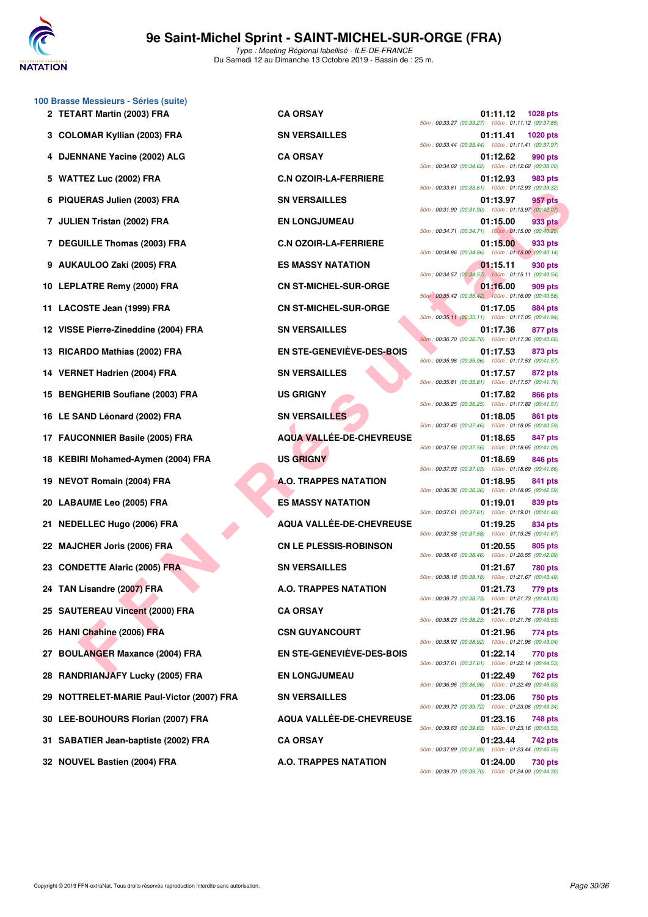# 9e Saint-Michel Sprint - SAINT-MICHEL-SUR-ORGE (FRA)

*Type : Meeting Régional labellisé - ILE-DE-FRANCE*
Du Samedi 12 au Dimanche 13 Octobre 2019 - Bassin de : 25 m.

## 100 Brasse Messieurs - Séries (suite)

| Pl. | Nom | Club | Temps | Points | Splits |
|---|---|---|---|---|---|
| 2 | TETART Martin (2003) FRA | CA ORSAY | 01:11.12 | 1028 pts | 50m : 00:33.27 (00:33.27) 100m : 01:11.12 (00:37.85) |
| 3 | COLOMAR Kyllian (2003) FRA | SN VERSAILLES | 01:11.41 | 1020 pts | 50m : 00:33.44 (00:33.44) 100m : 01:11.41 (00:37.97) |
| 4 | DJENNANE Yacine (2002) ALG | CA ORSAY | 01:12.62 | 990 pts | 50m : 00:34.62 (00:34.62) 100m : 01:12.62 (00:38.00) |
| 5 | WATTEZ Luc (2002) FRA | C.N OZOIR-LA-FERRIERE | 01:12.93 | 983 pts | 50m : 00:33.61 (00:33.61) 100m : 01:12.93 (00:39.32) |
| 6 | PIQUERAS Julien (2003) FRA | SN VERSAILLES | 01:13.97 | 957 pts | 50m : 00:31.90 (00:31.90) 100m : 01:13.97 (00:42.07) |
| 7 | JULIEN Tristan (2002) FRA | EN LONGJUMEAU | 01:15.00 | 933 pts | 50m : 00:34.71 (00:34.71) 100m : 01:15.00 (00:40.29) |
| 7 | DEGUILLE Thomas (2003) FRA | C.N OZOIR-LA-FERRIERE | 01:15.00 | 933 pts | 50m : 00:34.86 (00:34.86) 100m : 01:15.00 (00:40.14) |
| 9 | AUKAULOO Zaki (2005) FRA | ES MASSY NATATION | 01:15.11 | 930 pts | 50m : 00:34.57 (00:34.57) 100m : 01:15.11 (00:40.54) |
| 10 | LEPLATRE Remy (2000) FRA | CN ST-MICHEL-SUR-ORGE | 01:16.00 | 909 pts | 50m : 00:35.42 (00:35.42) 100m : 01:16.00 (00:40.58) |
| 11 | LACOSTE Jean (1999) FRA | CN ST-MICHEL-SUR-ORGE | 01:17.05 | 884 pts | 50m : 00:35.11 (00:35.11) 100m : 01:17.05 (00:41.94) |
| 12 | VISSE Pierre-Zineddine (2004) FRA | SN VERSAILLES | 01:17.36 | 877 pts | 50m : 00:36.70 (00:36.70) 100m : 01:17.36 (00:40.66) |
| 13 | RICARDO Mathias (2002) FRA | EN STE-GENEVIÈVE-DES-BOIS | 01:17.53 | 873 pts | 50m : 00:35.96 (00:35.96) 100m : 01:17.53 (00:41.57) |
| 14 | VERNET Hadrien (2004) FRA | SN VERSAILLES | 01:17.57 | 872 pts | 50m : 00:35.81 (00:35.81) 100m : 01:17.57 (00:41.76) |
| 15 | BENGHERIB Soufiane (2003) FRA | US GRIGNY | 01:17.82 | 866 pts | 50m : 00:36.25 (00:36.25) 100m : 01:17.82 (00:41.57) |
| 16 | LE SAND Léonard (2002) FRA | SN VERSAILLES | 01:18.05 | 861 pts | 50m : 00:37.46 (00:37.46) 100m : 01:18.05 (00:40.59) |
| 17 | FAUCONNIER Basile (2005) FRA | AQUA VALLÉE-DE-CHEVREUSE | 01:18.65 | 847 pts | 50m : 00:37.56 (00:37.56) 100m : 01:18.65 (00:41.09) |
| 18 | KEBIRI Mohamed-Aymen (2004) FRA | US GRIGNY | 01:18.69 | 846 pts | 50m : 00:37.03 (00:37.03) 100m : 01:18.69 (00:41.66) |
| 19 | NEVOT Romain (2004) FRA | A.O. TRAPPES NATATION | 01:18.95 | 841 pts | 50m : 00:36.36 (00:36.36) 100m : 01:18.95 (00:42.59) |
| 20 | LABAUME Leo (2005) FRA | ES MASSY NATATION | 01:19.01 | 839 pts | 50m : 00:37.61 (00:37.61) 100m : 01:19.01 (00:41.40) |
| 21 | NEDELLEC Hugo (2006) FRA | AQUA VALLÉE-DE-CHEVREUSE | 01:19.25 | 834 pts | 50m : 00:37.58 (00:37.58) 100m : 01:19.25 (00:41.67) |
| 22 | MAJCHER Joris (2006) FRA | CN LE PLESSIS-ROBINSON | 01:20.55 | 805 pts | 50m : 00:38.46 (00:38.46) 100m : 01:20.55 (00:42.09) |
| 23 | CONDETTE Alaric (2005) FRA | SN VERSAILLES | 01:21.67 | 780 pts | 50m : 00:38.18 (00:38.18) 100m : 01:21.67 (00:43.49) |
| 24 | TAN Lisandre (2007) FRA | A.O. TRAPPES NATATION | 01:21.73 | 779 pts | 50m : 00:38.73 (00:38.73) 100m : 01:21.73 (00:43.00) |
| 25 | SAUTEREAU Vincent (2000) FRA | CA ORSAY | 01:21.76 | 778 pts | 50m : 00:38.23 (00:38.23) 100m : 01:21.76 (00:43.53) |
| 26 | HANI Chahine (2006) FRA | CSN GUYANCOURT | 01:21.96 | 774 pts | 50m : 00:38.92 (00:38.92) 100m : 01:21.96 (00:43.04) |
| 27 | BOULANGER Maxance (2004) FRA | EN STE-GENEVIÈVE-DES-BOIS | 01:22.14 | 770 pts | 50m : 00:37.61 (00:37.61) 100m : 01:22.14 (00:44.53) |
| 28 | RANDRIANJAFY Lucky (2005) FRA | EN LONGJUMEAU | 01:22.49 | 762 pts | 50m : 00:36.96 (00:36.96) 100m : 01:22.49 (00:45.53) |
| 29 | NOTTRELET-MARIE Paul-Victor (2007) FRA | SN VERSAILLES | 01:23.06 | 750 pts | 50m : 00:39.72 (00:39.72) 100m : 01:23.06 (00:43.34) |
| 30 | LEE-BOUHOURS Florian (2007) FRA | AQUA VALLÉE-DE-CHEVREUSE | 01:23.16 | 748 pts | 50m : 00:39.63 (00:39.63) 100m : 01:23.16 (00:43.53) |
| 31 | SABATIER Jean-baptiste (2002) FRA | CA ORSAY | 01:23.44 | 742 pts | 50m : 00:37.89 (00:37.89) 100m : 01:23.44 (00:45.55) |
| 32 | NOUVEL Bastien (2004) FRA | A.O. TRAPPES NATATION | 01:24.00 | 730 pts | 50m : 00:39.70 (00:39.70) 100m : 01:24.00 (00:44.30) |

Copyright © 2019 FFN-extraNat. Tous droits réservés reproduction interdite sans autorisation.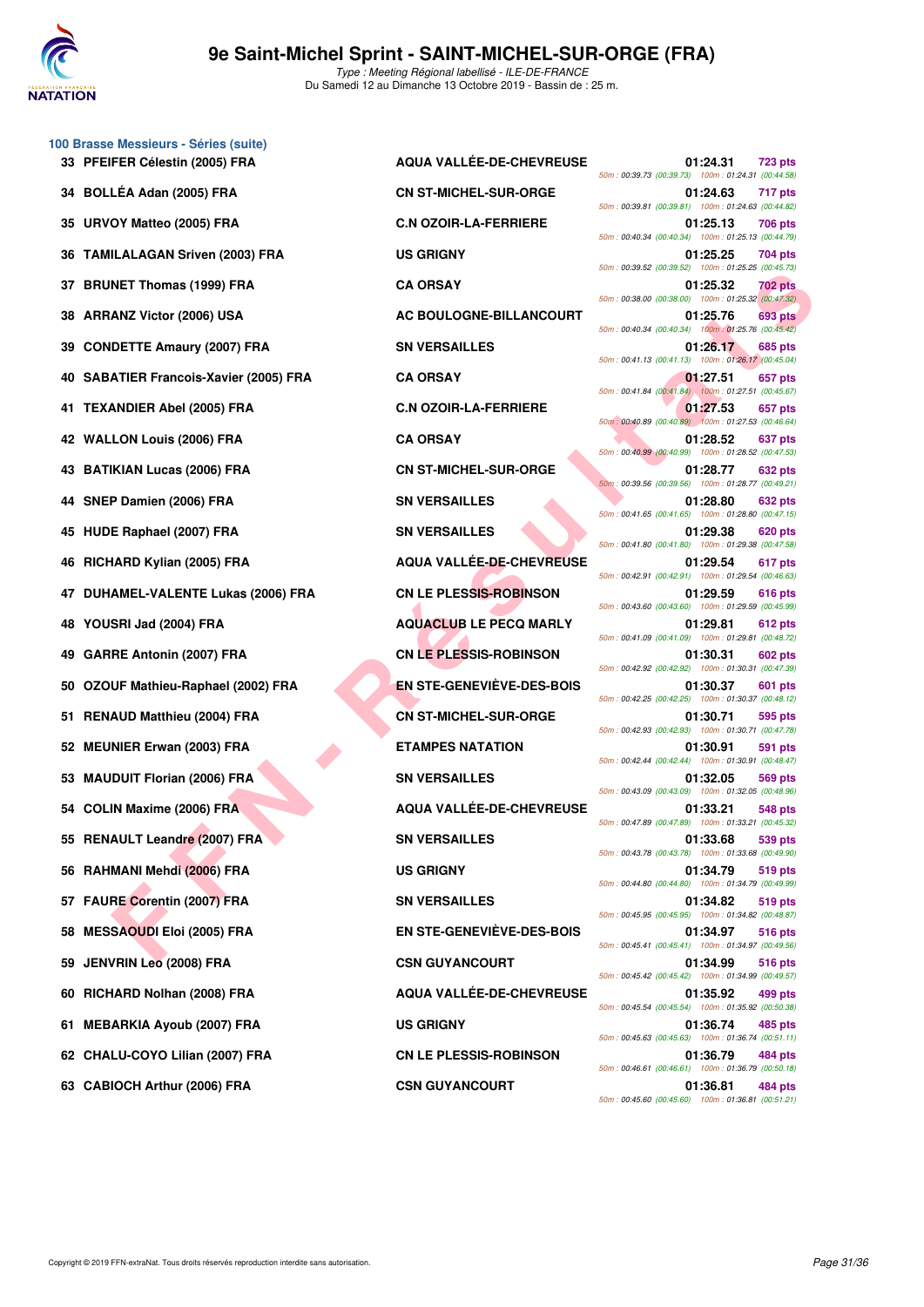# 9e Saint-Michel Sprint - SAINT-MICHEL-SUR-ORGE (FRA)

*Type : Meeting Régional labellisé - ILE-DE-FRANCE*
Du Samedi 12 au Dimanche 13 Octobre 2019 - Bassin de : 25 m.

### 100 Brasse Messieurs - Séries (suite)

| Rg | Nom | Club | Temps | Points | Splits |
|---|---|---|---|---|---|
| 33 | PFEIFER Célestin (2005) FRA | AQUA VALLÉE-DE-CHEVREUSE | 01:24.31 | 723 pts | 50m : 00:39.73 (00:39.73) 100m : 01:24.31 (00:44.58) |
| 34 | BOLLÉA Adan (2005) FRA | CN ST-MICHEL-SUR-ORGE | 01:24.63 | 717 pts | 50m : 00:39.81 (00:39.81) 100m : 01:24.63 (00:44.82) |
| 35 | URVOY Matteo (2005) FRA | C.N OZOIR-LA-FERRIERE | 01:25.13 | 706 pts | 50m : 00:40.34 (00:40.34) 100m : 01:25.13 (00:44.79) |
| 36 | TAMILALAGAN Sriven (2003) FRA | US GRIGNY | 01:25.25 | 704 pts | 50m : 00:39.52 (00:39.52) 100m : 01:25.25 (00:45.73) |
| 37 | BRUNET Thomas (1999) FRA | CA ORSAY | 01:25.32 | 702 pts | 50m : 00:38.00 (00:38.00) 100m : 01:25.32 (00:47.32) |
| 38 | ARRANZ Victor (2006) USA | AC BOULOGNE-BILLANCOURT | 01:25.76 | 693 pts | 50m : 00:40.34 (00:40.34) 100m : 01:25.76 (00:45.42) |
| 39 | CONDETTE Amaury (2007) FRA | SN VERSAILLES | 01:26.17 | 685 pts | 50m : 00:41.13 (00:41.13) 100m : 01:26.17 (00:45.04) |
| 40 | SABATIER Francois-Xavier (2005) FRA | CA ORSAY | 01:27.51 | 657 pts | 50m : 00:41.84 (00:41.84) 100m : 01:27.51 (00:45.67) |
| 41 | TEXANDIER Abel (2005) FRA | C.N OZOIR-LA-FERRIERE | 01:27.53 | 657 pts | 50m : 00:40.89 (00:40.89) 100m : 01:27.53 (00:46.64) |
| 42 | WALLON Louis (2006) FRA | CA ORSAY | 01:28.52 | 637 pts | 50m : 00:40.99 (00:40.99) 100m : 01:28.52 (00:47.53) |
| 43 | BATIKIAN Lucas (2006) FRA | CN ST-MICHEL-SUR-ORGE | 01:28.77 | 632 pts | 50m : 00:39.56 (00:39.56) 100m : 01:28.77 (00:49.21) |
| 44 | SNEP Damien (2006) FRA | SN VERSAILLES | 01:28.80 | 632 pts | 50m : 00:41.65 (00:41.65) 100m : 01:28.80 (00:47.15) |
| 45 | HUDE Raphael (2007) FRA | SN VERSAILLES | 01:29.38 | 620 pts | 50m : 00:41.80 (00:41.80) 100m : 01:29.38 (00:47.58) |
| 46 | RICHARD Kylian (2005) FRA | AQUA VALLÉE-DE-CHEVREUSE | 01:29.54 | 617 pts | 50m : 00:42.91 (00:42.91) 100m : 01:29.54 (00:46.63) |
| 47 | DUHAMEL-VALENTE Lukas (2006) FRA | CN LE PLESSIS-ROBINSON | 01:29.59 | 616 pts | 50m : 00:43.60 (00:43.60) 100m : 01:29.59 (00:45.99) |
| 48 | YOUSRI Jad (2004) FRA | AQUACLUB LE PECQ MARLY | 01:29.81 | 612 pts | 50m : 00:41.09 (00:41.09) 100m : 01:29.81 (00:48.72) |
| 49 | GARRE Antonin (2007) FRA | CN LE PLESSIS-ROBINSON | 01:30.31 | 602 pts | 50m : 00:42.92 (00:42.92) 100m : 01:30.31 (00:47.39) |
| 50 | OZOUF Mathieu-Raphael (2002) FRA | EN STE-GENEVIÈVE-DES-BOIS | 01:30.37 | 601 pts | 50m : 00:42.25 (00:42.25) 100m : 01:30.37 (00:48.12) |
| 51 | RENAUD Matthieu (2004) FRA | CN ST-MICHEL-SUR-ORGE | 01:30.71 | 595 pts | 50m : 00:42.93 (00:42.93) 100m : 01:30.71 (00:47.78) |
| 52 | MEUNIER Erwan (2003) FRA | ETAMPES NATATION | 01:30.91 | 591 pts | 50m : 00:42.44 (00:42.44) 100m : 01:30.91 (00:48.47) |
| 53 | MAUDUIT Florian (2006) FRA | SN VERSAILLES | 01:32.05 | 569 pts | 50m : 00:43.09 (00:43.09) 100m : 01:32.05 (00:48.96) |
| 54 | COLIN Maxime (2006) FRA | AQUA VALLÉE-DE-CHEVREUSE | 01:33.21 | 548 pts | 50m : 00:47.89 (00:47.89) 100m : 01:33.21 (00:45.32) |
| 55 | RENAULT Leandre (2007) FRA | SN VERSAILLES | 01:33.68 | 539 pts | 50m : 00:43.78 (00:43.78) 100m : 01:33.68 (00:49.90) |
| 56 | RAHMANI Mehdi (2006) FRA | US GRIGNY | 01:34.79 | 519 pts | 50m : 00:44.80 (00:44.80) 100m : 01:34.79 (00:49.99) |
| 57 | FAURE Corentin (2007) FRA | SN VERSAILLES | 01:34.82 | 519 pts | 50m : 00:45.95 (00:45.95) 100m : 01:34.82 (00:48.87) |
| 58 | MESSAOUDI Eloi (2005) FRA | EN STE-GENEVIÈVE-DES-BOIS | 01:34.97 | 516 pts | 50m : 00:45.41 (00:45.41) 100m : 01:34.97 (00:49.56) |
| 59 | JENVRIN Leo (2008) FRA | CSN GUYANCOURT | 01:34.99 | 516 pts | 50m : 00:45.42 (00:45.42) 100m : 01:34.99 (00:49.57) |
| 60 | RICHARD Nolhan (2008) FRA | AQUA VALLÉE-DE-CHEVREUSE | 01:35.92 | 499 pts | 50m : 00:45.54 (00:45.54) 100m : 01:35.92 (00:50.38) |
| 61 | MEBARKIA Ayoub (2007) FRA | US GRIGNY | 01:36.74 | 485 pts | 50m : 00:45.63 (00:45.63) 100m : 01:36.74 (00:51.11) |
| 62 | CHALU-COYO Lilian (2007) FRA | CN LE PLESSIS-ROBINSON | 01:36.79 | 484 pts | 50m : 00:46.61 (00:46.61) 100m : 01:36.79 (00:50.18) |
| 63 | CABIOCH Arthur (2006) FRA | CSN GUYANCOURT | 01:36.81 | 484 pts | 50m : 00:45.60 (00:45.60) 100m : 01:36.81 (00:51.21) |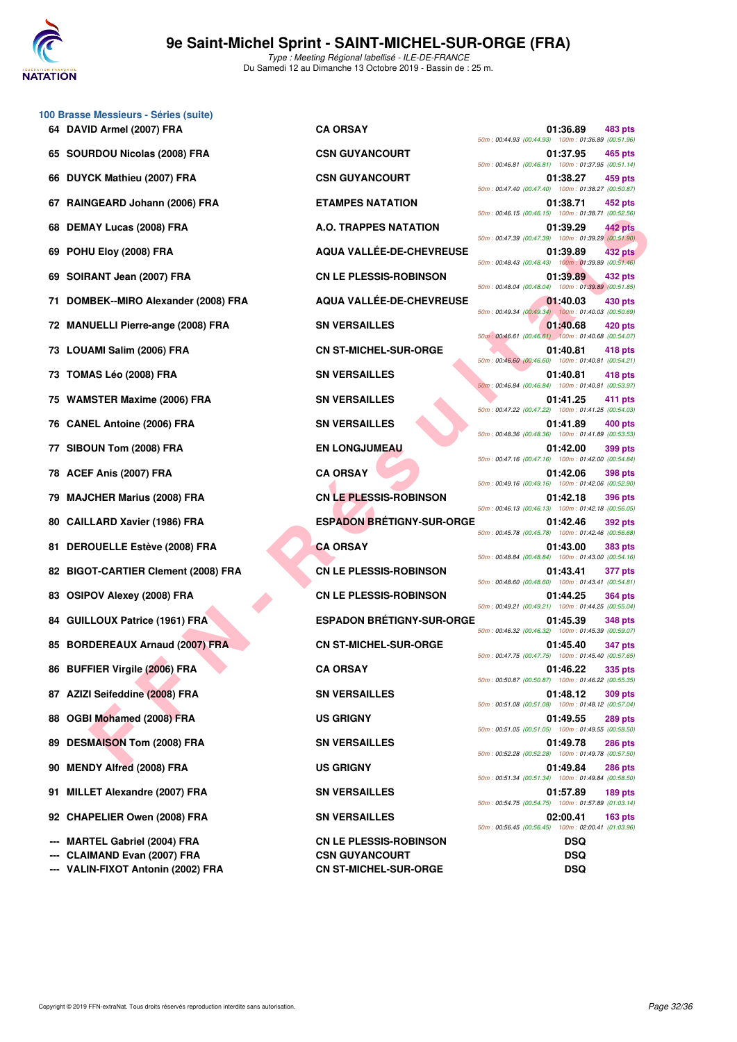## 100 Brasse Messieurs - Séries (suite)

| Place | Nom | Club | Temps | Points | Splits |
|---|---|---|---|---|---|
| 64 | DAVID Armel (2007) FRA | CA ORSAY | 01:36.89 | 483 pts | 50m : 00:44.93 (00:44.93) 100m : 01:36.89 (00:51.96) |
| 65 | SOURDOU Nicolas (2008) FRA | CSN GUYANCOURT | 01:37.95 | 465 pts | 50m : 00:46.81 (00:46.81) 100m : 01:37.95 (00:51.14) |
| 66 | DUYCK Mathieu (2007) FRA | CSN GUYANCOURT | 01:38.27 | 459 pts | 50m : 00:47.40 (00:47.40) 100m : 01:38.27 (00:50.87) |
| 67 | RAINGEARD Johann (2006) FRA | ETAMPES NATATION | 01:38.71 | 452 pts | 50m : 00:46.15 (00:46.15) 100m : 01:38.71 (00:52.56) |
| 68 | DEMAY Lucas (2008) FRA | A.O. TRAPPES NATATION | 01:39.29 | 442 pts | 50m : 00:47.39 (00:47.39) 100m : 01:39.29 (00:51.90) |
| 69 | POHU Eloy (2008) FRA | AQUA VALLÉE-DE-CHEVREUSE | 01:39.89 | 432 pts | 50m : 00:48.43 (00:48.43) 100m : 01:39.89 (00:51.46) |
| 69 | SOIRANT Jean (2007) FRA | CN LE PLESSIS-ROBINSON | 01:39.89 | 432 pts | 50m : 00:48.04 (00:48.04) 100m : 01:39.89 (00:51.85) |
| 71 | DOMBEK--MIRO Alexander (2008) FRA | AQUA VALLÉE-DE-CHEVREUSE | 01:40.03 | 430 pts | 50m : 00:49.34 (00:49.34) 100m : 01:40.03 (00:50.69) |
| 72 | MANUELLI Pierre-ange (2008) FRA | SN VERSAILLES | 01:40.68 | 420 pts | 50m : 00:46.61 (00:46.61) 100m : 01:40.68 (00:54.07) |
| 73 | LOUAMI Salim (2006) FRA | CN ST-MICHEL-SUR-ORGE | 01:40.81 | 418 pts | 50m : 00:46.60 (00:46.60) 100m : 01:40.81 (00:54.21) |
| 73 | TOMAS Léo (2008) FRA | SN VERSAILLES | 01:40.81 | 418 pts | 50m : 00:46.84 (00:46.84) 100m : 01:40.81 (00:53.97) |
| 75 | WAMSTER Maxime (2006) FRA | SN VERSAILLES | 01:41.25 | 411 pts | 50m : 00:47.22 (00:47.22) 100m : 01:41.25 (00:54.03) |
| 76 | CANEL Antoine (2006) FRA | SN VERSAILLES | 01:41.89 | 400 pts | 50m : 00:48.36 (00:48.36) 100m : 01:41.89 (00:53.53) |
| 77 | SIBOUN Tom (2008) FRA | EN LONGJUMEAU | 01:42.00 | 399 pts | 50m : 00:47.16 (00:47.16) 100m : 01:42.00 (00:54.84) |
| 78 | ACEF Anis (2007) FRA | CA ORSAY | 01:42.06 | 398 pts | 50m : 00:49.16 (00:49.16) 100m : 01:42.06 (00:52.90) |
| 79 | MAJCHER Marius (2008) FRA | CN LE PLESSIS-ROBINSON | 01:42.18 | 396 pts | 50m : 00:46.13 (00:46.13) 100m : 01:42.18 (00:56.05) |
| 80 | CAILLARD Xavier (1986) FRA | ESPADON BRÉTIGNY-SUR-ORGE | 01:42.46 | 392 pts | 50m : 00:45.78 (00:45.78) 100m : 01:42.46 (00:56.68) |
| 81 | DEROUELLE Estève (2008) FRA | CA ORSAY | 01:43.00 | 383 pts | 50m : 00:48.84 (00:48.84) 100m : 01:43.00 (00:54.16) |
| 82 | BIGOT-CARTIER Clement (2008) FRA | CN LE PLESSIS-ROBINSON | 01:43.41 | 377 pts | 50m : 00:48.60 (00:48.60) 100m : 01:43.41 (00:54.81) |
| 83 | OSIPOV Alexey (2008) FRA | CN LE PLESSIS-ROBINSON | 01:44.25 | 364 pts | 50m : 00:49.21 (00:49.21) 100m : 01:44.25 (00:55.04) |
| 84 | GUILLOUX Patrice (1961) FRA | ESPADON BRÉTIGNY-SUR-ORGE | 01:45.39 | 348 pts | 50m : 00:46.32 (00:46.32) 100m : 01:45.39 (00:59.07) |
| 85 | BORDEREAUX Arnaud (2007) FRA | CN ST-MICHEL-SUR-ORGE | 01:45.40 | 347 pts | 50m : 00:47.75 (00:47.75) 100m : 01:45.40 (00:57.65) |
| 86 | BUFFIER Virgile (2006) FRA | CA ORSAY | 01:46.22 | 335 pts | 50m : 00:50.87 (00:50.87) 100m : 01:46.22 (00:55.35) |
| 87 | AZIZI Seifeddine (2008) FRA | SN VERSAILLES | 01:48.12 | 309 pts | 50m : 00:51.08 (00:51.08) 100m : 01:48.12 (00:57.04) |
| 88 | OGBI Mohamed (2008) FRA | US GRIGNY | 01:49.55 | 289 pts | 50m : 00:51.05 (00:51.05) 100m : 01:49.55 (00:58.50) |
| 89 | DESMAISON Tom (2008) FRA | SN VERSAILLES | 01:49.78 | 286 pts | 50m : 00:52.28 (00:52.28) 100m : 01:49.78 (00:57.50) |
| 90 | MENDY Alfred (2008) FRA | US GRIGNY | 01:49.84 | 286 pts | 50m : 00:51.34 (00:51.34) 100m : 01:49.84 (00:58.50) |
| 91 | MILLET Alexandre (2007) FRA | SN VERSAILLES | 01:57.89 | 189 pts | 50m : 00:54.75 (00:54.75) 100m : 01:57.89 (01:03.14) |
| 92 | CHAPELIER Owen (2008) FRA | SN VERSAILLES | 02:00.41 | 163 pts | 50m : 00:56.45 (00:56.45) 100m : 02:00.41 (01:03.96) |
| --- | MARTEL Gabriel (2004) FRA | CN LE PLESSIS-ROBINSON | DSQ | | |
| --- | CLAIMAND Evan (2007) FRA | CSN GUYANCOURT | DSQ | | |
| --- | VALIN-FIXOT Antonin (2002) FRA | CN ST-MICHEL-SUR-ORGE | DSQ | | |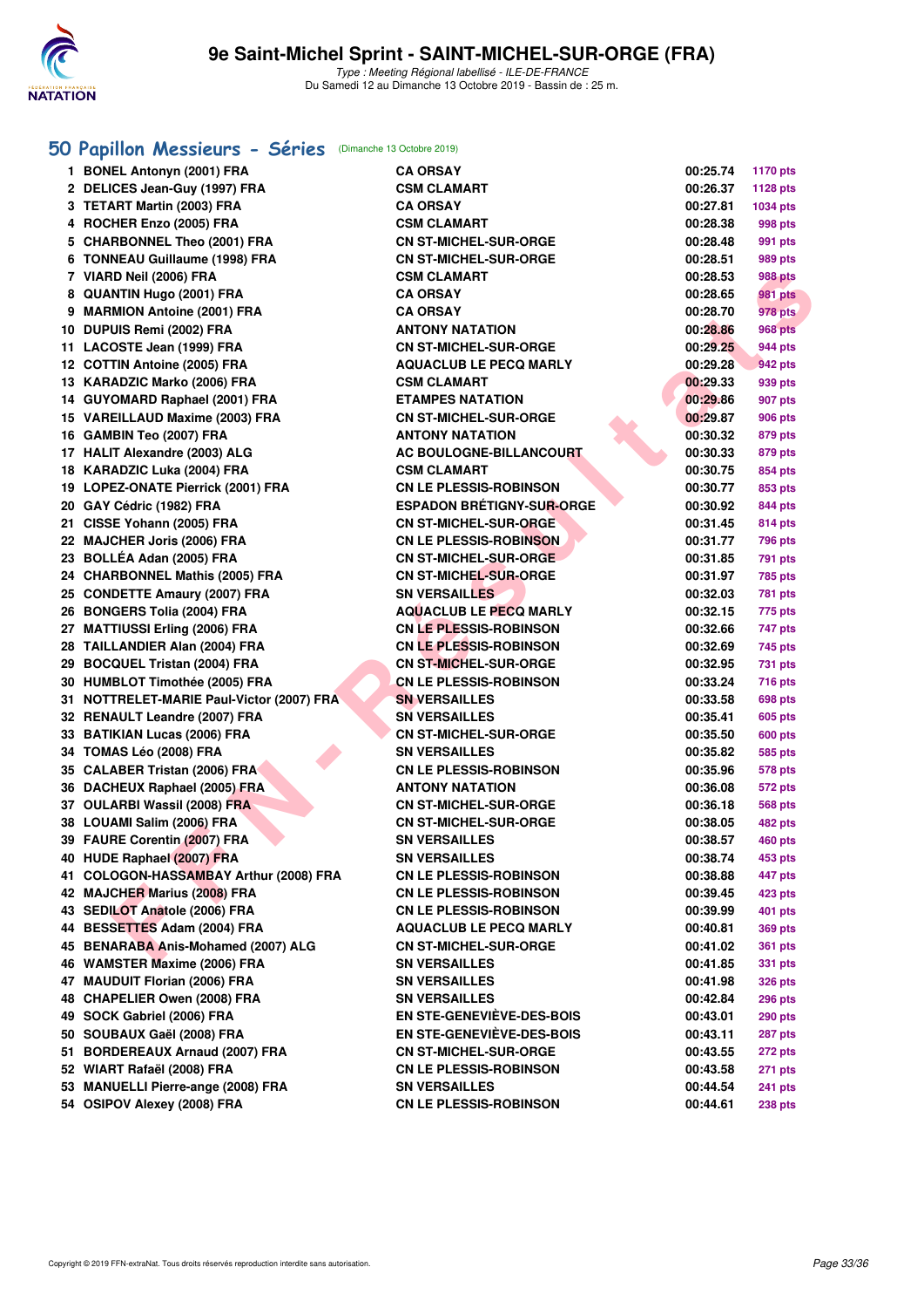# 9e Saint-Michel Sprint - SAINT-MICHEL-SUR-ORGE (FRA)

*Type : Meeting Régional labellisé - ILE-DE-FRANCE*
Du Samedi 12 au Dimanche 13 Octobre 2019 - Bassin de : 25 m.

## 50 Papillon Messieurs - Séries (Dimanche 13 Octobre 2019)

| | Nom | Club | Temps | Points |
|---|---|---|---|---|
| 1 | BONEL Antonyn (2001) FRA | CA ORSAY | 00:25.74 | 1170 pts |
| 2 | DELICES Jean-Guy (1997) FRA | CSM CLAMART | 00:26.37 | 1128 pts |
| 3 | TETART Martin (2003) FRA | CA ORSAY | 00:27.81 | 1034 pts |
| 4 | ROCHER Enzo (2005) FRA | CSM CLAMART | 00:28.38 | 998 pts |
| 5 | CHARBONNEL Theo (2001) FRA | CN ST-MICHEL-SUR-ORGE | 00:28.48 | 991 pts |
| 6 | TONNEAU Guillaume (1998) FRA | CN ST-MICHEL-SUR-ORGE | 00:28.51 | 989 pts |
| 7 | VIARD Neil (2006) FRA | CSM CLAMART | 00:28.53 | 988 pts |
| 8 | QUANTIN Hugo (2001) FRA | CA ORSAY | 00:28.65 | 981 pts |
| 9 | MARMION Antoine (2001) FRA | CA ORSAY | 00:28.70 | 978 pts |
| 10 | DUPUIS Remi (2002) FRA | ANTONY NATATION | 00:28.86 | 968 pts |
| 11 | LACOSTE Jean (1999) FRA | CN ST-MICHEL-SUR-ORGE | 00:29.25 | 944 pts |
| 12 | COTTIN Antoine (2005) FRA | AQUACLUB LE PECQ MARLY | 00:29.28 | 942 pts |
| 13 | KARADZIC Marko (2006) FRA | CSM CLAMART | 00:29.33 | 939 pts |
| 14 | GUYOMARD Raphael (2001) FRA | ETAMPES NATATION | 00:29.86 | 907 pts |
| 15 | VAREILLAUD Maxime (2003) FRA | CN ST-MICHEL-SUR-ORGE | 00:29.87 | 906 pts |
| 16 | GAMBIN Teo (2007) FRA | ANTONY NATATION | 00:30.32 | 879 pts |
| 17 | HALIT Alexandre (2003) ALG | AC BOULOGNE-BILLANCOURT | 00:30.33 | 879 pts |
| 18 | KARADZIC Luka (2004) FRA | CSM CLAMART | 00:30.75 | 854 pts |
| 19 | LOPEZ-ONATE Pierrick (2001) FRA | CN LE PLESSIS-ROBINSON | 00:30.77 | 853 pts |
| 20 | GAY Cédric (1982) FRA | ESPADON BRÉTIGNY-SUR-ORGE | 00:30.92 | 844 pts |
| 21 | CISSE Yohann (2005) FRA | CN ST-MICHEL-SUR-ORGE | 00:31.45 | 814 pts |
| 22 | MAJCHER Joris (2006) FRA | CN LE PLESSIS-ROBINSON | 00:31.77 | 796 pts |
| 23 | BOLLÉA Adan (2005) FRA | CN ST-MICHEL-SUR-ORGE | 00:31.85 | 791 pts |
| 24 | CHARBONNEL Mathis (2005) FRA | CN ST-MICHEL-SUR-ORGE | 00:31.97 | 785 pts |
| 25 | CONDETTE Amaury (2007) FRA | SN VERSAILLES | 00:32.03 | 781 pts |
| 26 | BONGERS Tolia (2004) FRA | AQUACLUB LE PECQ MARLY | 00:32.15 | 775 pts |
| 27 | MATTIUSSI Erling (2006) FRA | CN LE PLESSIS-ROBINSON | 00:32.66 | 747 pts |
| 28 | TAILLANDIER Alan (2004) FRA | CN LE PLESSIS-ROBINSON | 00:32.69 | 745 pts |
| 29 | BOCQUEL Tristan (2004) FRA | CN ST-MICHEL-SUR-ORGE | 00:32.95 | 731 pts |
| 30 | HUMBLOT Timothée (2005) FRA | CN LE PLESSIS-ROBINSON | 00:33.24 | 716 pts |
| 31 | NOTTRELET-MARIE Paul-Victor (2007) FRA | SN VERSAILLES | 00:33.58 | 698 pts |
| 32 | RENAULT Leandre (2007) FRA | SN VERSAILLES | 00:35.41 | 605 pts |
| 33 | BATIKIAN Lucas (2006) FRA | CN ST-MICHEL-SUR-ORGE | 00:35.50 | 600 pts |
| 34 | TOMAS Léo (2008) FRA | SN VERSAILLES | 00:35.82 | 585 pts |
| 35 | CALABER Tristan (2006) FRA | CN LE PLESSIS-ROBINSON | 00:35.96 | 578 pts |
| 36 | DACHEUX Raphael (2005) FRA | ANTONY NATATION | 00:36.08 | 572 pts |
| 37 | OULARBI Wassil (2008) FRA | CN ST-MICHEL-SUR-ORGE | 00:36.18 | 568 pts |
| 38 | LOUAMI Salim (2006) FRA | CN ST-MICHEL-SUR-ORGE | 00:38.05 | 482 pts |
| 39 | FAURE Corentin (2007) FRA | SN VERSAILLES | 00:38.57 | 460 pts |
| 40 | HUDE Raphael (2007) FRA | SN VERSAILLES | 00:38.74 | 453 pts |
| 41 | COLOGON-HASSAMBAY Arthur (2008) FRA | CN LE PLESSIS-ROBINSON | 00:38.88 | 447 pts |
| 42 | MAJCHER Marius (2008) FRA | CN LE PLESSIS-ROBINSON | 00:39.45 | 423 pts |
| 43 | SEDILOT Anatole (2006) FRA | CN LE PLESSIS-ROBINSON | 00:39.99 | 401 pts |
| 44 | BESSETTES Adam (2004) FRA | AQUACLUB LE PECQ MARLY | 00:40.81 | 369 pts |
| 45 | BENARABA Anis-Mohamed (2007) ALG | CN ST-MICHEL-SUR-ORGE | 00:41.02 | 361 pts |
| 46 | WAMSTER Maxime (2006) FRA | SN VERSAILLES | 00:41.85 | 331 pts |
| 47 | MAUDUIT Florian (2006) FRA | SN VERSAILLES | 00:41.98 | 326 pts |
| 48 | CHAPELIER Owen (2008) FRA | SN VERSAILLES | 00:42.84 | 296 pts |
| 49 | SOCK Gabriel (2006) FRA | EN STE-GENEVIÈVE-DES-BOIS | 00:43.01 | 290 pts |
| 50 | SOUBAUX Gaël (2008) FRA | EN STE-GENEVIÈVE-DES-BOIS | 00:43.11 | 287 pts |
| 51 | BORDEREAUX Arnaud (2007) FRA | CN ST-MICHEL-SUR-ORGE | 00:43.55 | 272 pts |
| 52 | WIART Rafaël (2008) FRA | CN LE PLESSIS-ROBINSON | 00:43.58 | 271 pts |
| 53 | MANUELLI Pierre-ange (2008) FRA | SN VERSAILLES | 00:44.54 | 241 pts |
| 54 | OSIPOV Alexey (2008) FRA | CN LE PLESSIS-ROBINSON | 00:44.61 | 238 pts |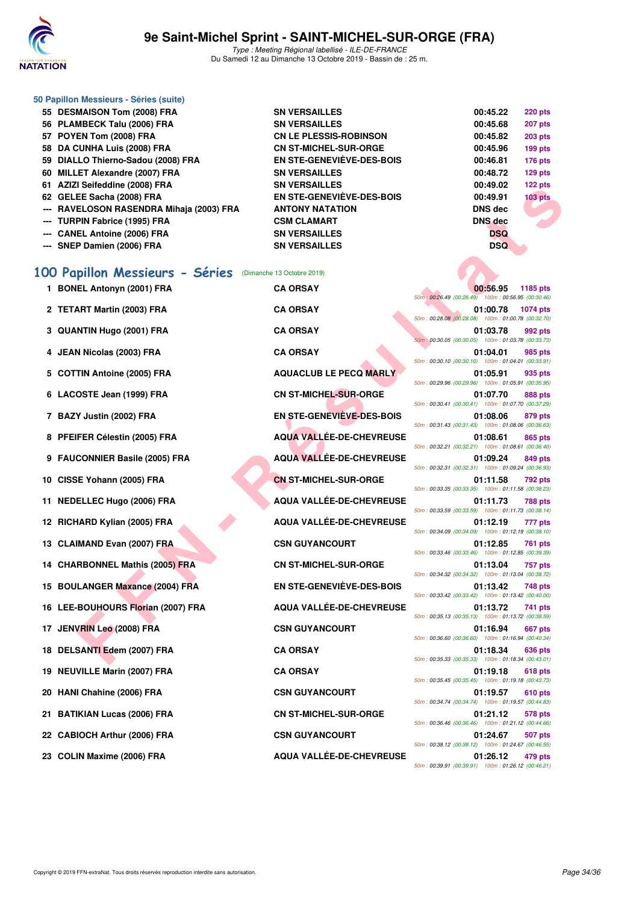### 50 Papillon Messieurs - Séries (suite)

| | | | | |
|---|---|---|---|---|
| 55 | DESMAISON Tom (2008) FRA | SN VERSAILLES | 00:45.22 | 220 pts |
| 56 | PLAMBECK Talu (2006) FRA | SN VERSAILLES | 00:45.68 | 207 pts |
| 57 | POYEN Tom (2008) FRA | CN LE PLESSIS-ROBINSON | 00:45.82 | 203 pts |
| 58 | DA CUNHA Luis (2008) FRA | CN ST-MICHEL-SUR-ORGE | 00:45.96 | 199 pts |
| 59 | DIALLO Thierno-Sadou (2008) FRA | EN STE-GENEVIÈVE-DES-BOIS | 00:46.81 | 176 pts |
| 60 | MILLET Alexandre (2007) FRA | SN VERSAILLES | 00:48.72 | 129 pts |
| 61 | AZIZI Seifeddine (2008) FRA | SN VERSAILLES | 00:49.02 | 122 pts |
| 62 | GELEE Sacha (2008) FRA | EN STE-GENEVIÈVE-DES-BOIS | 00:49.91 | 103 pts |
| --- | RAVELOSON RASENDRA Mihaja (2003) FRA | ANTONY NATATION | DNS dec | |
| --- | TURPIN Fabrice (1995) FRA | CSM CLAMART | DNS dec | |
| --- | CANEL Antoine (2006) FRA | SN VERSAILLES | DSQ | |
| --- | SNEP Damien (2006) FRA | SN VERSAILLES | DSQ | |

## 100 Papillon Messieurs - Séries (Dimanche 13 Octobre 2019)

| | | | | | |
|---|---|---|---|---|---|
| 1 | BONEL Antonyn (2001) FRA | CA ORSAY | 00:56.95 | 1185 pts | 50m : 00:26.49 (00:26.49) 100m : 00:56.95 (00:30.46) |
| 2 | TETART Martin (2003) FRA | CA ORSAY | 01:00.78 | 1074 pts | 50m : 00:28.08 (00:28.08) 100m : 01:00.78 (00:32.70) |
| 3 | QUANTIN Hugo (2001) FRA | CA ORSAY | 01:03.78 | 992 pts | 50m : 00:30.05 (00:30.05) 100m : 01:03.78 (00:33.73) |
| 4 | JEAN Nicolas (2003) FRA | CA ORSAY | 01:04.01 | 985 pts | 50m : 00:30.10 (00:30.10) 100m : 01:04.01 (00:33.91) |
| 5 | COTTIN Antoine (2005) FRA | AQUACLUB LE PECQ MARLY | 01:05.91 | 935 pts | 50m : 00:29.96 (00:29.96) 100m : 01:05.91 (00:35.95) |
| 6 | LACOSTE Jean (1999) FRA | CN ST-MICHEL-SUR-ORGE | 01:07.70 | 888 pts | 50m : 00:30.41 (00:30.41) 100m : 01:07.70 (00:37.29) |
| 7 | BAZY Justin (2002) FRA | EN STE-GENEVIÈVE-DES-BOIS | 01:08.06 | 879 pts | 50m : 00:31.43 (00:31.43) 100m : 01:08.06 (00:36.63) |
| 8 | PFEIFER Célestin (2005) FRA | AQUA VALLÉE-DE-CHEVREUSE | 01:08.61 | 865 pts | 50m : 00:32.21 (00:32.21) 100m : 01:08.61 (00:36.40) |
| 9 | FAUCONNIER Basile (2005) FRA | AQUA VALLÉE-DE-CHEVREUSE | 01:09.24 | 849 pts | 50m : 00:32.31 (00:32.31) 100m : 01:09.24 (00:36.93) |
| 10 | CISSE Yohann (2005) FRA | CN ST-MICHEL-SUR-ORGE | 01:11.58 | 792 pts | 50m : 00:33.35 (00:33.35) 100m : 01:11.58 (00:38.23) |
| 11 | NEDELLEC Hugo (2006) FRA | AQUA VALLÉE-DE-CHEVREUSE | 01:11.73 | 788 pts | 50m : 00:33.59 (00:33.59) 100m : 01:11.73 (00:38.14) |
| 12 | RICHARD Kylian (2005) FRA | AQUA VALLÉE-DE-CHEVREUSE | 01:12.19 | 777 pts | 50m : 00:34.09 (00:34.09) 100m : 01:12.19 (00:38.10) |
| 13 | CLAIMAND Evan (2007) FRA | CSN GUYANCOURT | 01:12.85 | 761 pts | 50m : 00:33.46 (00:33.46) 100m : 01:12.85 (00:39.39) |
| 14 | CHARBONNEL Mathis (2005) FRA | CN ST-MICHEL-SUR-ORGE | 01:13.04 | 757 pts | 50m : 00:34.32 (00:34.32) 100m : 01:13.04 (00:38.72) |
| 15 | BOULANGER Maxance (2004) FRA | EN STE-GENEVIÈVE-DES-BOIS | 01:13.42 | 748 pts | 50m : 00:33.42 (00:33.42) 100m : 01:13.42 (00:40.00) |
| 16 | LEE-BOUHOURS Florian (2007) FRA | AQUA VALLÉE-DE-CHEVREUSE | 01:13.72 | 741 pts | 50m : 00:35.13 (00:35.13) 100m : 01:13.72 (00:38.59) |
| 17 | JENVRIN Leo (2008) FRA | CSN GUYANCOURT | 01:16.94 | 667 pts | 50m : 00:36.60 (00:36.60) 100m : 01:16.94 (00:40.34) |
| 18 | DELSANTI Edem (2007) FRA | CA ORSAY | 01:18.34 | 636 pts | 50m : 00:35.33 (00:35.33) 100m : 01:18.34 (00:43.01) |
| 19 | NEUVILLE Marin (2007) FRA | CA ORSAY | 01:19.18 | 618 pts | 50m : 00:35.45 (00:35.45) 100m : 01:19.18 (00:43.73) |
| 20 | HANI Chahine (2006) FRA | CSN GUYANCOURT | 01:19.57 | 610 pts | 50m : 00:34.74 (00:34.74) 100m : 01:19.57 (00:44.83) |
| 21 | BATIKIAN Lucas (2006) FRA | CN ST-MICHEL-SUR-ORGE | 01:21.12 | 578 pts | 50m : 00:36.46 (00:36.46) 100m : 01:21.12 (00:44.66) |
| 22 | CABIOCH Arthur (2006) FRA | CSN GUYANCOURT | 01:24.67 | 507 pts | 50m : 00:38.12 (00:38.12) 100m : 01:24.67 (00:46.55) |
| 23 | COLIN Maxime (2006) FRA | AQUA VALLÉE-DE-CHEVREUSE | 01:26.12 | 479 pts | 50m : 00:39.91 (00:39.91) 100m : 01:26.12 (00:46.21) |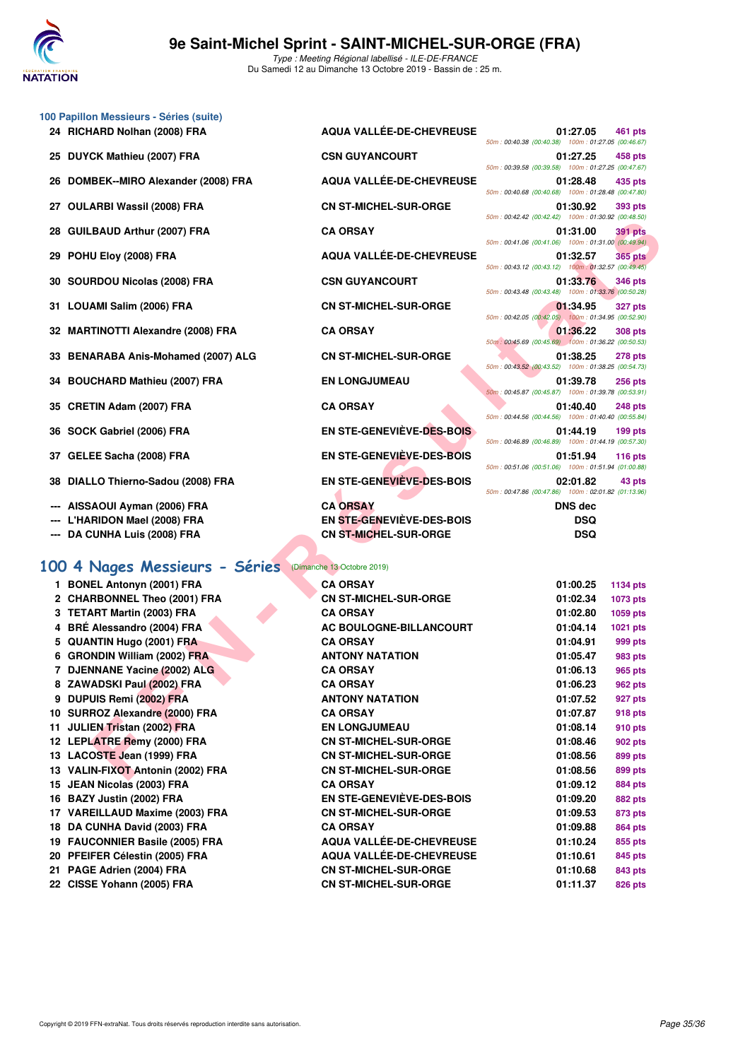### 100 Papillon Messieurs - Séries (suite)

| Rang | Nom | Club | Temps | Points | Splits |
|---|---|---|---|---|---|
| 24 | RICHARD Nolhan (2008) FRA | AQUA VALLÉE-DE-CHEVREUSE | 01:27.05 | 461 pts | 50m : 00:40.38 (00:40.38) 100m : 01:27.05 (00:46.67) |
| 25 | DUYCK Mathieu (2007) FRA | CSN GUYANCOURT | 01:27.25 | 458 pts | 50m : 00:39.58 (00:39.58) 100m : 01:27.25 (00:47.67) |
| 26 | DOMBEK--MIRO Alexander (2008) FRA | AQUA VALLÉE-DE-CHEVREUSE | 01:28.48 | 435 pts | 50m : 00:40.68 (00:40.68) 100m : 01:28.48 (00:47.80) |
| 27 | OULARBI Wassil (2008) FRA | CN ST-MICHEL-SUR-ORGE | 01:30.92 | 393 pts | 50m : 00:42.42 (00:42.42) 100m : 01:30.92 (00:48.50) |
| 28 | GUILBAUD Arthur (2007) FRA | CA ORSAY | 01:31.00 | 391 pts | 50m : 00:41.06 (00:41.06) 100m : 01:31.00 (00:49.94) |
| 29 | POHU Eloy (2008) FRA | AQUA VALLÉE-DE-CHEVREUSE | 01:32.57 | 365 pts | 50m : 00:43.12 (00:43.12) 100m : 01:32.57 (00:49.45) |
| 30 | SOURDOU Nicolas (2008) FRA | CSN GUYANCOURT | 01:33.76 | 346 pts | 50m : 00:43.48 (00:43.48) 100m : 01:33.76 (00:50.28) |
| 31 | LOUAMI Salim (2006) FRA | CN ST-MICHEL-SUR-ORGE | 01:34.95 | 327 pts | 50m : 00:42.05 (00:42.05) 100m : 01:34.95 (00:52.90) |
| 32 | MARTINOTTI Alexandre (2008) FRA | CA ORSAY | 01:36.22 | 308 pts | 50m : 00:45.69 (00:45.69) 100m : 01:36.22 (00:50.53) |
| 33 | BENARABA Anis-Mohamed (2007) ALG | CN ST-MICHEL-SUR-ORGE | 01:38.25 | 278 pts | 50m : 00:43.52 (00:43.52) 100m : 01:38.25 (00:54.73) |
| 34 | BOUCHARD Mathieu (2007) FRA | EN LONGJUMEAU | 01:39.78 | 256 pts | 50m : 00:45.87 (00:45.87) 100m : 01:39.78 (00:53.91) |
| 35 | CRETIN Adam (2007) FRA | CA ORSAY | 01:40.40 | 248 pts | 50m : 00:44.56 (00:44.56) 100m : 01:40.40 (00:55.84) |
| 36 | SOCK Gabriel (2006) FRA | EN STE-GENEVIÈVE-DES-BOIS | 01:44.19 | 199 pts | 50m : 00:46.89 (00:46.89) 100m : 01:44.19 (00:57.30) |
| 37 | GELEE Sacha (2008) FRA | EN STE-GENEVIÈVE-DES-BOIS | 01:51.94 | 116 pts | 50m : 00:51.06 (00:51.06) 100m : 01:51.94 (01:00.88) |
| 38 | DIALLO Thierno-Sadou (2008) FRA | EN STE-GENEVIÈVE-DES-BOIS | 02:01.82 | 43 pts | 50m : 00:47.86 (00:47.86) 100m : 02:01.82 (01:13.96) |
| --- | AISSAOUI Ayman (2006) FRA | CA ORSAY | DNS dec | | |
| --- | L'HARIDON Mael (2008) FRA | EN STE-GENEVIÈVE-DES-BOIS | DSQ | | |
| --- | DA CUNHA Luis (2008) FRA | CN ST-MICHEL-SUR-ORGE | DSQ | | |

## 100 4 Nages Messieurs - Séries (Dimanche 13 Octobre 2019)

| Rang | Nom | Club | Temps | Points |
|---|---|---|---|---|
| 1 | BONEL Antonyn (2001) FRA | CA ORSAY | 01:00.25 | 1134 pts |
| 2 | CHARBONNEL Theo (2001) FRA | CN ST-MICHEL-SUR-ORGE | 01:02.34 | 1073 pts |
| 3 | TETART Martin (2003) FRA | CA ORSAY | 01:02.80 | 1059 pts |
| 4 | BRÉ Alessandro (2004) FRA | AC BOULOGNE-BILLANCOURT | 01:04.14 | 1021 pts |
| 5 | QUANTIN Hugo (2001) FRA | CA ORSAY | 01:04.91 | 999 pts |
| 6 | GRONDIN William (2002) FRA | ANTONY NATATION | 01:05.47 | 983 pts |
| 7 | DJENNANE Yacine (2002) ALG | CA ORSAY | 01:06.13 | 965 pts |
| 8 | ZAWADSKI Paul (2002) FRA | CA ORSAY | 01:06.23 | 962 pts |
| 9 | DUPUIS Remi (2002) FRA | ANTONY NATATION | 01:07.52 | 927 pts |
| 10 | SURROZ Alexandre (2000) FRA | CA ORSAY | 01:07.87 | 918 pts |
| 11 | JULIEN Tristan (2002) FRA | EN LONGJUMEAU | 01:08.14 | 910 pts |
| 12 | LEPLATRE Remy (2000) FRA | CN ST-MICHEL-SUR-ORGE | 01:08.46 | 902 pts |
| 13 | LACOSTE Jean (1999) FRA | CN ST-MICHEL-SUR-ORGE | 01:08.56 | 899 pts |
| 13 | VALIN-FIXOT Antonin (2002) FRA | CN ST-MICHEL-SUR-ORGE | 01:08.56 | 899 pts |
| 15 | JEAN Nicolas (2003) FRA | CA ORSAY | 01:09.12 | 884 pts |
| 16 | BAZY Justin (2002) FRA | EN STE-GENEVIÈVE-DES-BOIS | 01:09.20 | 882 pts |
| 17 | VAREILLAUD Maxime (2003) FRA | CN ST-MICHEL-SUR-ORGE | 01:09.53 | 873 pts |
| 18 | DA CUNHA David (2003) FRA | CA ORSAY | 01:09.88 | 864 pts |
| 19 | FAUCONNIER Basile (2005) FRA | AQUA VALLÉE-DE-CHEVREUSE | 01:10.24 | 855 pts |
| 20 | PFEIFER Célestin (2005) FRA | AQUA VALLÉE-DE-CHEVREUSE | 01:10.61 | 845 pts |
| 21 | PAGE Adrien (2004) FRA | CN ST-MICHEL-SUR-ORGE | 01:10.68 | 843 pts |
| 22 | CISSE Yohann (2005) FRA | CN ST-MICHEL-SUR-ORGE | 01:11.37 | 826 pts |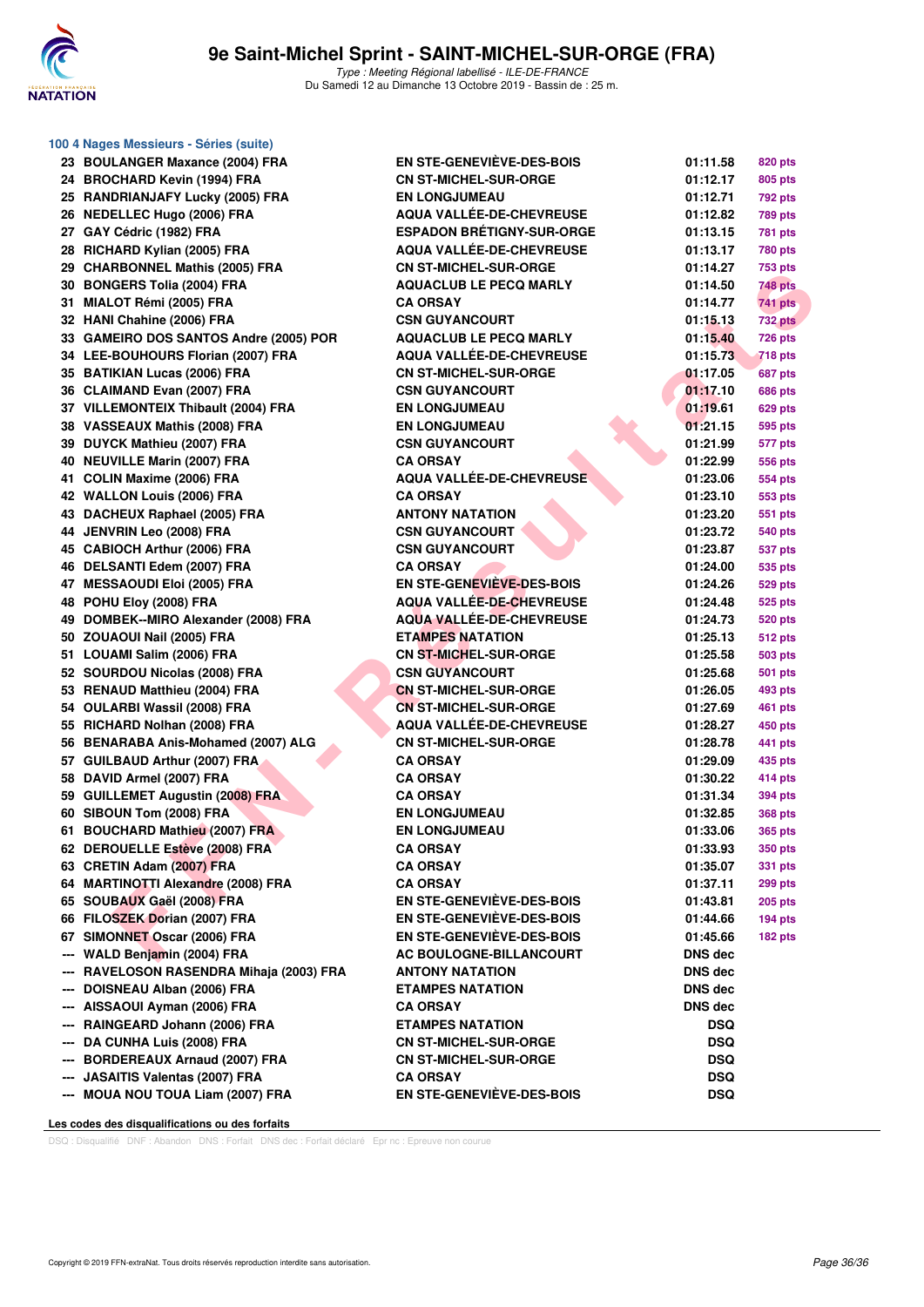# 9e Saint-Michel Sprint - SAINT-MICHEL-SUR-ORGE (FRA)

*Type : Meeting Régional labellisé - ILE-DE-FRANCE*
Du Samedi 12 au Dimanche 13 Octobre 2019 - Bassin de : 25 m.

### 100 4 Nages Messieurs - Séries (suite)

| | | | | |
|---|---|---|---|---|
| 23 | BOULANGER Maxance (2004) FRA | EN STE-GENEVIÈVE-DES-BOIS | 01:11.58 | 820 pts |
| 24 | BROCHARD Kevin (1994) FRA | CN ST-MICHEL-SUR-ORGE | 01:12.17 | 805 pts |
| 25 | RANDRIANJAFY Lucky (2005) FRA | EN LONGJUMEAU | 01:12.71 | 792 pts |
| 26 | NEDELLEC Hugo (2006) FRA | AQUA VALLÉE-DE-CHEVREUSE | 01:12.82 | 789 pts |
| 27 | GAY Cédric (1982) FRA | ESPADON BRÉTIGNY-SUR-ORGE | 01:13.15 | 781 pts |
| 28 | RICHARD Kylian (2005) FRA | AQUA VALLÉE-DE-CHEVREUSE | 01:13.17 | 780 pts |
| 29 | CHARBONNEL Mathis (2005) FRA | CN ST-MICHEL-SUR-ORGE | 01:14.27 | 753 pts |
| 30 | BONGERS Tolia (2004) FRA | AQUACLUB LE PECQ MARLY | 01:14.50 | 748 pts |
| 31 | MIALOT Rémi (2005) FRA | CA ORSAY | 01:14.77 | 741 pts |
| 32 | HANI Chahine (2006) FRA | CSN GUYANCOURT | 01:15.13 | 732 pts |
| 33 | GAMEIRO DOS SANTOS Andre (2005) POR | AQUACLUB LE PECQ MARLY | 01:15.40 | 726 pts |
| 34 | LEE-BOUHOURS Florian (2007) FRA | AQUA VALLÉE-DE-CHEVREUSE | 01:15.73 | 718 pts |
| 35 | BATIKIAN Lucas (2006) FRA | CN ST-MICHEL-SUR-ORGE | 01:17.05 | 687 pts |
| 36 | CLAIMAND Evan (2007) FRA | CSN GUYANCOURT | 01:17.10 | 686 pts |
| 37 | VILLEMONTEIX Thibault (2004) FRA | EN LONGJUMEAU | 01:19.61 | 629 pts |
| 38 | VASSEAUX Mathis (2008) FRA | EN LONGJUMEAU | 01:21.15 | 595 pts |
| 39 | DUYCK Mathieu (2007) FRA | CSN GUYANCOURT | 01:21.99 | 577 pts |
| 40 | NEUVILLE Marin (2007) FRA | CA ORSAY | 01:22.99 | 556 pts |
| 41 | COLIN Maxime (2006) FRA | AQUA VALLÉE-DE-CHEVREUSE | 01:23.06 | 554 pts |
| 42 | WALLON Louis (2006) FRA | CA ORSAY | 01:23.10 | 553 pts |
| 43 | DACHEUX Raphael (2005) FRA | ANTONY NATATION | 01:23.20 | 551 pts |
| 44 | JENVRIN Leo (2008) FRA | CSN GUYANCOURT | 01:23.72 | 540 pts |
| 45 | CABIOCH Arthur (2006) FRA | CSN GUYANCOURT | 01:23.87 | 537 pts |
| 46 | DELSANTI Edem (2007) FRA | CA ORSAY | 01:24.00 | 535 pts |
| 47 | MESSAOUDI Eloi (2005) FRA | EN STE-GENEVIÈVE-DES-BOIS | 01:24.26 | 529 pts |
| 48 | POHU Eloy (2008) FRA | AQUA VALLÉE-DE-CHEVREUSE | 01:24.48 | 525 pts |
| 49 | DOMBEK--MIRO Alexander (2008) FRA | AQUA VALLÉE-DE-CHEVREUSE | 01:24.73 | 520 pts |
| 50 | ZOUAOUI Nail (2005) FRA | ETAMPES NATATION | 01:25.13 | 512 pts |
| 51 | LOUAMI Salim (2006) FRA | CN ST-MICHEL-SUR-ORGE | 01:25.58 | 503 pts |
| 52 | SOURDOU Nicolas (2008) FRA | CSN GUYANCOURT | 01:25.68 | 501 pts |
| 53 | RENAUD Matthieu (2004) FRA | CN ST-MICHEL-SUR-ORGE | 01:26.05 | 493 pts |
| 54 | OULARBI Wassil (2008) FRA | CN ST-MICHEL-SUR-ORGE | 01:27.69 | 461 pts |
| 55 | RICHARD Nolhan (2008) FRA | AQUA VALLÉE-DE-CHEVREUSE | 01:28.27 | 450 pts |
| 56 | BENARABA Anis-Mohamed (2007) ALG | CN ST-MICHEL-SUR-ORGE | 01:28.78 | 441 pts |
| 57 | GUILBAUD Arthur (2007) FRA | CA ORSAY | 01:29.09 | 435 pts |
| 58 | DAVID Armel (2007) FRA | CA ORSAY | 01:30.22 | 414 pts |
| 59 | GUILLEMET Augustin (2008) FRA | CA ORSAY | 01:31.34 | 394 pts |
| 60 | SIBOUN Tom (2008) FRA | EN LONGJUMEAU | 01:32.85 | 368 pts |
| 61 | BOUCHARD Mathieu (2007) FRA | EN LONGJUMEAU | 01:33.06 | 365 pts |
| 62 | DEROUELLE Estève (2008) FRA | CA ORSAY | 01:33.93 | 350 pts |
| 63 | CRETIN Adam (2007) FRA | CA ORSAY | 01:35.07 | 331 pts |
| 64 | MARTINOTTI Alexandre (2008) FRA | CA ORSAY | 01:37.11 | 299 pts |
| 65 | SOUBAUX Gaël (2008) FRA | EN STE-GENEVIÈVE-DES-BOIS | 01:43.81 | 205 pts |
| 66 | FILOSZEK Dorian (2007) FRA | EN STE-GENEVIÈVE-DES-BOIS | 01:44.66 | 194 pts |
| 67 | SIMONNET Oscar (2006) FRA | EN STE-GENEVIÈVE-DES-BOIS | 01:45.66 | 182 pts |
| --- | WALD Benjamin (2004) FRA | AC BOULOGNE-BILLANCOURT | DNS dec | |
| --- | RAVELOSON RASENDRA Mihaja (2003) FRA | ANTONY NATATION | DNS dec | |
| --- | DOISNEAU Alban (2006) FRA | ETAMPES NATATION | DNS dec | |
| --- | AISSAOUI Ayman (2006) FRA | CA ORSAY | DNS dec | |
| --- | RAINGEARD Johann (2006) FRA | ETAMPES NATATION | DSQ | |
| --- | DA CUNHA Luis (2008) FRA | CN ST-MICHEL-SUR-ORGE | DSQ | |
| --- | BORDEREAUX Arnaud (2007) FRA | CN ST-MICHEL-SUR-ORGE | DSQ | |
| --- | JASAITIS Valentas (2007) FRA | CA ORSAY | DSQ | |
| --- | MOUA NOU TOUA Liam (2007) FRA | EN STE-GENEVIÈVE-DES-BOIS | DSQ | |

**Les codes des disqualifications ou des forfaits**

DSQ : Disqualifié DNF : Abandon DNS : Forfait DNS dec : Forfait déclaré Epr nc : Epreuve non courue

Copyright © 2019 FFN-extraNat. Tous droits réservés reproduction interdite sans autorisation.